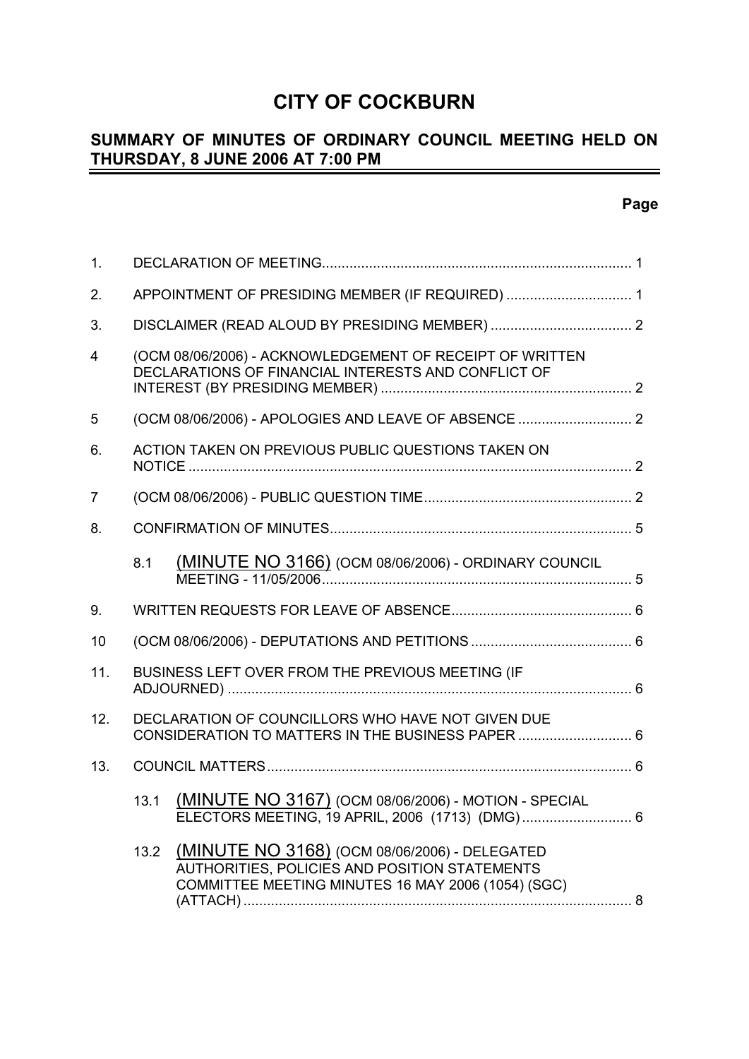# CITY OF COCKBURN

## SUMMARY OF MINUTES OF ORDINARY COUNCIL MEETING HELD ON THURSDAY, 8 JUNE 2006 AT 7:00 PM

| | | | Page |
|---|---|---|---|
| 1. | | DECLARATION OF MEETING | 1 |
| 2. | | APPOINTMENT OF PRESIDING MEMBER (IF REQUIRED) | 1 |
| 3. | | DISCLAIMER (READ ALOUD BY PRESIDING MEMBER) | 2 |
| 4 | | (OCM 08/06/2006) - ACKNOWLEDGEMENT OF RECEIPT OF WRITTEN DECLARATIONS OF FINANCIAL INTERESTS AND CONFLICT OF INTEREST (BY PRESIDING MEMBER) | 2 |
| 5 | | (OCM 08/06/2006) - APOLOGIES AND LEAVE OF ABSENCE | 2 |
| 6. | | ACTION TAKEN ON PREVIOUS PUBLIC QUESTIONS TAKEN ON NOTICE | 2 |
| 7 | | (OCM 08/06/2006) - PUBLIC QUESTION TIME | 2 |
| 8. | | CONFIRMATION OF MINUTES | 5 |
| | 8.1 | (MINUTE NO 3166) (OCM 08/06/2006) - ORDINARY COUNCIL MEETING - 11/05/2006 | 5 |
| 9. | | WRITTEN REQUESTS FOR LEAVE OF ABSENCE | 6 |
| 10 | | (OCM 08/06/2006) - DEPUTATIONS AND PETITIONS | 6 |
| 11. | | BUSINESS LEFT OVER FROM THE PREVIOUS MEETING (IF ADJOURNED) | 6 |
| 12. | | DECLARATION OF COUNCILLORS WHO HAVE NOT GIVEN DUE CONSIDERATION TO MATTERS IN THE BUSINESS PAPER | 6 |
| 13. | | COUNCIL MATTERS | 6 |
| | 13.1 | (MINUTE NO 3167) (OCM 08/06/2006) - MOTION - SPECIAL ELECTORS MEETING, 19 APRIL, 2006 (1713) (DMG) | 6 |
| | 13.2 | (MINUTE NO 3168) (OCM 08/06/2006) - DELEGATED AUTHORITIES, POLICIES AND POSITION STATEMENTS COMMITTEE MEETING MINUTES 16 MAY 2006 (1054) (SGC) (ATTACH) | 8 |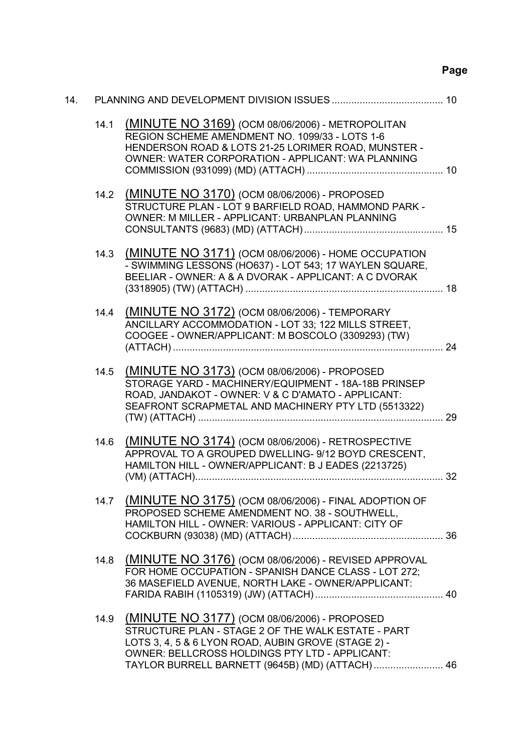**Page**

| | | | |
|---|---|---|---|
| 14. | | PLANNING AND DEVELOPMENT DIVISION ISSUES | 10 |
| | 14.1 | (MINUTE NO 3169) (OCM 08/06/2006) - METROPOLITAN REGION SCHEME AMENDMENT NO. 1099/33 - LOTS 1-6 HENDERSON ROAD & LOTS 21-25 LORIMER ROAD, MUNSTER - OWNER: WATER CORPORATION - APPLICANT: WA PLANNING COMMISSION (931099) (MD) (ATTACH) | 10 |
| | 14.2 | (MINUTE NO 3170) (OCM 08/06/2006) - PROPOSED STRUCTURE PLAN - LOT 9 BARFIELD ROAD, HAMMOND PARK - OWNER: M MILLER - APPLICANT: URBANPLAN PLANNING CONSULTANTS (9683) (MD) (ATTACH) | 15 |
| | 14.3 | (MINUTE NO 3171) (OCM 08/06/2006) - HOME OCCUPATION - SWIMMING LESSONS (HO637) - LOT 543; 17 WAYLEN SQUARE, BEELIAR - OWNER: A & A DVORAK - APPLICANT: A C DVORAK (3318905) (TW) (ATTACH) | 18 |
| | 14.4 | (MINUTE NO 3172) (OCM 08/06/2006) - TEMPORARY ANCILLARY ACCOMMODATION - LOT 33; 122 MILLS STREET, COOGEE - OWNER/APPLICANT: M BOSCOLO (3309293) (TW) (ATTACH) | 24 |
| | 14.5 | (MINUTE NO 3173) (OCM 08/06/2006) - PROPOSED STORAGE YARD - MACHINERY/EQUIPMENT - 18A-18B PRINSEP ROAD, JANDAKOT - OWNER: V & C D'AMATO - APPLICANT: SEAFRONT SCRAPMETAL AND MACHINERY PTY LTD (5513322) (TW) (ATTACH) | 29 |
| | 14.6 | (MINUTE NO 3174) (OCM 08/06/2006) - RETROSPECTIVE APPROVAL TO A GROUPED DWELLING- 9/12 BOYD CRESCENT, HAMILTON HILL - OWNER/APPLICANT: B J EADES (2213725) (VM) (ATTACH) | 32 |
| | 14.7 | (MINUTE NO 3175) (OCM 08/06/2006) - FINAL ADOPTION OF PROPOSED SCHEME AMENDMENT NO. 38 - SOUTHWELL, HAMILTON HILL - OWNER: VARIOUS - APPLICANT: CITY OF COCKBURN (93038) (MD) (ATTACH) | 36 |
| | 14.8 | (MINUTE NO 3176) (OCM 08/06/2006) - REVISED APPROVAL FOR HOME OCCUPATION - SPANISH DANCE CLASS - LOT 272; 36 MASEFIELD AVENUE, NORTH LAKE - OWNER/APPLICANT: FARIDA RABIH (1105319) (JW) (ATTACH) | 40 |
| | 14.9 | (MINUTE NO 3177) (OCM 08/06/2006) - PROPOSED STRUCTURE PLAN - STAGE 2 OF THE WALK ESTATE - PART LOTS 3, 4, 5 & 6 LYON ROAD, AUBIN GROVE (STAGE 2) - OWNER: BELLCROSS HOLDINGS PTY LTD - APPLICANT: TAYLOR BURRELL BARNETT (9645B) (MD) (ATTACH) | 46 |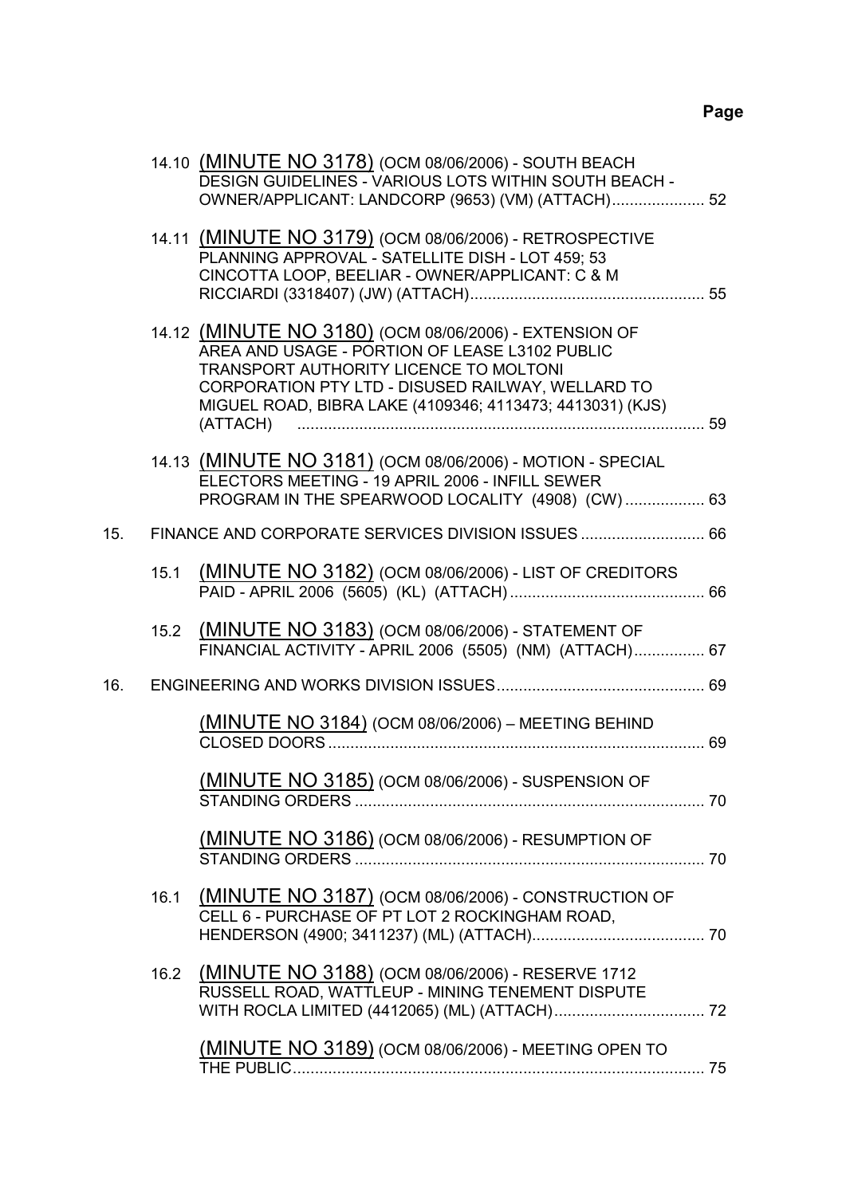**Page**

14.10 (MINUTE NO 3178) (OCM 08/06/2006) - SOUTH BEACH DESIGN GUIDELINES - VARIOUS LOTS WITHIN SOUTH BEACH - OWNER/APPLICANT: LANDCORP (9653) (VM) (ATTACH)..................... 52

14.11 (MINUTE NO 3179) (OCM 08/06/2006) - RETROSPECTIVE PLANNING APPROVAL - SATELLITE DISH - LOT 459; 53 CINCOTTA LOOP, BEELIAR - OWNER/APPLICANT: C & M RICCIARDI (3318407) (JW) (ATTACH)..................................................... 55

14.12 (MINUTE NO 3180) (OCM 08/06/2006) - EXTENSION OF AREA AND USAGE - PORTION OF LEASE L3102 PUBLIC TRANSPORT AUTHORITY LICENCE TO MOLTONI CORPORATION PTY LTD - DISUSED RAILWAY, WELLARD TO MIGUEL ROAD, BIBRA LAKE (4109346; 4113473; 4413031) (KJS) (ATTACH) ............................................................................................ 59

14.13 (MINUTE NO 3181) (OCM 08/06/2006) - MOTION - SPECIAL ELECTORS MEETING - 19 APRIL 2006 - INFILL SEWER PROGRAM IN THE SPEARWOOD LOCALITY (4908) (CW) .................. 63

15. FINANCE AND CORPORATE SERVICES DIVISION ISSUES ............................ 66

15.1 (MINUTE NO 3182) (OCM 08/06/2006) - LIST OF CREDITORS PAID - APRIL 2006 (5605) (KL) (ATTACH) ............................................ 66

15.2 (MINUTE NO 3183) (OCM 08/06/2006) - STATEMENT OF FINANCIAL ACTIVITY - APRIL 2006 (5505) (NM) (ATTACH)................ 67

16. ENGINEERING AND WORKS DIVISION ISSUES............................................... 69

(MINUTE NO 3184) (OCM 08/06/2006) – MEETING BEHIND CLOSED DOORS..................................................................................... 69

(MINUTE NO 3185) (OCM 08/06/2006) - SUSPENSION OF STANDING ORDERS ............................................................................... 70

(MINUTE NO 3186) (OCM 08/06/2006) - RESUMPTION OF STANDING ORDERS ............................................................................... 70

16.1 (MINUTE NO 3187) (OCM 08/06/2006) - CONSTRUCTION OF CELL 6 - PURCHASE OF PT LOT 2 ROCKINGHAM ROAD, HENDERSON (4900; 3411237) (ML) (ATTACH)....................................... 70

16.2 (MINUTE NO 3188) (OCM 08/06/2006) - RESERVE 1712 RUSSELL ROAD, WATTLEUP - MINING TENEMENT DISPUTE WITH ROCLA LIMITED (4412065) (ML) (ATTACH).................................. 72

(MINUTE NO 3189) (OCM 08/06/2006) - MEETING OPEN TO THE PUBLIC............................................................................................. 75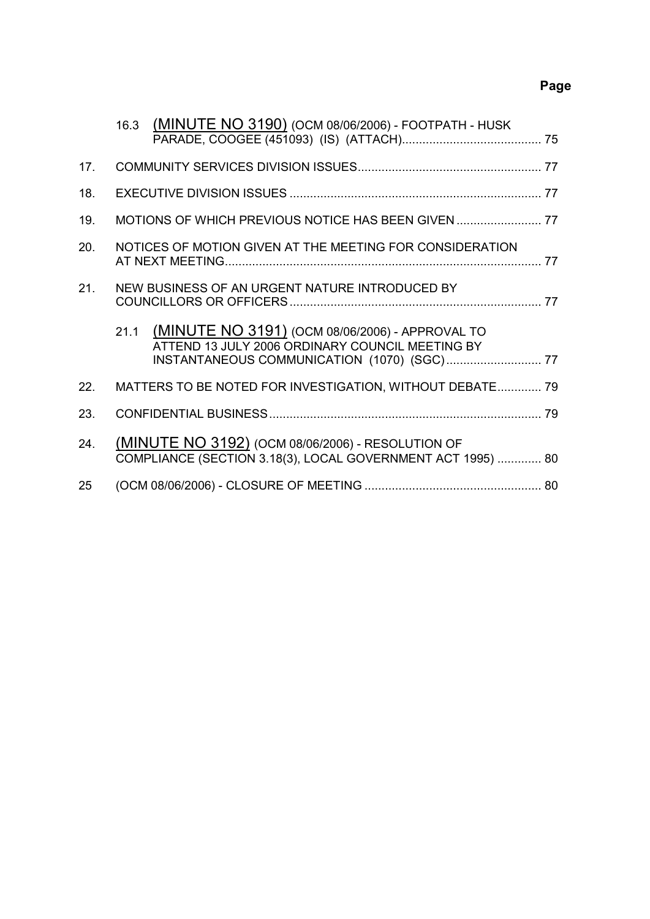**Page**

16.3 (MINUTE NO 3190) (OCM 08/06/2006) - FOOTPATH - HUSK PARADE, COOGEE (451093) (IS) (ATTACH).......................................... 75

17. COMMUNITY SERVICES DIVISION ISSUES...................................................... 77

18. EXECUTIVE DIVISION ISSUES .......................................................................... 77

19. MOTIONS OF WHICH PREVIOUS NOTICE HAS BEEN GIVEN ......................... 77

20. NOTICES OF MOTION GIVEN AT THE MEETING FOR CONSIDERATION AT NEXT MEETING............................................................................................ 77

21. NEW BUSINESS OF AN URGENT NATURE INTRODUCED BY COUNCILLORS OR OFFICERS.......................................................................... 77

21.1 (MINUTE NO 3191) (OCM 08/06/2006) - APPROVAL TO ATTEND 13 JULY 2006 ORDINARY COUNCIL MEETING BY INSTANTANEOUS COMMUNICATION (1070) (SGC)............................ 77

22. MATTERS TO BE NOTED FOR INVESTIGATION, WITHOUT DEBATE............. 79

23. CONFIDENTIAL BUSINESS................................................................................ 79

24. (MINUTE NO 3192) (OCM 08/06/2006) - RESOLUTION OF COMPLIANCE (SECTION 3.18(3), LOCAL GOVERNMENT ACT 1995) ............. 80

25 (OCM 08/06/2006) - CLOSURE OF MEETING .................................................... 80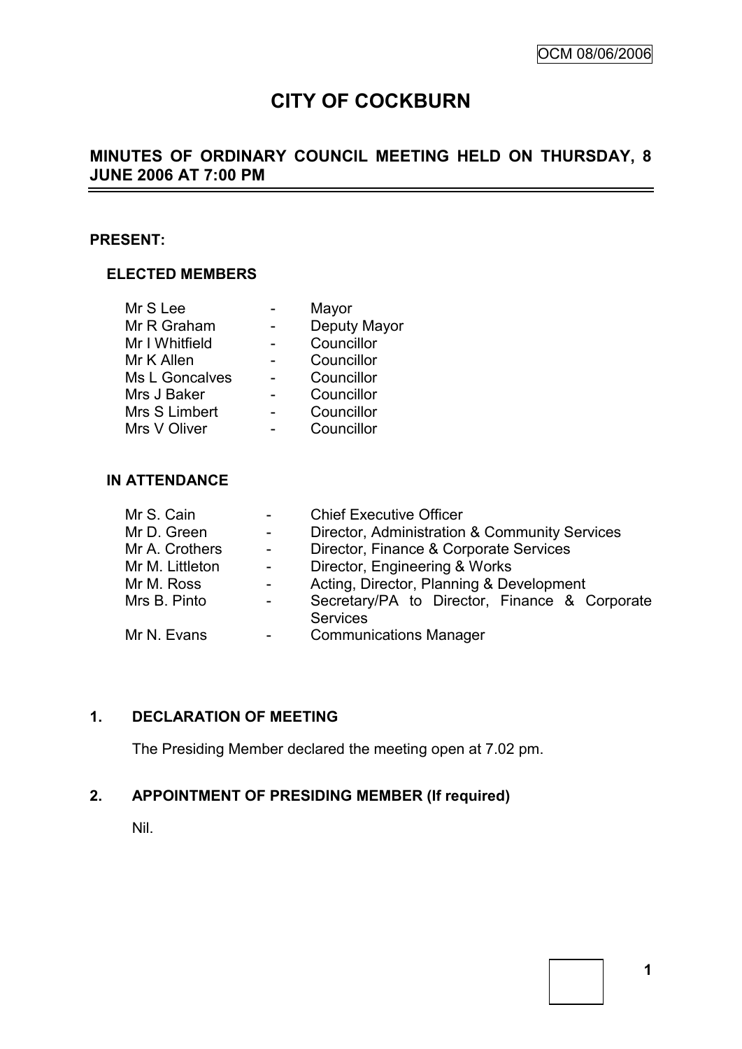OCM 08/06/2006

# CITY OF COCKBURN

## MINUTES OF ORDINARY COUNCIL MEETING HELD ON THURSDAY, 8 JUNE 2006 AT 7:00 PM

### PRESENT:

#### ELECTED MEMBERS

| | | |
|---|---|---|
| Mr S Lee | - | Mayor |
| Mr R Graham | - | Deputy Mayor |
| Mr I Whitfield | - | Councillor |
| Mr K Allen | - | Councillor |
| Ms L Goncalves | - | Councillor |
| Mrs J Baker | - | Councillor |
| Mrs S Limbert | - | Councillor |
| Mrs V Oliver | - | Councillor |

#### IN ATTENDANCE

| | | |
|---|---|---|
| Mr S. Cain | - | Chief Executive Officer |
| Mr D. Green | - | Director, Administration & Community Services |
| Mr A. Crothers | - | Director, Finance & Corporate Services |
| Mr M. Littleton | - | Director, Engineering & Works |
| Mr M. Ross | - | Acting, Director, Planning & Development |
| Mrs B. Pinto | - | Secretary/PA to Director, Finance & Corporate Services |
| Mr N. Evans | - | Communications Manager |

### 1. DECLARATION OF MEETING

The Presiding Member declared the meeting open at 7.02 pm.

### 2. APPOINTMENT OF PRESIDING MEMBER (If required)

Nil.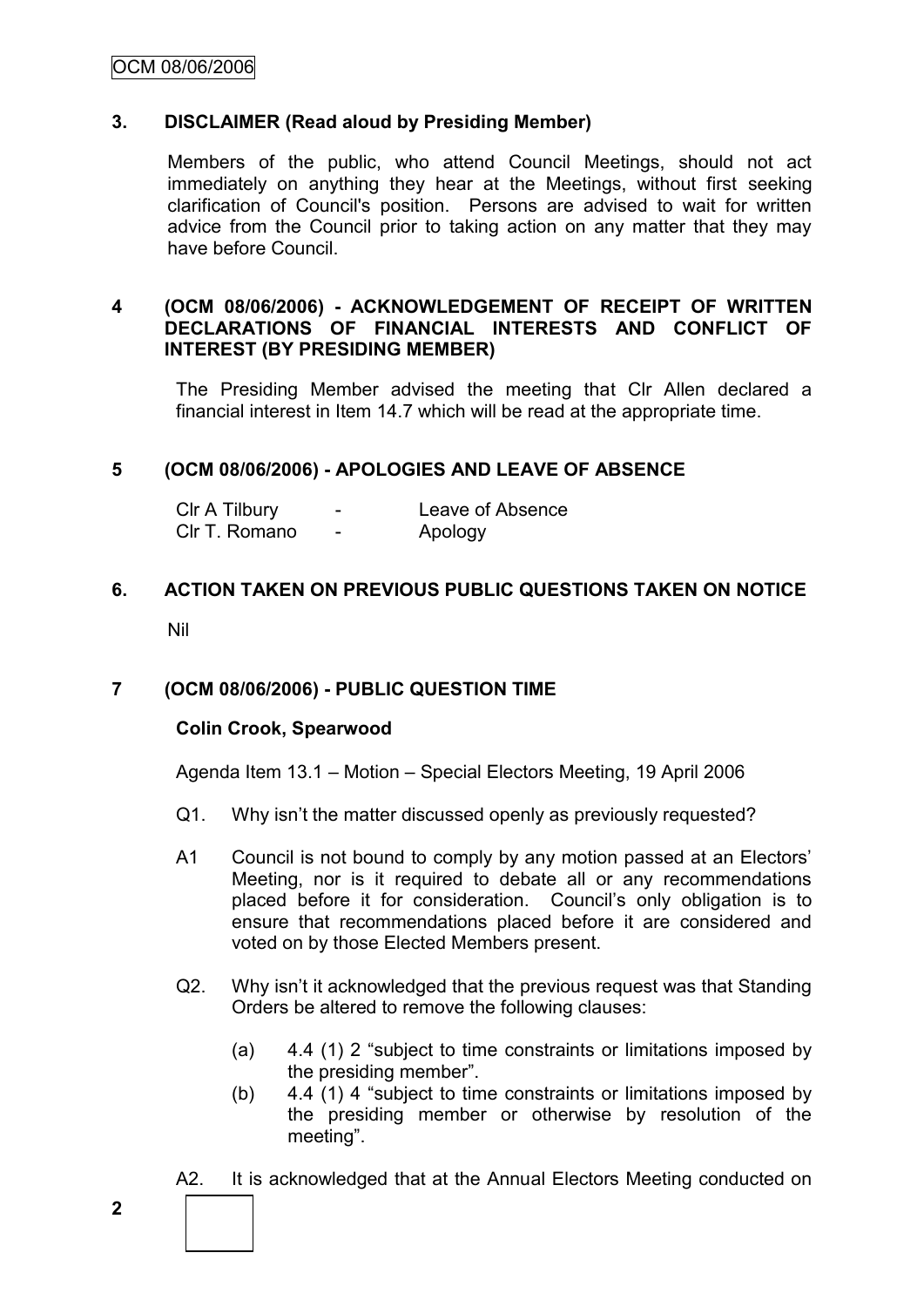## 3. DISCLAIMER (Read aloud by Presiding Member)

Members of the public, who attend Council Meetings, should not act immediately on anything they hear at the Meetings, without first seeking clarification of Council's position. Persons are advised to wait for written advice from the Council prior to taking action on any matter that they may have before Council.

## 4 (OCM 08/06/2006) - ACKNOWLEDGEMENT OF RECEIPT OF WRITTEN DECLARATIONS OF FINANCIAL INTERESTS AND CONFLICT OF INTEREST (BY PRESIDING MEMBER)

The Presiding Member advised the meeting that Clr Allen declared a financial interest in Item 14.7 which will be read at the appropriate time.

## 5 (OCM 08/06/2006) - APOLOGIES AND LEAVE OF ABSENCE

| | | |
|---|---|---|
| Clr A Tilbury | - | Leave of Absence |
| Clr T. Romano | - | Apology |

## 6. ACTION TAKEN ON PREVIOUS PUBLIC QUESTIONS TAKEN ON NOTICE

Nil

## 7 (OCM 08/06/2006) - PUBLIC QUESTION TIME

**Colin Crook, Spearwood**

Agenda Item 13.1 – Motion – Special Electors Meeting, 19 April 2006

Q1. Why isn't the matter discussed openly as previously requested?

A1 Council is not bound to comply by any motion passed at an Electors' Meeting, nor is it required to debate all or any recommendations placed before it for consideration. Council's only obligation is to ensure that recommendations placed before it are considered and voted on by those Elected Members present.

Q2. Why isn't it acknowledged that the previous request was that Standing Orders be altered to remove the following clauses:

(a) 4.4 (1) 2 "subject to time constraints or limitations imposed by the presiding member".

(b) 4.4 (1) 4 "subject to time constraints or limitations imposed by the presiding member or otherwise by resolution of the meeting".

A2. It is acknowledged that at the Annual Electors Meeting conducted on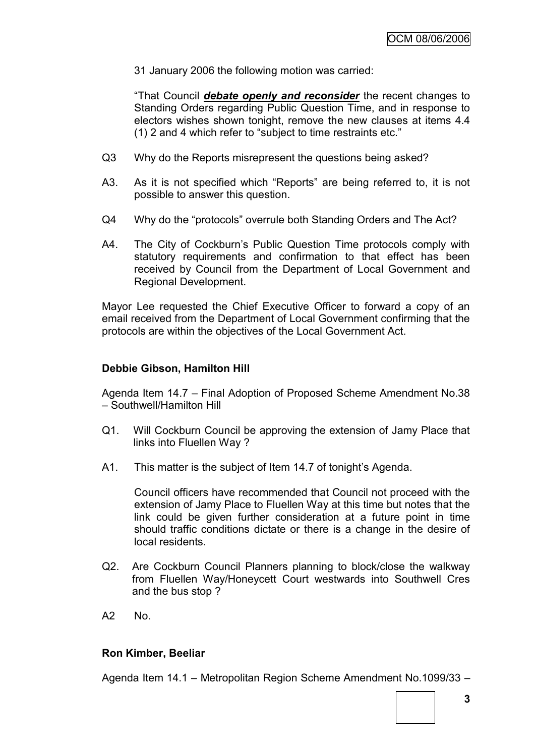31 January 2006 the following motion was carried:

"That Council ***debate openly and reconsider*** the recent changes to Standing Orders regarding Public Question Time, and in response to electors wishes shown tonight, remove the new clauses at items 4.4 (1) 2 and 4 which refer to "subject to time restraints etc."

Q3 Why do the Reports misrepresent the questions being asked?

A3. As it is not specified which "Reports" are being referred to, it is not possible to answer this question.

Q4 Why do the "protocols" overrule both Standing Orders and The Act?

A4. The City of Cockburn's Public Question Time protocols comply with statutory requirements and confirmation to that effect has been received by Council from the Department of Local Government and Regional Development.

Mayor Lee requested the Chief Executive Officer to forward a copy of an email received from the Department of Local Government confirming that the protocols are within the objectives of the Local Government Act.

**Debbie Gibson, Hamilton Hill**

Agenda Item 14.7 – Final Adoption of Proposed Scheme Amendment No.38 – Southwell/Hamilton Hill

Q1. Will Cockburn Council be approving the extension of Jamy Place that links into Fluellen Way ?

A1. This matter is the subject of Item 14.7 of tonight's Agenda.

Council officers have recommended that Council not proceed with the extension of Jamy Place to Fluellen Way at this time but notes that the link could be given further consideration at a future point in time should traffic conditions dictate or there is a change in the desire of local residents.

Q2. Are Cockburn Council Planners planning to block/close the walkway from Fluellen Way/Honeycett Court westwards into Southwell Cres and the bus stop ?

A2 No.

**Ron Kimber, Beeliar**

Agenda Item 14.1 – Metropolitan Region Scheme Amendment No.1099/33 –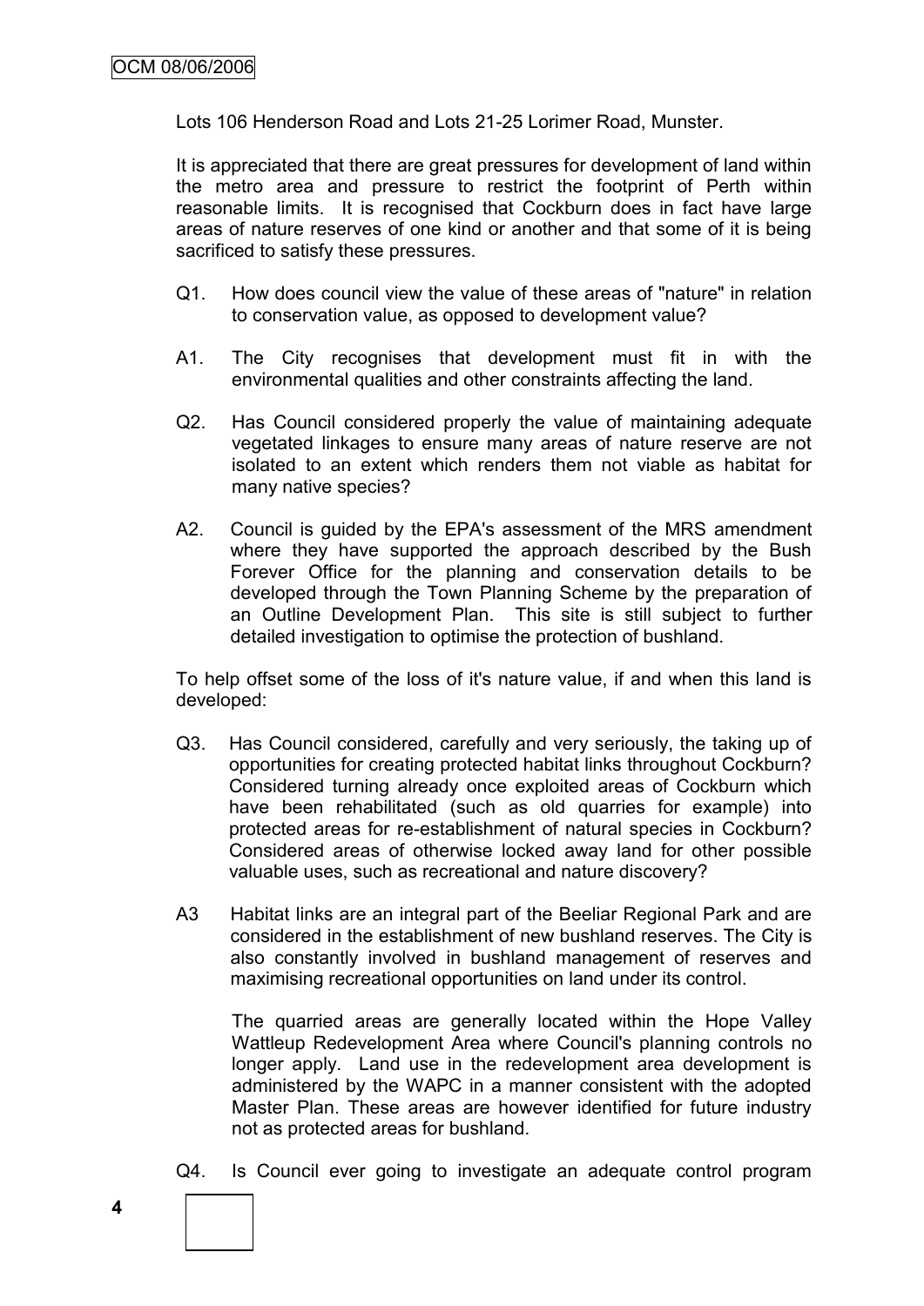Lots 106 Henderson Road and Lots 21-25 Lorimer Road, Munster.

It is appreciated that there are great pressures for development of land within the metro area and pressure to restrict the footprint of Perth within reasonable limits. It is recognised that Cockburn does in fact have large areas of nature reserves of one kind or another and that some of it is being sacrificed to satisfy these pressures.

Q1. How does council view the value of these areas of "nature" in relation to conservation value, as opposed to development value?

A1. The City recognises that development must fit in with the environmental qualities and other constraints affecting the land.

Q2. Has Council considered properly the value of maintaining adequate vegetated linkages to ensure many areas of nature reserve are not isolated to an extent which renders them not viable as habitat for many native species?

A2. Council is guided by the EPA's assessment of the MRS amendment where they have supported the approach described by the Bush Forever Office for the planning and conservation details to be developed through the Town Planning Scheme by the preparation of an Outline Development Plan. This site is still subject to further detailed investigation to optimise the protection of bushland.

To help offset some of the loss of it's nature value, if and when this land is developed:

Q3. Has Council considered, carefully and very seriously, the taking up of opportunities for creating protected habitat links throughout Cockburn? Considered turning already once exploited areas of Cockburn which have been rehabilitated (such as old quarries for example) into protected areas for re-establishment of natural species in Cockburn? Considered areas of otherwise locked away land for other possible valuable uses, such as recreational and nature discovery?

A3 Habitat links are an integral part of the Beeliar Regional Park and are considered in the establishment of new bushland reserves. The City is also constantly involved in bushland management of reserves and maximising recreational opportunities on land under its control.

The quarried areas are generally located within the Hope Valley Wattleup Redevelopment Area where Council's planning controls no longer apply. Land use in the redevelopment area development is administered by the WAPC in a manner consistent with the adopted Master Plan. These areas are however identified for future industry not as protected areas for bushland.

Q4. Is Council ever going to investigate an adequate control program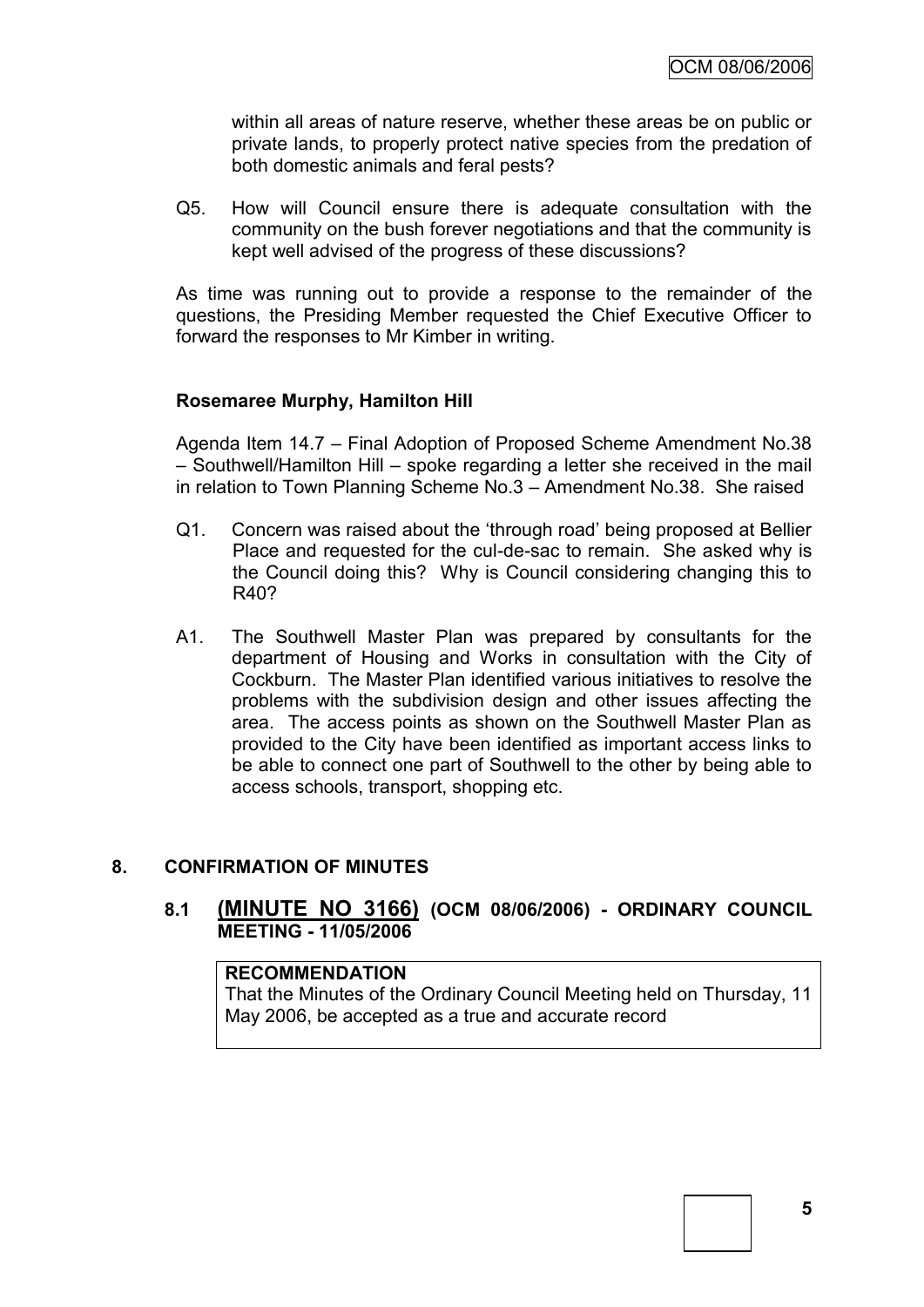within all areas of nature reserve, whether these areas be on public or private lands, to properly protect native species from the predation of both domestic animals and feral pests?

Q5. How will Council ensure there is adequate consultation with the community on the bush forever negotiations and that the community is kept well advised of the progress of these discussions?

As time was running out to provide a response to the remainder of the questions, the Presiding Member requested the Chief Executive Officer to forward the responses to Mr Kimber in writing.

**Rosemaree Murphy, Hamilton Hill**

Agenda Item 14.7 – Final Adoption of Proposed Scheme Amendment No.38 – Southwell/Hamilton Hill – spoke regarding a letter she received in the mail in relation to Town Planning Scheme No.3 – Amendment No.38. She raised

Q1. Concern was raised about the 'through road' being proposed at Bellier Place and requested for the cul-de-sac to remain. She asked why is the Council doing this? Why is Council considering changing this to R40?

A1. The Southwell Master Plan was prepared by consultants for the department of Housing and Works in consultation with the City of Cockburn. The Master Plan identified various initiatives to resolve the problems with the subdivision design and other issues affecting the area. The access points as shown on the Southwell Master Plan as provided to the City have been identified as important access links to be able to connect one part of Southwell to the other by being able to access schools, transport, shopping etc.

## 8. CONFIRMATION OF MINUTES

### 8.1 (MINUTE NO 3166) (OCM 08/06/2006) - ORDINARY COUNCIL MEETING - 11/05/2006

**RECOMMENDATION**
That the Minutes of the Ordinary Council Meeting held on Thursday, 11 May 2006, be accepted as a true and accurate record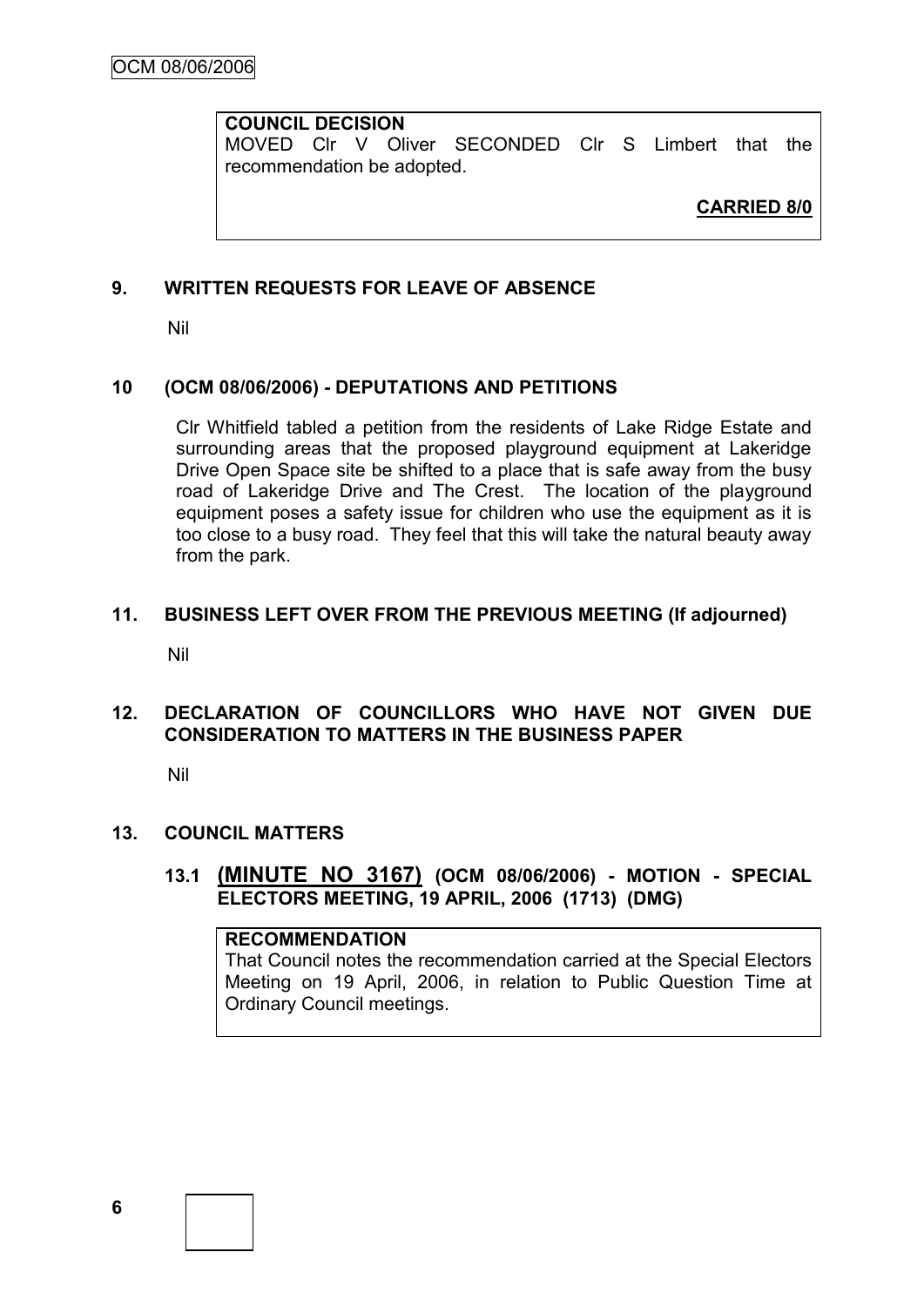**COUNCIL DECISION**
MOVED Clr V Oliver SECONDED Clr S Limbert that the recommendation be adopted.

**CARRIED 8/0**

## 9. WRITTEN REQUESTS FOR LEAVE OF ABSENCE

Nil

## 10 (OCM 08/06/2006) - DEPUTATIONS AND PETITIONS

Clr Whitfield tabled a petition from the residents of Lake Ridge Estate and surrounding areas that the proposed playground equipment at Lakeridge Drive Open Space site be shifted to a place that is safe away from the busy road of Lakeridge Drive and The Crest. The location of the playground equipment poses a safety issue for children who use the equipment as it is too close to a busy road. They feel that this will take the natural beauty away from the park.

## 11. BUSINESS LEFT OVER FROM THE PREVIOUS MEETING (If adjourned)

Nil

## 12. DECLARATION OF COUNCILLORS WHO HAVE NOT GIVEN DUE CONSIDERATION TO MATTERS IN THE BUSINESS PAPER

Nil

## 13. COUNCIL MATTERS

### 13.1 (MINUTE NO 3167) (OCM 08/06/2006) - MOTION - SPECIAL ELECTORS MEETING, 19 APRIL, 2006 (1713) (DMG)

**RECOMMENDATION**
That Council notes the recommendation carried at the Special Electors Meeting on 19 April, 2006, in relation to Public Question Time at Ordinary Council meetings.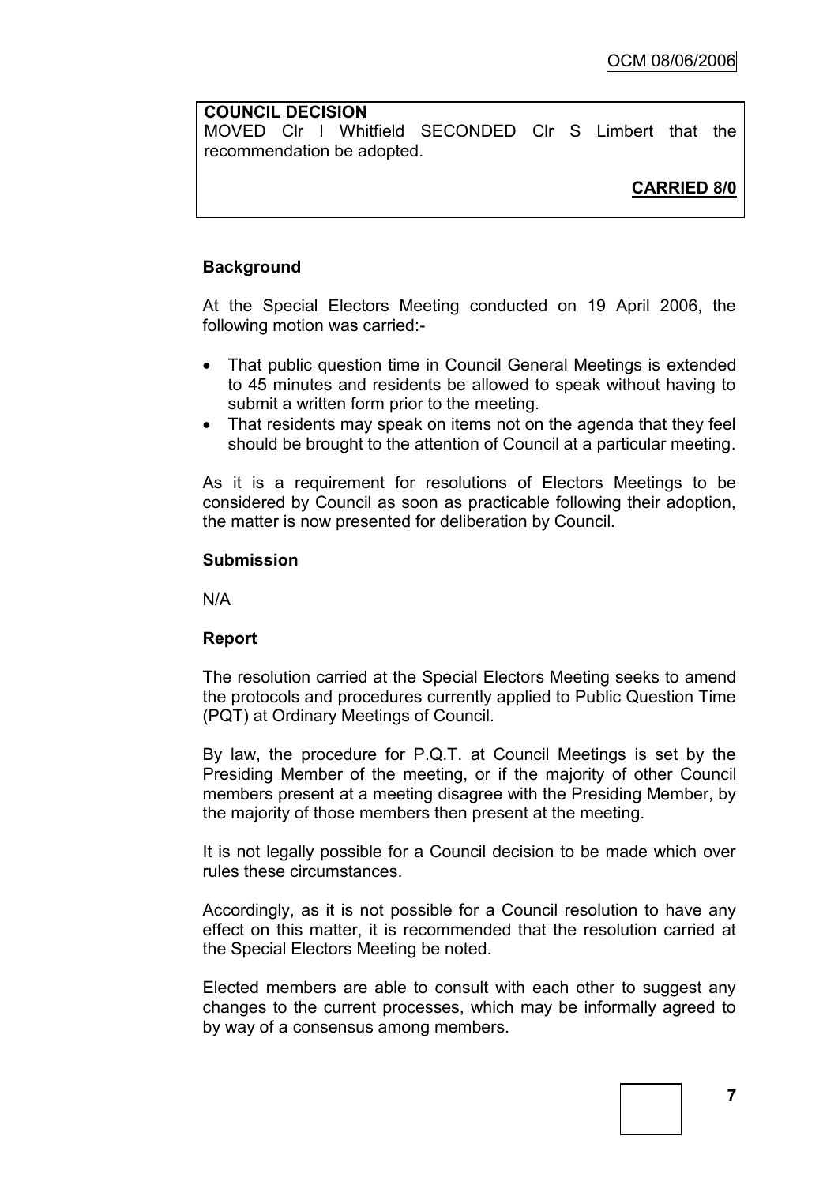**COUNCIL DECISION**
MOVED Clr I Whitfield SECONDED Clr S Limbert that the recommendation be adopted.

**CARRIED 8/0**

**Background**

At the Special Electors Meeting conducted on 19 April 2006, the following motion was carried:-

- That public question time in Council General Meetings is extended to 45 minutes and residents be allowed to speak without having to submit a written form prior to the meeting.
- That residents may speak on items not on the agenda that they feel should be brought to the attention of Council at a particular meeting.

As it is a requirement for resolutions of Electors Meetings to be considered by Council as soon as practicable following their adoption, the matter is now presented for deliberation by Council.

**Submission**

N/A

**Report**

The resolution carried at the Special Electors Meeting seeks to amend the protocols and procedures currently applied to Public Question Time (PQT) at Ordinary Meetings of Council.

By law, the procedure for P.Q.T. at Council Meetings is set by the Presiding Member of the meeting, or if the majority of other Council members present at a meeting disagree with the Presiding Member, by the majority of those members then present at the meeting.

It is not legally possible for a Council decision to be made which over rules these circumstances.

Accordingly, as it is not possible for a Council resolution to have any effect on this matter, it is recommended that the resolution carried at the Special Electors Meeting be noted.

Elected members are able to consult with each other to suggest any changes to the current processes, which may be informally agreed to by way of a consensus among members.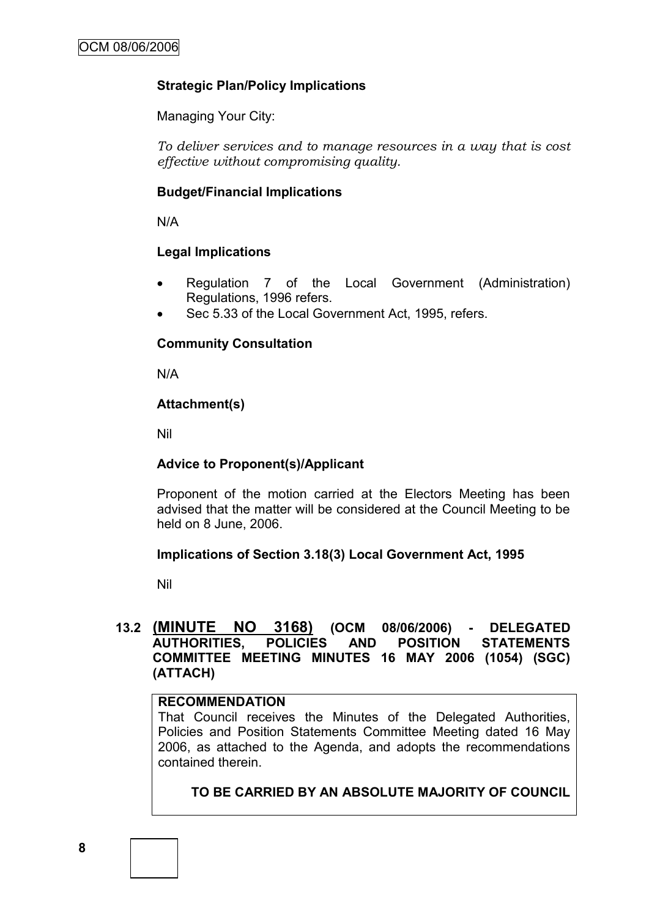**Strategic Plan/Policy Implications**

Managing Your City:

*To deliver services and to manage resources in a way that is cost effective without compromising quality.*

**Budget/Financial Implications**

N/A

**Legal Implications**

- Regulation 7 of the Local Government (Administration) Regulations, 1996 refers.
- Sec 5.33 of the Local Government Act, 1995, refers.

**Community Consultation**

N/A

**Attachment(s)**

Nil

**Advice to Proponent(s)/Applicant**

Proponent of the motion carried at the Electors Meeting has been advised that the matter will be considered at the Council Meeting to be held on 8 June, 2006.

**Implications of Section 3.18(3) Local Government Act, 1995**

Nil

## 13.2 (MINUTE NO 3168) (OCM 08/06/2006) - DELEGATED AUTHORITIES, POLICIES AND POSITION STATEMENTS COMMITTEE MEETING MINUTES 16 MAY 2006 (1054) (SGC) (ATTACH)

**RECOMMENDATION**

That Council receives the Minutes of the Delegated Authorities, Policies and Position Statements Committee Meeting dated 16 May 2006, as attached to the Agenda, and adopts the recommendations contained therein.

**TO BE CARRIED BY AN ABSOLUTE MAJORITY OF COUNCIL**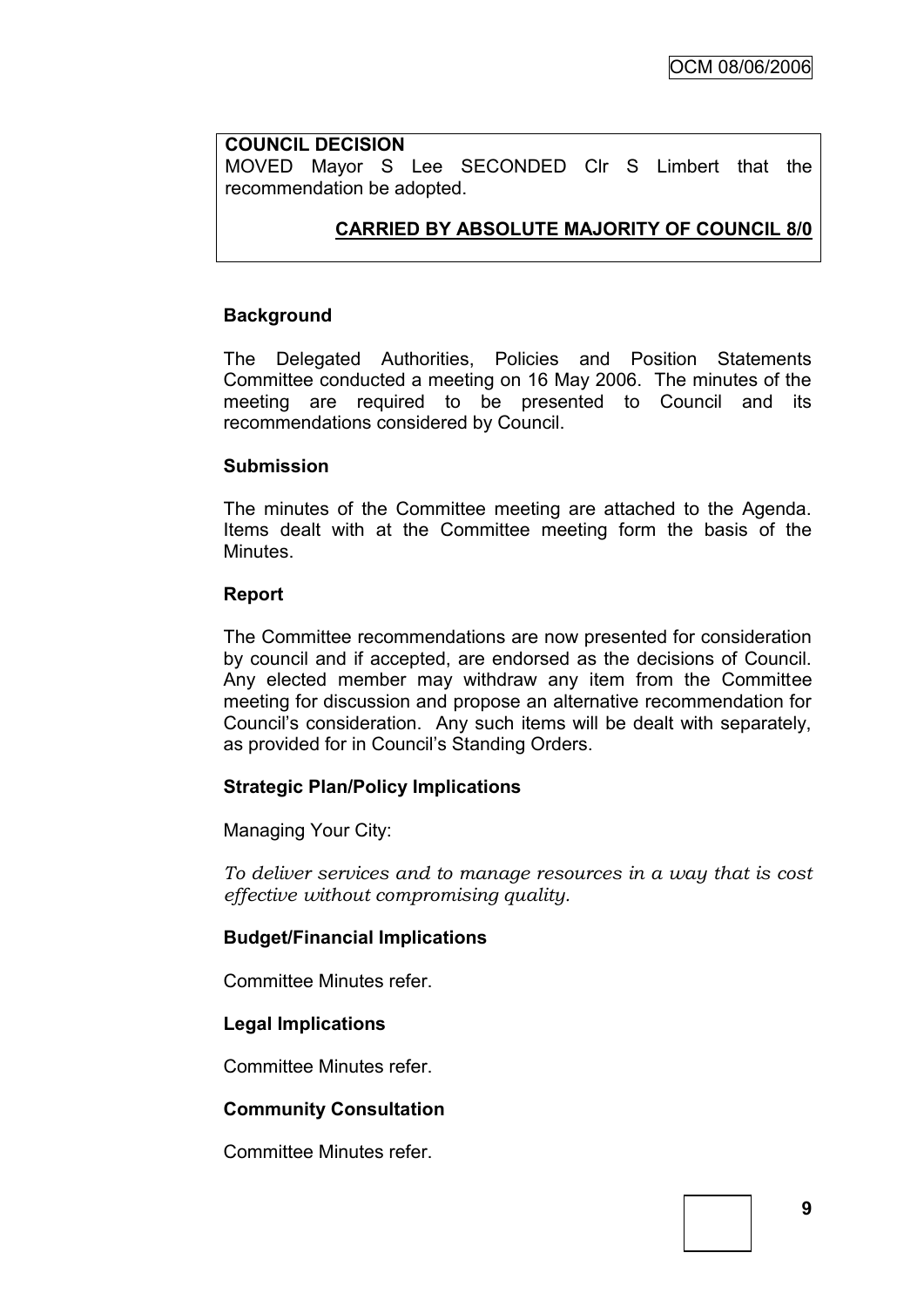**COUNCIL DECISION**
MOVED Mayor S Lee SECONDED Clr S Limbert that the recommendation be adopted.

**CARRIED BY ABSOLUTE MAJORITY OF COUNCIL 8/0**

## Background

The Delegated Authorities, Policies and Position Statements Committee conducted a meeting on 16 May 2006. The minutes of the meeting are required to be presented to Council and its recommendations considered by Council.

## Submission

The minutes of the Committee meeting are attached to the Agenda. Items dealt with at the Committee meeting form the basis of the Minutes.

## Report

The Committee recommendations are now presented for consideration by council and if accepted, are endorsed as the decisions of Council. Any elected member may withdraw any item from the Committee meeting for discussion and propose an alternative recommendation for Council's consideration. Any such items will be dealt with separately, as provided for in Council's Standing Orders.

## Strategic Plan/Policy Implications

Managing Your City:

*To deliver services and to manage resources in a way that is cost effective without compromising quality.*

## Budget/Financial Implications

Committee Minutes refer.

## Legal Implications

Committee Minutes refer.

## Community Consultation

Committee Minutes refer.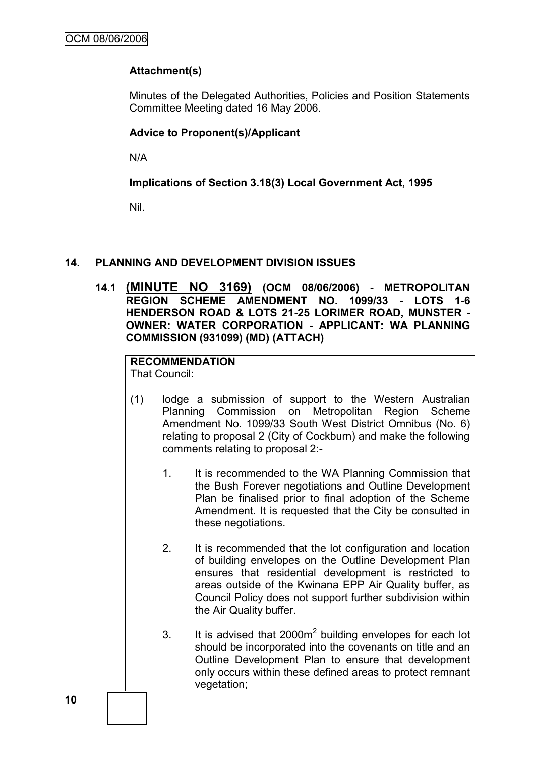**Attachment(s)**

Minutes of the Delegated Authorities, Policies and Position Statements Committee Meeting dated 16 May 2006.

**Advice to Proponent(s)/Applicant**

N/A

**Implications of Section 3.18(3) Local Government Act, 1995**

Nil.

## 14. PLANNING AND DEVELOPMENT DIVISION ISSUES

### 14.1 (MINUTE NO 3169) (OCM 08/06/2006) - METROPOLITAN REGION SCHEME AMENDMENT NO. 1099/33 - LOTS 1-6 HENDERSON ROAD & LOTS 21-25 LORIMER ROAD, MUNSTER - OWNER: WATER CORPORATION - APPLICANT: WA PLANNING COMMISSION (931099) (MD) (ATTACH)

**RECOMMENDATION**
That Council:

(1) lodge a submission of support to the Western Australian Planning Commission on Metropolitan Region Scheme Amendment No. 1099/33 South West District Omnibus (No. 6) relating to proposal 2 (City of Cockburn) and make the following comments relating to proposal 2:-

1. It is recommended to the WA Planning Commission that the Bush Forever negotiations and Outline Development Plan be finalised prior to final adoption of the Scheme Amendment. It is requested that the City be consulted in these negotiations.

2. It is recommended that the lot configuration and location of building envelopes on the Outline Development Plan ensures that residential development is restricted to areas outside of the Kwinana EPP Air Quality buffer, as Council Policy does not support further subdivision within the Air Quality buffer.

3. It is advised that 2000m$^2$ building envelopes for each lot should be incorporated into the covenants on title and an Outline Development Plan to ensure that development only occurs within these defined areas to protect remnant vegetation;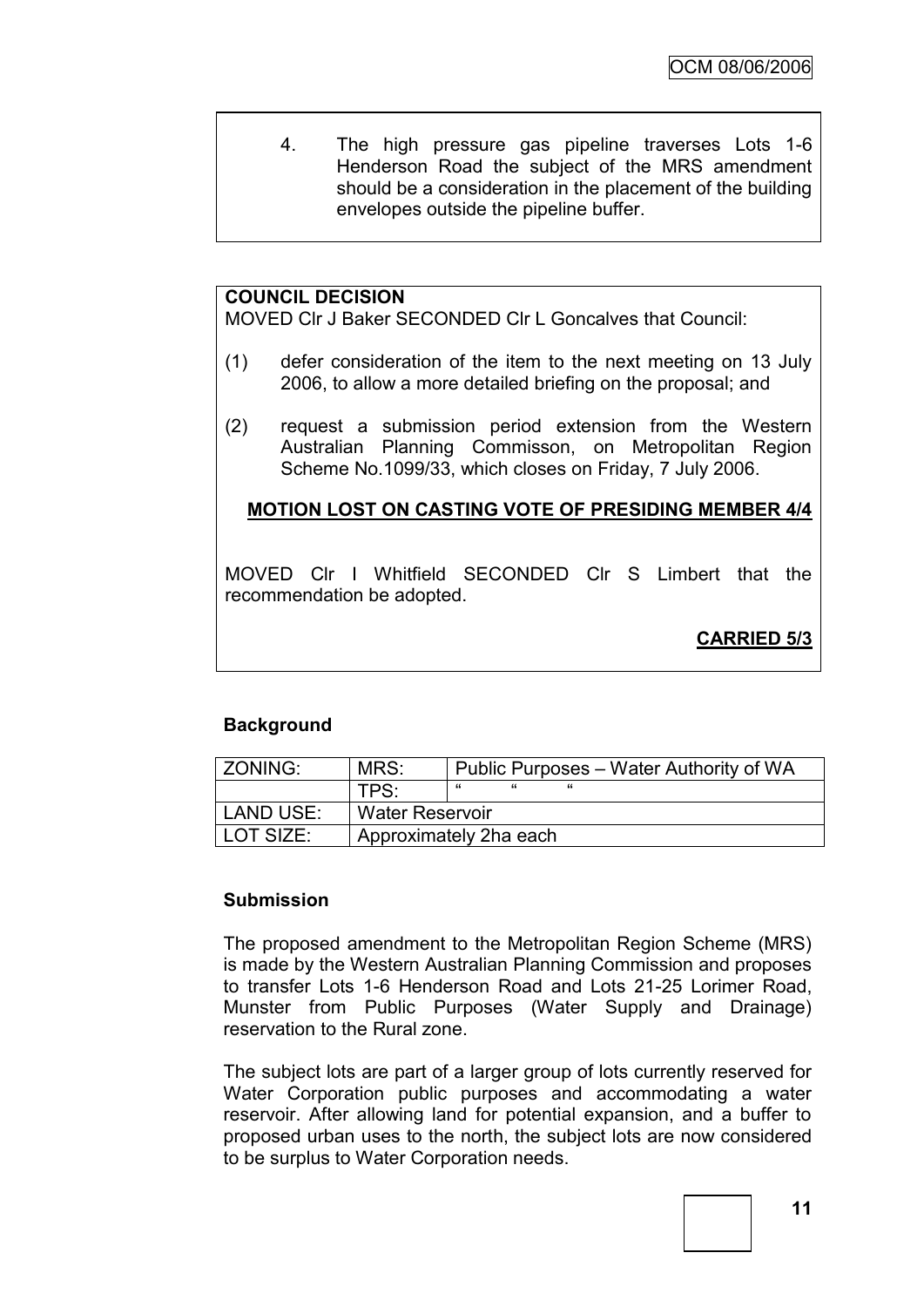4. The high pressure gas pipeline traverses Lots 1-6 Henderson Road the subject of the MRS amendment should be a consideration in the placement of the building envelopes outside the pipeline buffer.

**COUNCIL DECISION**

MOVED Clr J Baker SECONDED Clr L Goncalves that Council:

(1) defer consideration of the item to the next meeting on 13 July 2006, to allow a more detailed briefing on the proposal; and

(2) request a submission period extension from the Western Australian Planning Commisson, on Metropolitan Region Scheme No.1099/33, which closes on Friday, 7 July 2006.

**MOTION LOST ON CASTING VOTE OF PRESIDING MEMBER 4/4**

MOVED Clr I Whitfield SECONDED Clr S Limbert that the recommendation be adopted.

**CARRIED 5/3**

### Background

| ZONING: | MRS: | Public Purposes – Water Authority of WA |
|---|---|---|
| | TPS: | " " " |
| LAND USE: | Water Reservoir | |
| LOT SIZE: | Approximately 2ha each | |

### Submission

The proposed amendment to the Metropolitan Region Scheme (MRS) is made by the Western Australian Planning Commission and proposes to transfer Lots 1-6 Henderson Road and Lots 21-25 Lorimer Road, Munster from Public Purposes (Water Supply and Drainage) reservation to the Rural zone.

The subject lots are part of a larger group of lots currently reserved for Water Corporation public purposes and accommodating a water reservoir. After allowing land for potential expansion, and a buffer to proposed urban uses to the north, the subject lots are now considered to be surplus to Water Corporation needs.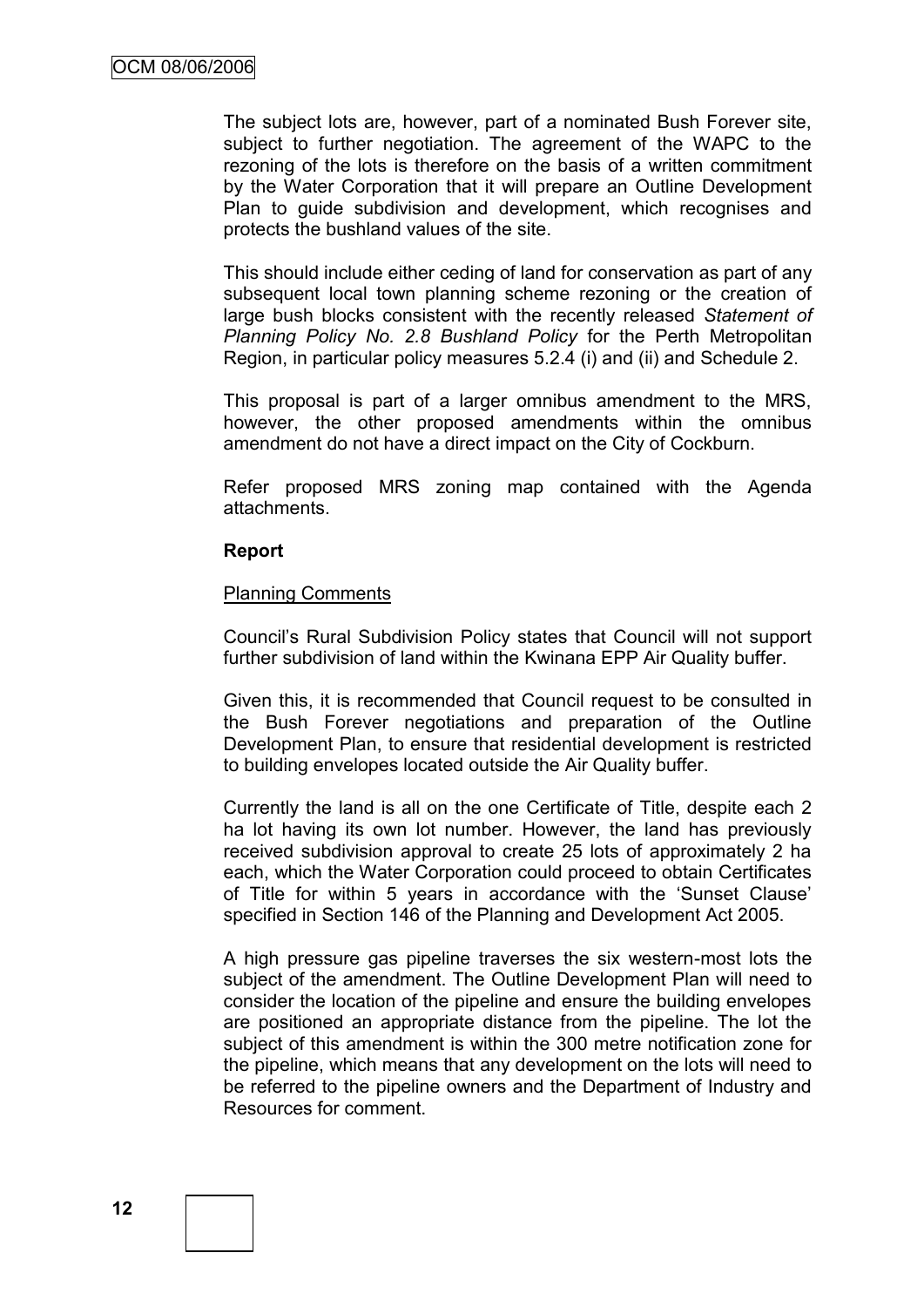The subject lots are, however, part of a nominated Bush Forever site, subject to further negotiation. The agreement of the WAPC to the rezoning of the lots is therefore on the basis of a written commitment by the Water Corporation that it will prepare an Outline Development Plan to guide subdivision and development, which recognises and protects the bushland values of the site.

This should include either ceding of land for conservation as part of any subsequent local town planning scheme rezoning or the creation of large bush blocks consistent with the recently released *Statement of Planning Policy No. 2.8 Bushland Policy* for the Perth Metropolitan Region, in particular policy measures 5.2.4 (i) and (ii) and Schedule 2.

This proposal is part of a larger omnibus amendment to the MRS, however, the other proposed amendments within the omnibus amendment do not have a direct impact on the City of Cockburn.

Refer proposed MRS zoning map contained with the Agenda attachments.

**Report**

Planning Comments

Council's Rural Subdivision Policy states that Council will not support further subdivision of land within the Kwinana EPP Air Quality buffer.

Given this, it is recommended that Council request to be consulted in the Bush Forever negotiations and preparation of the Outline Development Plan, to ensure that residential development is restricted to building envelopes located outside the Air Quality buffer.

Currently the land is all on the one Certificate of Title, despite each 2 ha lot having its own lot number. However, the land has previously received subdivision approval to create 25 lots of approximately 2 ha each, which the Water Corporation could proceed to obtain Certificates of Title for within 5 years in accordance with the 'Sunset Clause' specified in Section 146 of the Planning and Development Act 2005.

A high pressure gas pipeline traverses the six western-most lots the subject of the amendment. The Outline Development Plan will need to consider the location of the pipeline and ensure the building envelopes are positioned an appropriate distance from the pipeline. The lot the subject of this amendment is within the 300 metre notification zone for the pipeline, which means that any development on the lots will need to be referred to the pipeline owners and the Department of Industry and Resources for comment.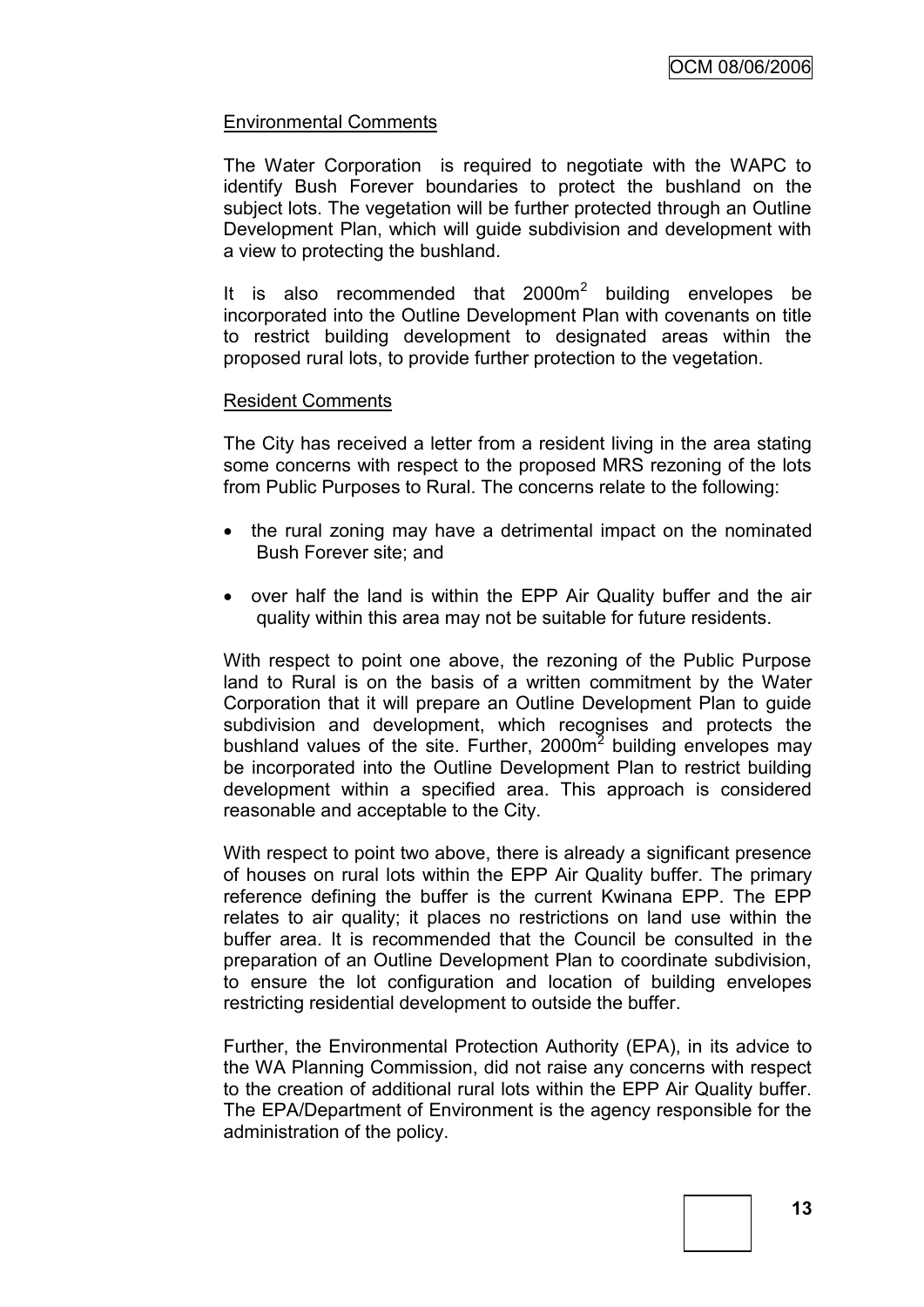Environmental Comments

The Water Corporation is required to negotiate with the WAPC to identify Bush Forever boundaries to protect the bushland on the subject lots. The vegetation will be further protected through an Outline Development Plan, which will guide subdivision and development with a view to protecting the bushland.

It is also recommended that $2000m^2$ building envelopes be incorporated into the Outline Development Plan with covenants on title to restrict building development to designated areas within the proposed rural lots, to provide further protection to the vegetation.

Resident Comments

The City has received a letter from a resident living in the area stating some concerns with respect to the proposed MRS rezoning of the lots from Public Purposes to Rural. The concerns relate to the following:

- the rural zoning may have a detrimental impact on the nominated Bush Forever site; and
- over half the land is within the EPP Air Quality buffer and the air quality within this area may not be suitable for future residents.

With respect to point one above, the rezoning of the Public Purpose land to Rural is on the basis of a written commitment by the Water Corporation that it will prepare an Outline Development Plan to guide subdivision and development, which recognises and protects the bushland values of the site. Further, $2000m^2$ building envelopes may be incorporated into the Outline Development Plan to restrict building development within a specified area. This approach is considered reasonable and acceptable to the City.

With respect to point two above, there is already a significant presence of houses on rural lots within the EPP Air Quality buffer. The primary reference defining the buffer is the current Kwinana EPP. The EPP relates to air quality; it places no restrictions on land use within the buffer area. It is recommended that the Council be consulted in the preparation of an Outline Development Plan to coordinate subdivision, to ensure the lot configuration and location of building envelopes restricting residential development to outside the buffer.

Further, the Environmental Protection Authority (EPA), in its advice to the WA Planning Commission, did not raise any concerns with respect to the creation of additional rural lots within the EPP Air Quality buffer. The EPA/Department of Environment is the agency responsible for the administration of the policy.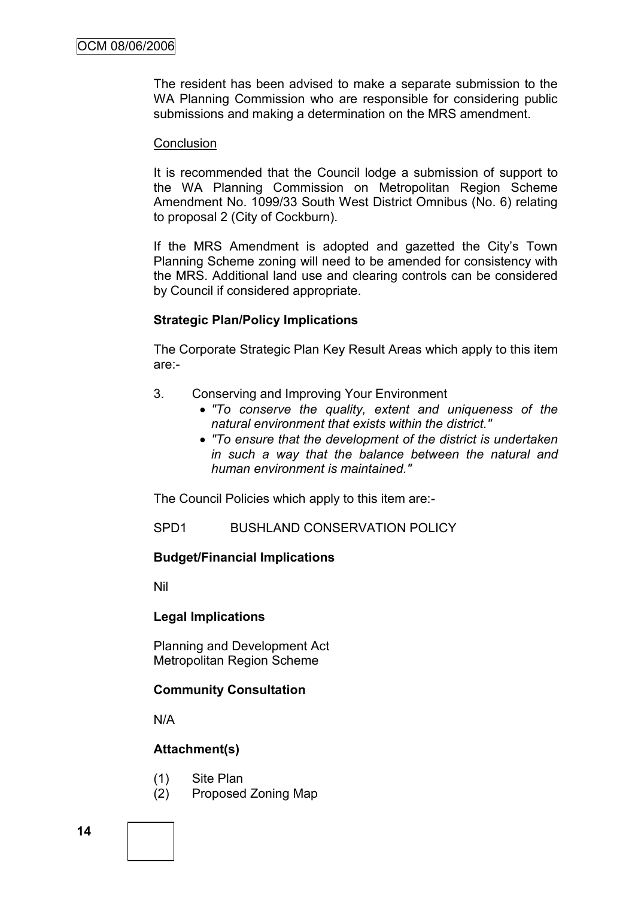The resident has been advised to make a separate submission to the WA Planning Commission who are responsible for considering public submissions and making a determination on the MRS amendment.

Conclusion

It is recommended that the Council lodge a submission of support to the WA Planning Commission on Metropolitan Region Scheme Amendment No. 1099/33 South West District Omnibus (No. 6) relating to proposal 2 (City of Cockburn).

If the MRS Amendment is adopted and gazetted the City's Town Planning Scheme zoning will need to be amended for consistency with the MRS. Additional land use and clearing controls can be considered by Council if considered appropriate.

**Strategic Plan/Policy Implications**

The Corporate Strategic Plan Key Result Areas which apply to this item are:-

3. Conserving and Improving Your Environment
   - *"To conserve the quality, extent and uniqueness of the natural environment that exists within the district."*
   - *"To ensure that the development of the district is undertaken in such a way that the balance between the natural and human environment is maintained."*

The Council Policies which apply to this item are:-

SPD1 BUSHLAND CONSERVATION POLICY

**Budget/Financial Implications**

Nil

**Legal Implications**

Planning and Development Act
Metropolitan Region Scheme

**Community Consultation**

N/A

**Attachment(s)**

(1) Site Plan
(2) Proposed Zoning Map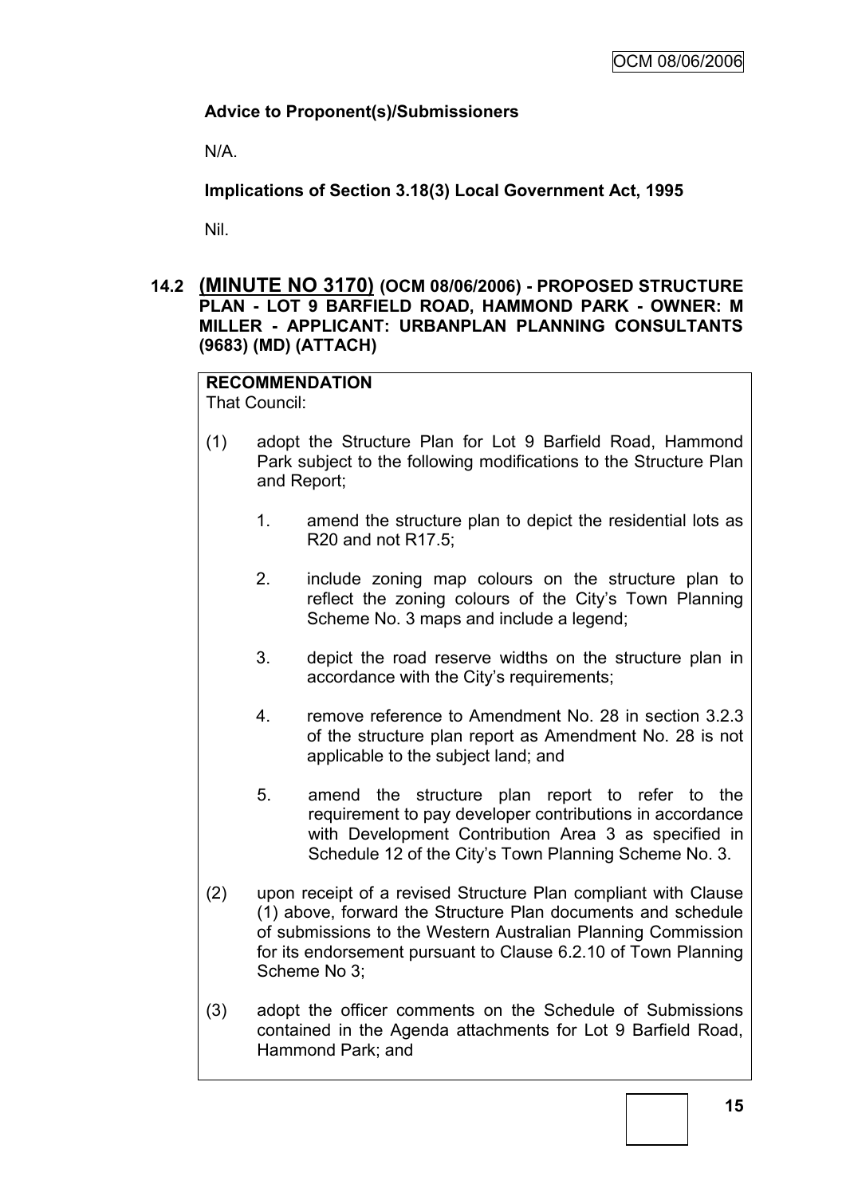**Advice to Proponent(s)/Submissioners**

N/A.

**Implications of Section 3.18(3) Local Government Act, 1995**

Nil.

### 14.2 (MINUTE NO 3170) (OCM 08/06/2006) - PROPOSED STRUCTURE PLAN - LOT 9 BARFIELD ROAD, HAMMOND PARK - OWNER: M MILLER - APPLICANT: URBANPLAN PLANNING CONSULTANTS (9683) (MD) (ATTACH)

**RECOMMENDATION**

That Council:

(1) adopt the Structure Plan for Lot 9 Barfield Road, Hammond Park subject to the following modifications to the Structure Plan and Report;

1. amend the structure plan to depict the residential lots as R20 and not R17.5;

2. include zoning map colours on the structure plan to reflect the zoning colours of the City's Town Planning Scheme No. 3 maps and include a legend;

3. depict the road reserve widths on the structure plan in accordance with the City's requirements;

4. remove reference to Amendment No. 28 in section 3.2.3 of the structure plan report as Amendment No. 28 is not applicable to the subject land; and

5. amend the structure plan report to refer to the requirement to pay developer contributions in accordance with Development Contribution Area 3 as specified in Schedule 12 of the City's Town Planning Scheme No. 3.

(2) upon receipt of a revised Structure Plan compliant with Clause (1) above, forward the Structure Plan documents and schedule of submissions to the Western Australian Planning Commission for its endorsement pursuant to Clause 6.2.10 of Town Planning Scheme No 3;

(3) adopt the officer comments on the Schedule of Submissions contained in the Agenda attachments for Lot 9 Barfield Road, Hammond Park; and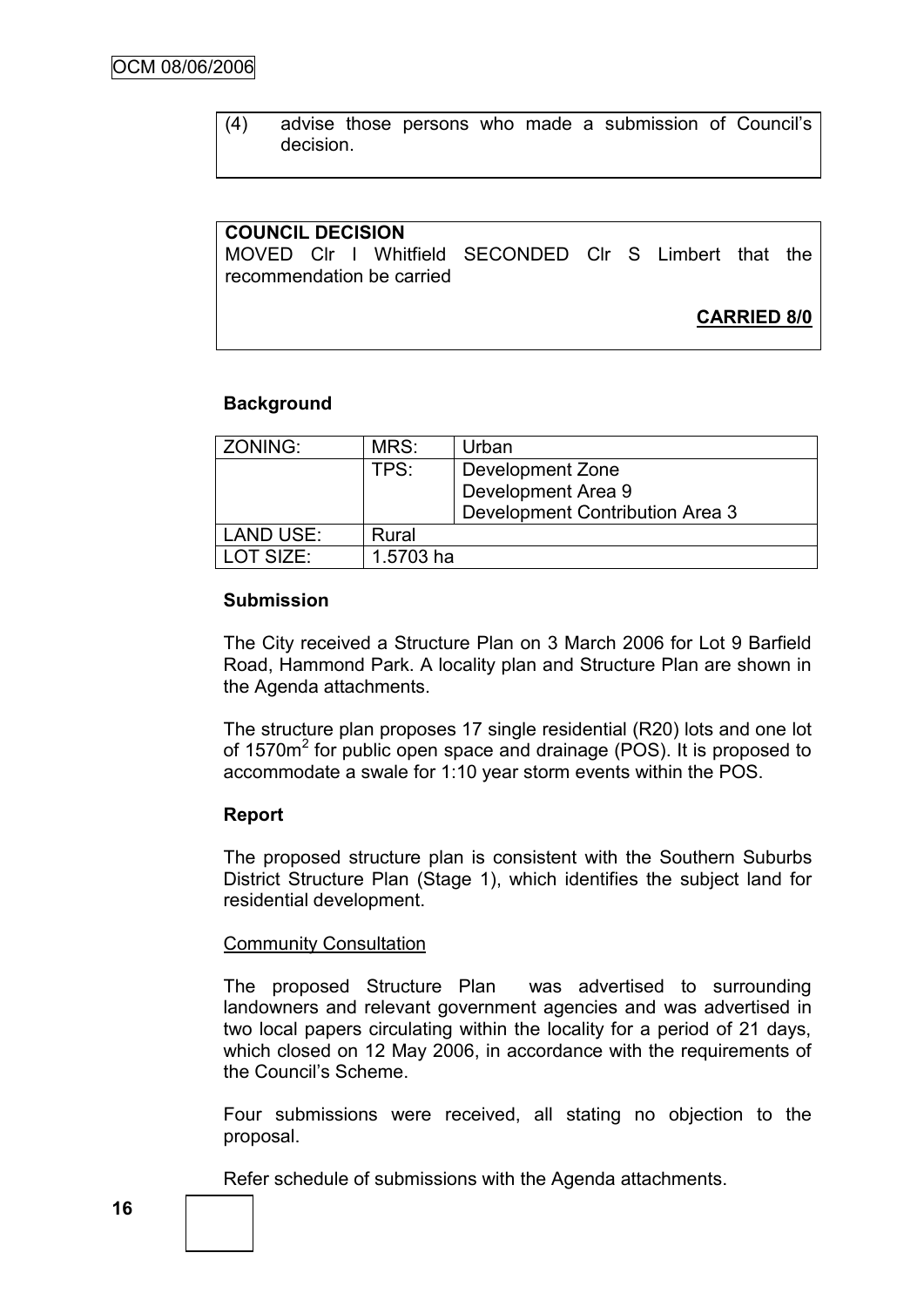(4) advise those persons who made a submission of Council's decision.

**COUNCIL DECISION**

MOVED Clr I Whitfield SECONDED Clr S Limbert that the recommendation be carried

**CARRIED 8/0**

**Background**

| ZONING: | MRS: | Urban |
|---|---|---|
| | TPS: | Development Zone<br>Development Area 9<br>Development Contribution Area 3 |
| LAND USE: | Rural | |
| LOT SIZE: | 1.5703 ha | |

**Submission**

The City received a Structure Plan on 3 March 2006 for Lot 9 Barfield Road, Hammond Park. A locality plan and Structure Plan are shown in the Agenda attachments.

The structure plan proposes 17 single residential (R20) lots and one lot of 1570m$^2$ for public open space and drainage (POS). It is proposed to accommodate a swale for 1:10 year storm events within the POS.

**Report**

The proposed structure plan is consistent with the Southern Suburbs District Structure Plan (Stage 1), which identifies the subject land for residential development.

Community Consultation

The proposed Structure Plan was advertised to surrounding landowners and relevant government agencies and was advertised in two local papers circulating within the locality for a period of 21 days, which closed on 12 May 2006, in accordance with the requirements of the Council's Scheme.

Four submissions were received, all stating no objection to the proposal.

Refer schedule of submissions with the Agenda attachments.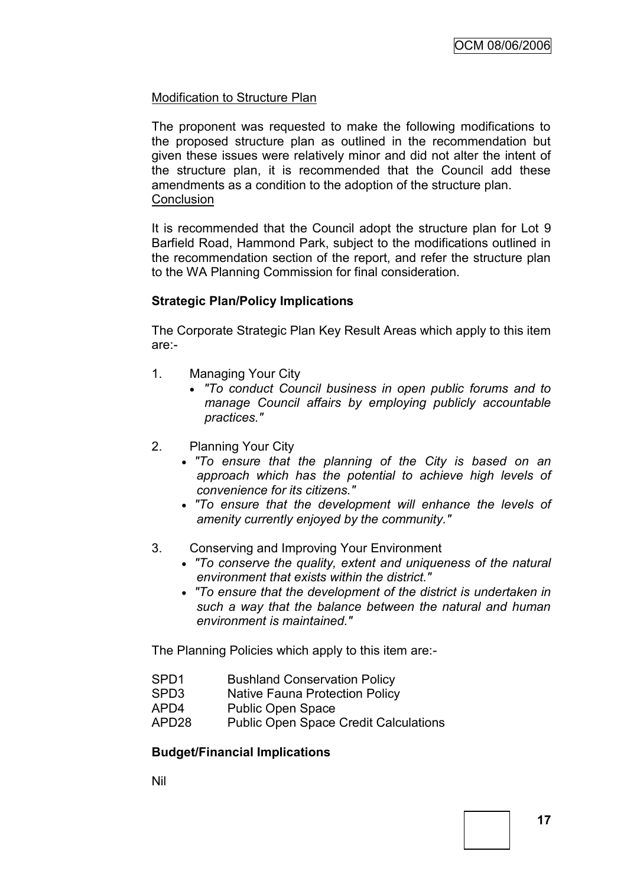Modification to Structure Plan

The proponent was requested to make the following modifications to the proposed structure plan as outlined in the recommendation but given these issues were relatively minor and did not alter the intent of the structure plan, it is recommended that the Council add these amendments as a condition to the adoption of the structure plan.

Conclusion

It is recommended that the Council adopt the structure plan for Lot 9 Barfield Road, Hammond Park, subject to the modifications outlined in the recommendation section of the report, and refer the structure plan to the WA Planning Commission for final consideration.

**Strategic Plan/Policy Implications**

The Corporate Strategic Plan Key Result Areas which apply to this item are:-

1. Managing Your City
   - *"To conduct Council business in open public forums and to manage Council affairs by employing publicly accountable practices."*

2. Planning Your City
   - *"To ensure that the planning of the City is based on an approach which has the potential to achieve high levels of convenience for its citizens."*
   - *"To ensure that the development will enhance the levels of amenity currently enjoyed by the community."*

3. Conserving and Improving Your Environment
   - *"To conserve the quality, extent and uniqueness of the natural environment that exists within the district."*
   - *"To ensure that the development of the district is undertaken in such a way that the balance between the natural and human environment is maintained."*

The Planning Policies which apply to this item are:-

| | |
|---|---|
| SPD1 | Bushland Conservation Policy |
| SPD3 | Native Fauna Protection Policy |
| APD4 | Public Open Space |
| APD28 | Public Open Space Credit Calculations |

**Budget/Financial Implications**

Nil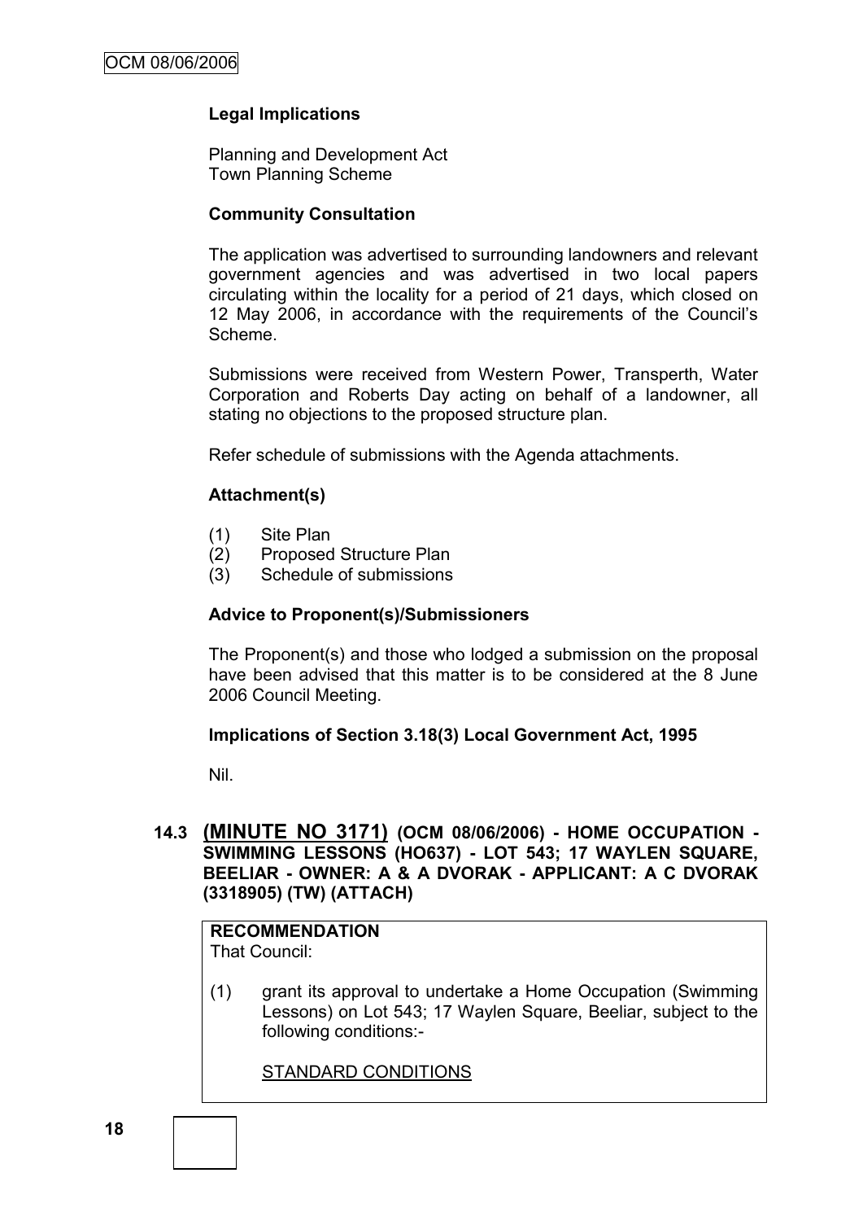### Legal Implications

Planning and Development Act
Town Planning Scheme

### Community Consultation

The application was advertised to surrounding landowners and relevant government agencies and was advertised in two local papers circulating within the locality for a period of 21 days, which closed on 12 May 2006, in accordance with the requirements of the Council's Scheme.

Submissions were received from Western Power, Transperth, Water Corporation and Roberts Day acting on behalf of a landowner, all stating no objections to the proposed structure plan.

Refer schedule of submissions with the Agenda attachments.

### Attachment(s)

(1) Site Plan
(2) Proposed Structure Plan
(3) Schedule of submissions

### Advice to Proponent(s)/Submissioners

The Proponent(s) and those who lodged a submission on the proposal have been advised that this matter is to be considered at the 8 June 2006 Council Meeting.

### Implications of Section 3.18(3) Local Government Act, 1995

Nil.

## 14.3 (MINUTE NO 3171) (OCM 08/06/2006) - HOME OCCUPATION - SWIMMING LESSONS (HO637) - LOT 543; 17 WAYLEN SQUARE, BEELIAR - OWNER: A & A DVORAK - APPLICANT: A C DVORAK (3318905) (TW) (ATTACH)

**RECOMMENDATION**
That Council:

(1) grant its approval to undertake a Home Occupation (Swimming Lessons) on Lot 543; 17 Waylen Square, Beeliar, subject to the following conditions:-

STANDARD CONDITIONS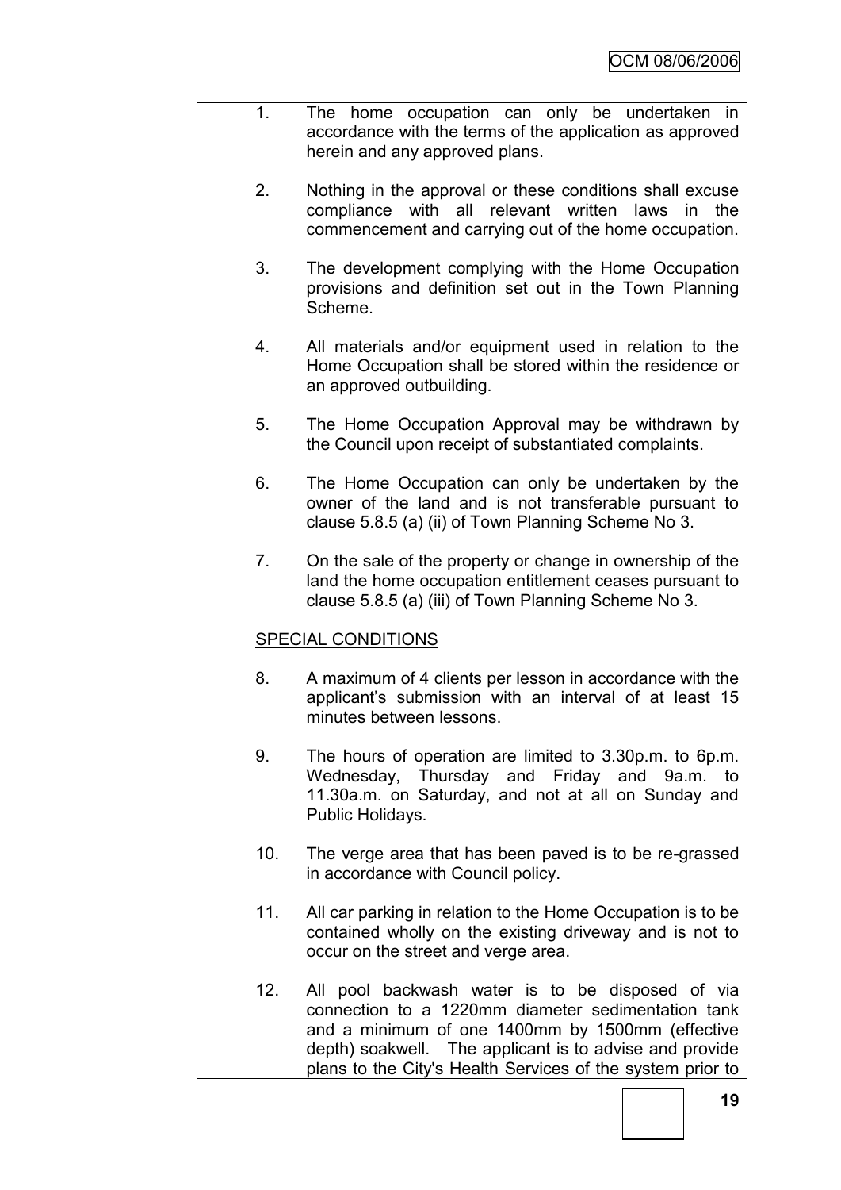1. The home occupation can only be undertaken in accordance with the terms of the application as approved herein and any approved plans.

2. Nothing in the approval or these conditions shall excuse compliance with all relevant written laws in the commencement and carrying out of the home occupation.

3. The development complying with the Home Occupation provisions and definition set out in the Town Planning Scheme.

4. All materials and/or equipment used in relation to the Home Occupation shall be stored within the residence or an approved outbuilding.

5. The Home Occupation Approval may be withdrawn by the Council upon receipt of substantiated complaints.

6. The Home Occupation can only be undertaken by the owner of the land and is not transferable pursuant to clause 5.8.5 (a) (ii) of Town Planning Scheme No 3.

7. On the sale of the property or change in ownership of the land the home occupation entitlement ceases pursuant to clause 5.8.5 (a) (iii) of Town Planning Scheme No 3.

<u>SPECIAL CONDITIONS</u>

8. A maximum of 4 clients per lesson in accordance with the applicant's submission with an interval of at least 15 minutes between lessons.

9. The hours of operation are limited to 3.30p.m. to 6p.m. Wednesday, Thursday and Friday and 9a.m. to 11.30a.m. on Saturday, and not at all on Sunday and Public Holidays.

10. The verge area that has been paved is to be re-grassed in accordance with Council policy.

11. All car parking in relation to the Home Occupation is to be contained wholly on the existing driveway and is not to occur on the street and verge area.

12. All pool backwash water is to be disposed of via connection to a 1220mm diameter sedimentation tank and a minimum of one 1400mm by 1500mm (effective depth) soakwell. The applicant is to advise and provide plans to the City's Health Services of the system prior to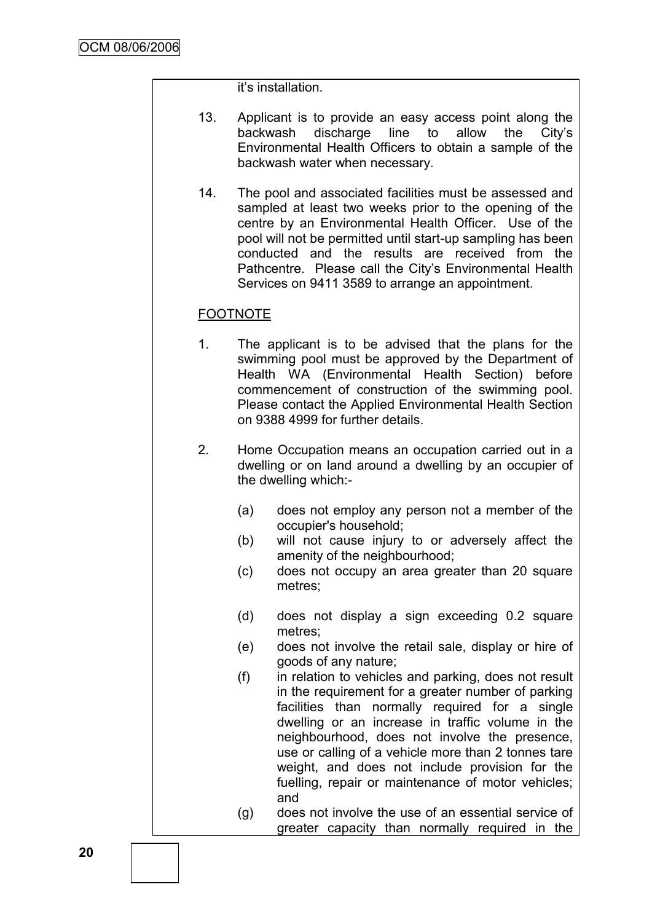it's installation.

13. Applicant is to provide an easy access point along the backwash discharge line to allow the City's Environmental Health Officers to obtain a sample of the backwash water when necessary.

14. The pool and associated facilities must be assessed and sampled at least two weeks prior to the opening of the centre by an Environmental Health Officer. Use of the pool will not be permitted until start-up sampling has been conducted and the results are received from the Pathcentre. Please call the City's Environmental Health Services on 9411 3589 to arrange an appointment.

FOOTNOTE

1. The applicant is to be advised that the plans for the swimming pool must be approved by the Department of Health WA (Environmental Health Section) before commencement of construction of the swimming pool. Please contact the Applied Environmental Health Section on 9388 4999 for further details.

2. Home Occupation means an occupation carried out in a dwelling or on land around a dwelling by an occupier of the dwelling which:-

   (a) does not employ any person not a member of the occupier's household;
   (b) will not cause injury to or adversely affect the amenity of the neighbourhood;
   (c) does not occupy an area greater than 20 square metres;
   (d) does not display a sign exceeding 0.2 square metres;
   (e) does not involve the retail sale, display or hire of goods of any nature;
   (f) in relation to vehicles and parking, does not result in the requirement for a greater number of parking facilities than normally required for a single dwelling or an increase in traffic volume in the neighbourhood, does not involve the presence, use or calling of a vehicle more than 2 tonnes tare weight, and does not include provision for the fuelling, repair or maintenance of motor vehicles; and
   (g) does not involve the use of an essential service of greater capacity than normally required in the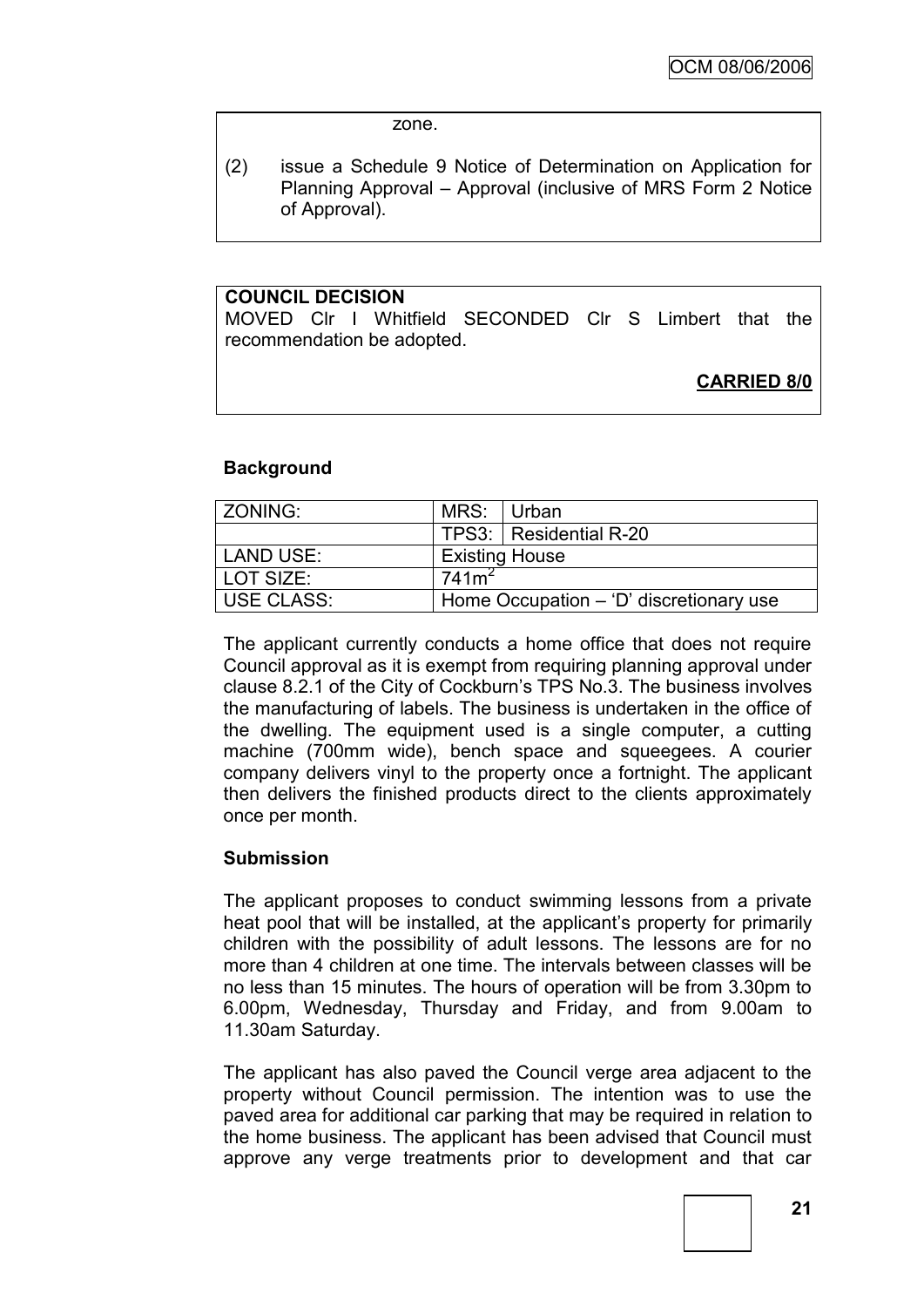zone.

(2) issue a Schedule 9 Notice of Determination on Application for Planning Approval – Approval (inclusive of MRS Form 2 Notice of Approval).

**COUNCIL DECISION**
MOVED Clr I Whitfield SECONDED Clr S Limbert that the recommendation be adopted.

**CARRIED 8/0**

**Background**

| ZONING: | MRS: | Urban |
|---|---|---|
| | TPS3: | Residential R-20 |
| LAND USE: | Existing House | |
| LOT SIZE: | 741m$^2$ | |
| USE CLASS: | Home Occupation – 'D' discretionary use | |

The applicant currently conducts a home office that does not require Council approval as it is exempt from requiring planning approval under clause 8.2.1 of the City of Cockburn's TPS No.3. The business involves the manufacturing of labels. The business is undertaken in the office of the dwelling. The equipment used is a single computer, a cutting machine (700mm wide), bench space and squeegees. A courier company delivers vinyl to the property once a fortnight. The applicant then delivers the finished products direct to the clients approximately once per month.

**Submission**

The applicant proposes to conduct swimming lessons from a private heat pool that will be installed, at the applicant's property for primarily children with the possibility of adult lessons. The lessons are for no more than 4 children at one time. The intervals between classes will be no less than 15 minutes. The hours of operation will be from 3.30pm to 6.00pm, Wednesday, Thursday and Friday, and from 9.00am to 11.30am Saturday.

The applicant has also paved the Council verge area adjacent to the property without Council permission. The intention was to use the paved area for additional car parking that may be required in relation to the home business. The applicant has been advised that Council must approve any verge treatments prior to development and that car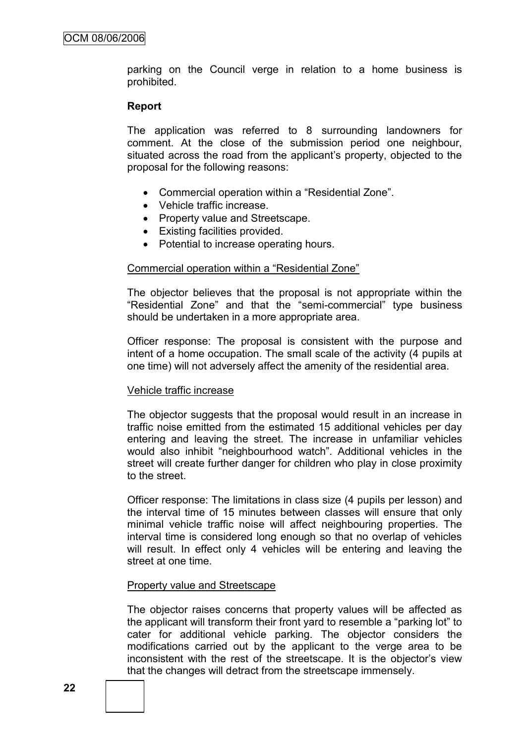parking on the Council verge in relation to a home business is prohibited.

**Report**

The application was referred to 8 surrounding landowners for comment. At the close of the submission period one neighbour, situated across the road from the applicant's property, objected to the proposal for the following reasons:

- Commercial operation within a "Residential Zone".
- Vehicle traffic increase.
- Property value and Streetscape.
- Existing facilities provided.
- Potential to increase operating hours.

Commercial operation within a "Residential Zone"

The objector believes that the proposal is not appropriate within the "Residential Zone" and that the "semi-commercial" type business should be undertaken in a more appropriate area.

Officer response: The proposal is consistent with the purpose and intent of a home occupation. The small scale of the activity (4 pupils at one time) will not adversely affect the amenity of the residential area.

Vehicle traffic increase

The objector suggests that the proposal would result in an increase in traffic noise emitted from the estimated 15 additional vehicles per day entering and leaving the street. The increase in unfamiliar vehicles would also inhibit "neighbourhood watch". Additional vehicles in the street will create further danger for children who play in close proximity to the street.

Officer response: The limitations in class size (4 pupils per lesson) and the interval time of 15 minutes between classes will ensure that only minimal vehicle traffic noise will affect neighbouring properties. The interval time is considered long enough so that no overlap of vehicles will result. In effect only 4 vehicles will be entering and leaving the street at one time.

Property value and Streetscape

The objector raises concerns that property values will be affected as the applicant will transform their front yard to resemble a "parking lot" to cater for additional vehicle parking. The objector considers the modifications carried out by the applicant to the verge area to be inconsistent with the rest of the streetscape. It is the objector's view that the changes will detract from the streetscape immensely.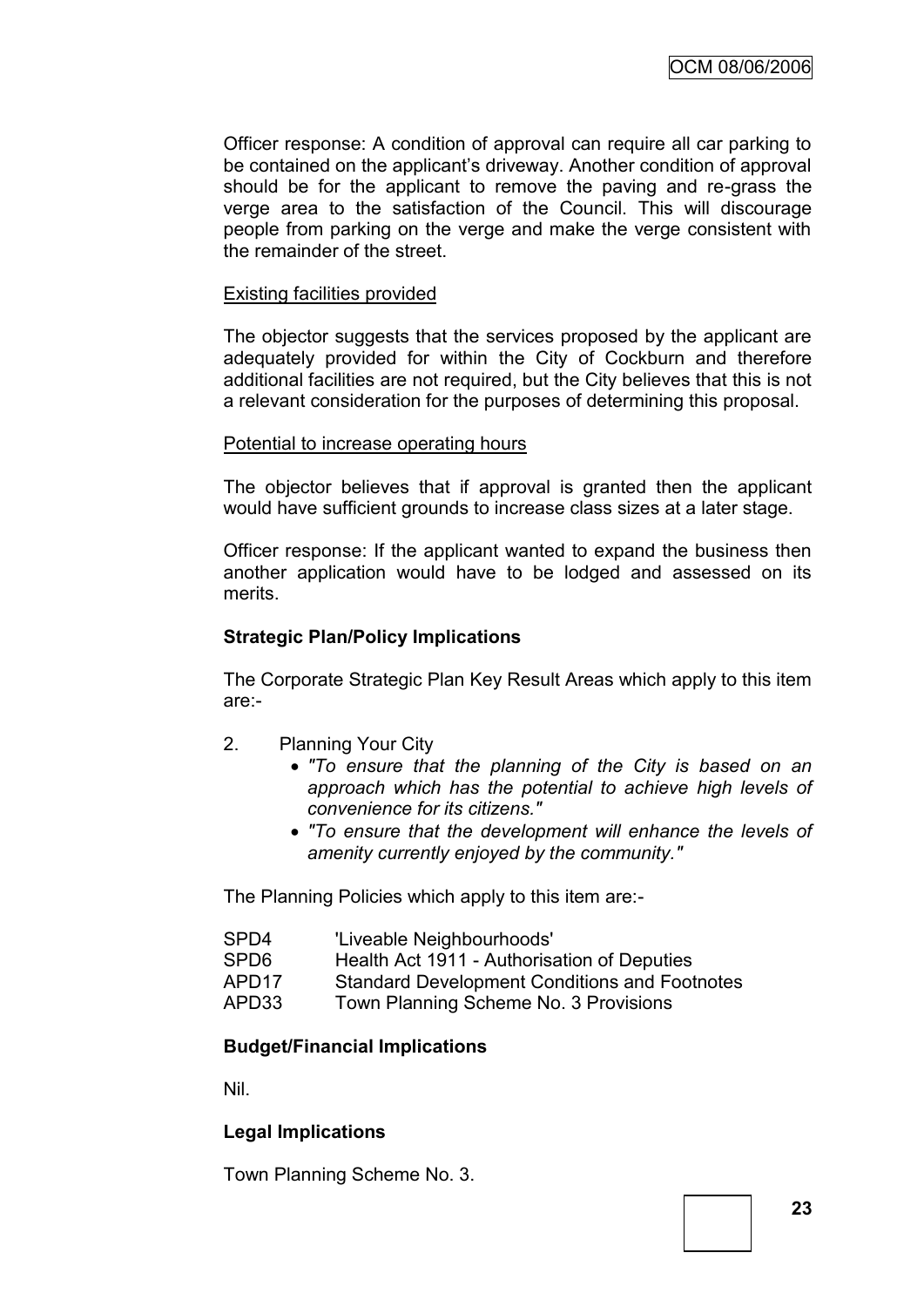Officer response: A condition of approval can require all car parking to be contained on the applicant's driveway. Another condition of approval should be for the applicant to remove the paving and re-grass the verge area to the satisfaction of the Council. This will discourage people from parking on the verge and make the verge consistent with the remainder of the street.

Existing facilities provided

The objector suggests that the services proposed by the applicant are adequately provided for within the City of Cockburn and therefore additional facilities are not required, but the City believes that this is not a relevant consideration for the purposes of determining this proposal.

Potential to increase operating hours

The objector believes that if approval is granted then the applicant would have sufficient grounds to increase class sizes at a later stage.

Officer response: If the applicant wanted to expand the business then another application would have to be lodged and assessed on its merits.

**Strategic Plan/Policy Implications**

The Corporate Strategic Plan Key Result Areas which apply to this item are:-

2. Planning Your City
   - *"To ensure that the planning of the City is based on an approach which has the potential to achieve high levels of convenience for its citizens."*
   - *"To ensure that the development will enhance the levels of amenity currently enjoyed by the community."*

The Planning Policies which apply to this item are:-

| | |
|---|---|
| SPD4 | 'Liveable Neighbourhoods' |
| SPD6 | Health Act 1911 - Authorisation of Deputies |
| APD17 | Standard Development Conditions and Footnotes |
| APD33 | Town Planning Scheme No. 3 Provisions |

**Budget/Financial Implications**

Nil.

**Legal Implications**

Town Planning Scheme No. 3.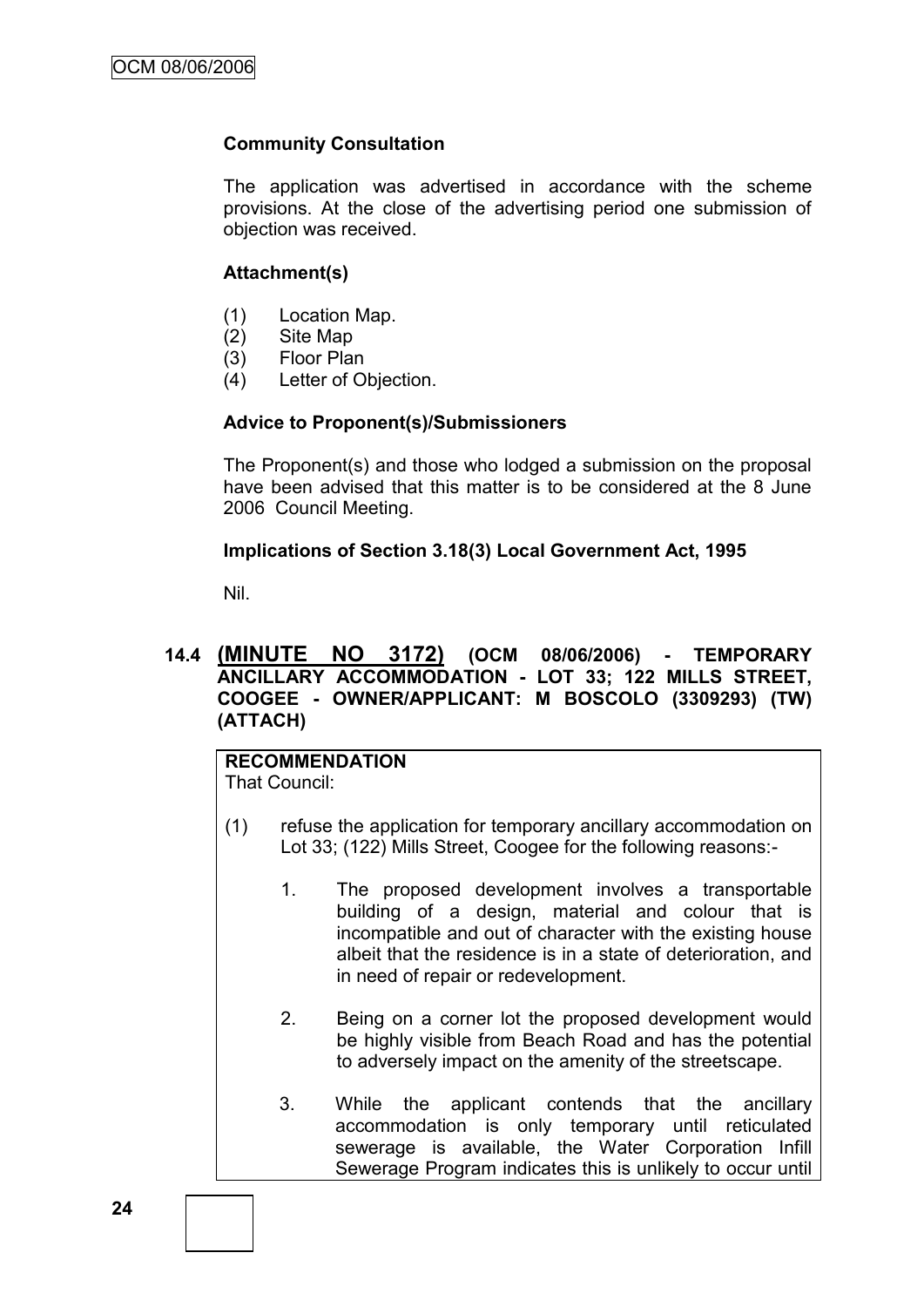### Community Consultation

The application was advertised in accordance with the scheme provisions. At the close of the advertising period one submission of objection was received.

### Attachment(s)

(1) Location Map.
(2) Site Map
(3) Floor Plan
(4) Letter of Objection.

### Advice to Proponent(s)/Submissioners

The Proponent(s) and those who lodged a submission on the proposal have been advised that this matter is to be considered at the 8 June 2006 Council Meeting.

### Implications of Section 3.18(3) Local Government Act, 1995

Nil.

## 14.4 (MINUTE NO 3172) (OCM 08/06/2006) - TEMPORARY ANCILLARY ACCOMMODATION - LOT 33; 122 MILLS STREET, COOGEE - OWNER/APPLICANT: M BOSCOLO (3309293) (TW) (ATTACH)

**RECOMMENDATION**
That Council:

(1) refuse the application for temporary ancillary accommodation on Lot 33; (122) Mills Street, Coogee for the following reasons:-

1. The proposed development involves a transportable building of a design, material and colour that is incompatible and out of character with the existing house albeit that the residence is in a state of deterioration, and in need of repair or redevelopment.

2. Being on a corner lot the proposed development would be highly visible from Beach Road and has the potential to adversely impact on the amenity of the streetscape.

3. While the applicant contends that the ancillary accommodation is only temporary until reticulated sewerage is available, the Water Corporation Infill Sewerage Program indicates this is unlikely to occur until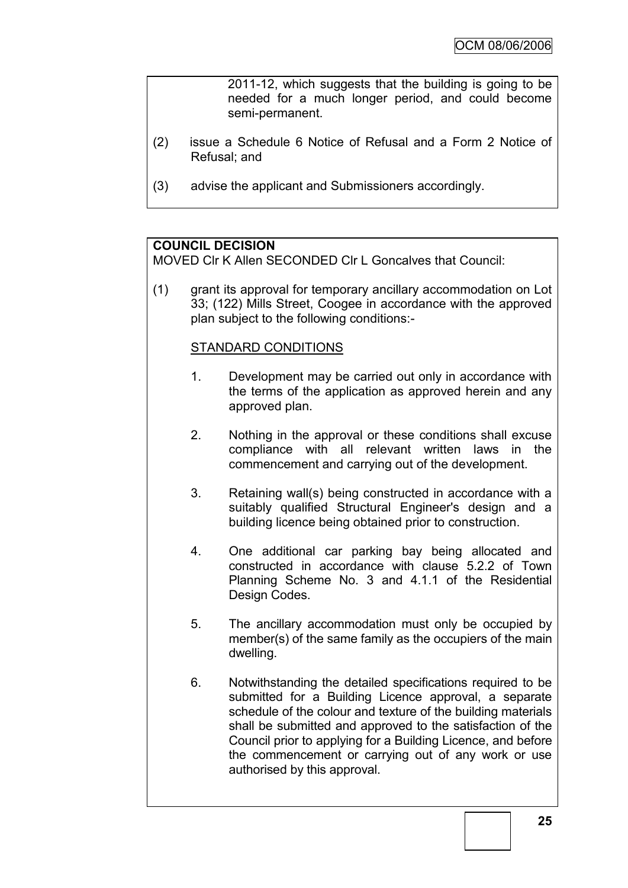2011-12, which suggests that the building is going to be needed for a much longer period, and could become semi-permanent.

(2) issue a Schedule 6 Notice of Refusal and a Form 2 Notice of Refusal; and

(3) advise the applicant and Submissioners accordingly.

**COUNCIL DECISION**

MOVED Clr K Allen SECONDED Clr L Goncalves that Council:

(1) grant its approval for temporary ancillary accommodation on Lot 33; (122) Mills Street, Coogee in accordance with the approved plan subject to the following conditions:-

STANDARD CONDITIONS

1. Development may be carried out only in accordance with the terms of the application as approved herein and any approved plan.

2. Nothing in the approval or these conditions shall excuse compliance with all relevant written laws in the commencement and carrying out of the development.

3. Retaining wall(s) being constructed in accordance with a suitably qualified Structural Engineer's design and a building licence being obtained prior to construction.

4. One additional car parking bay being allocated and constructed in accordance with clause 5.2.2 of Town Planning Scheme No. 3 and 4.1.1 of the Residential Design Codes.

5. The ancillary accommodation must only be occupied by member(s) of the same family as the occupiers of the main dwelling.

6. Notwithstanding the detailed specifications required to be submitted for a Building Licence approval, a separate schedule of the colour and texture of the building materials shall be submitted and approved to the satisfaction of the Council prior to applying for a Building Licence, and before the commencement or carrying out of any work or use authorised by this approval.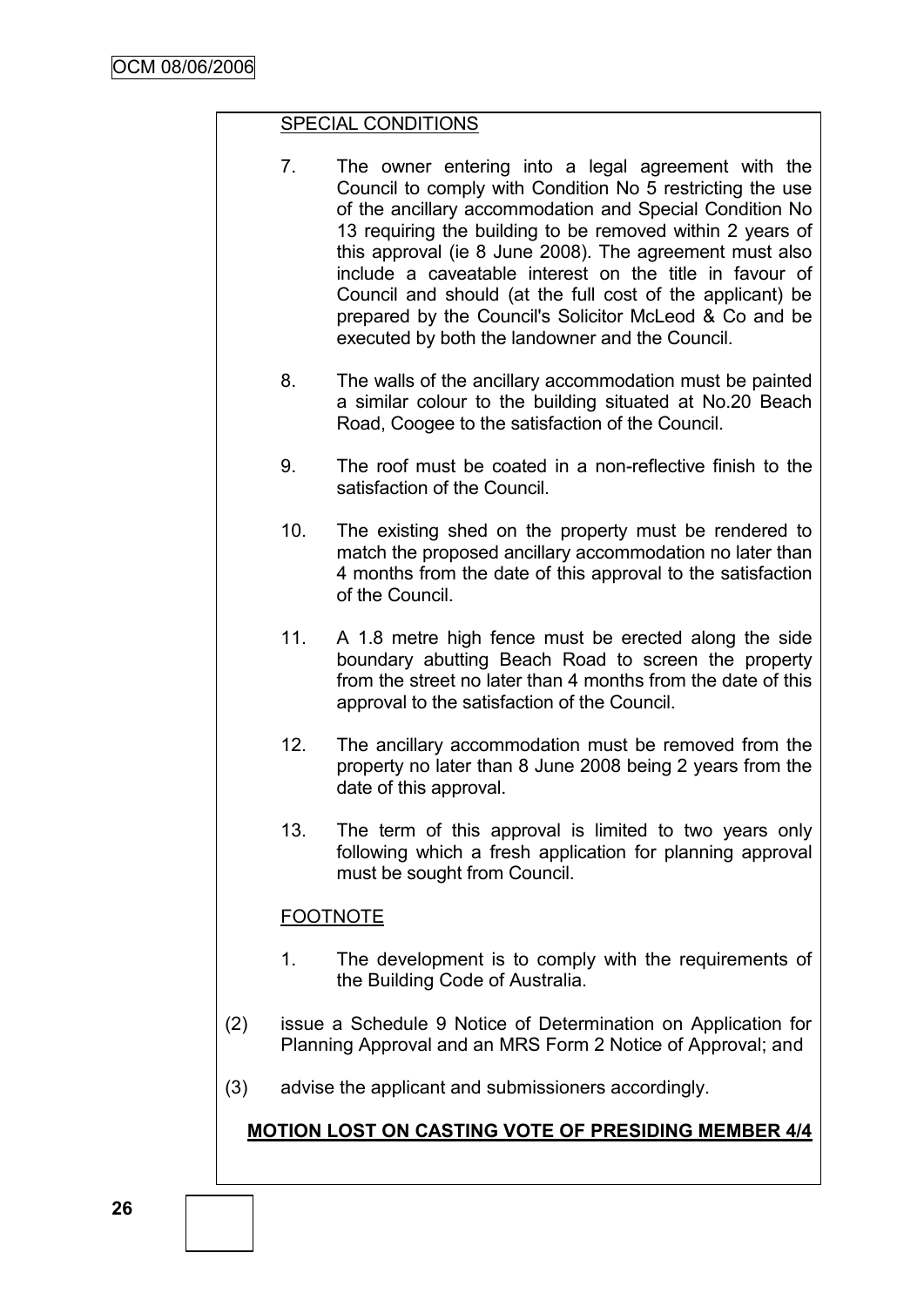SPECIAL CONDITIONS

7. The owner entering into a legal agreement with the Council to comply with Condition No 5 restricting the use of the ancillary accommodation and Special Condition No 13 requiring the building to be removed within 2 years of this approval (ie 8 June 2008). The agreement must also include a caveatable interest on the title in favour of Council and should (at the full cost of the applicant) be prepared by the Council's Solicitor McLeod & Co and be executed by both the landowner and the Council.

8. The walls of the ancillary accommodation must be painted a similar colour to the building situated at No.20 Beach Road, Coogee to the satisfaction of the Council.

9. The roof must be coated in a non-reflective finish to the satisfaction of the Council.

10. The existing shed on the property must be rendered to match the proposed ancillary accommodation no later than 4 months from the date of this approval to the satisfaction of the Council.

11. A 1.8 metre high fence must be erected along the side boundary abutting Beach Road to screen the property from the street no later than 4 months from the date of this approval to the satisfaction of the Council.

12. The ancillary accommodation must be removed from the property no later than 8 June 2008 being 2 years from the date of this approval.

13. The term of this approval is limited to two years only following which a fresh application for planning approval must be sought from Council.

FOOTNOTE

1. The development is to comply with the requirements of the Building Code of Australia.

(2) issue a Schedule 9 Notice of Determination on Application for Planning Approval and an MRS Form 2 Notice of Approval; and

(3) advise the applicant and submissioners accordingly.

**MOTION LOST ON CASTING VOTE OF PRESIDING MEMBER 4/4**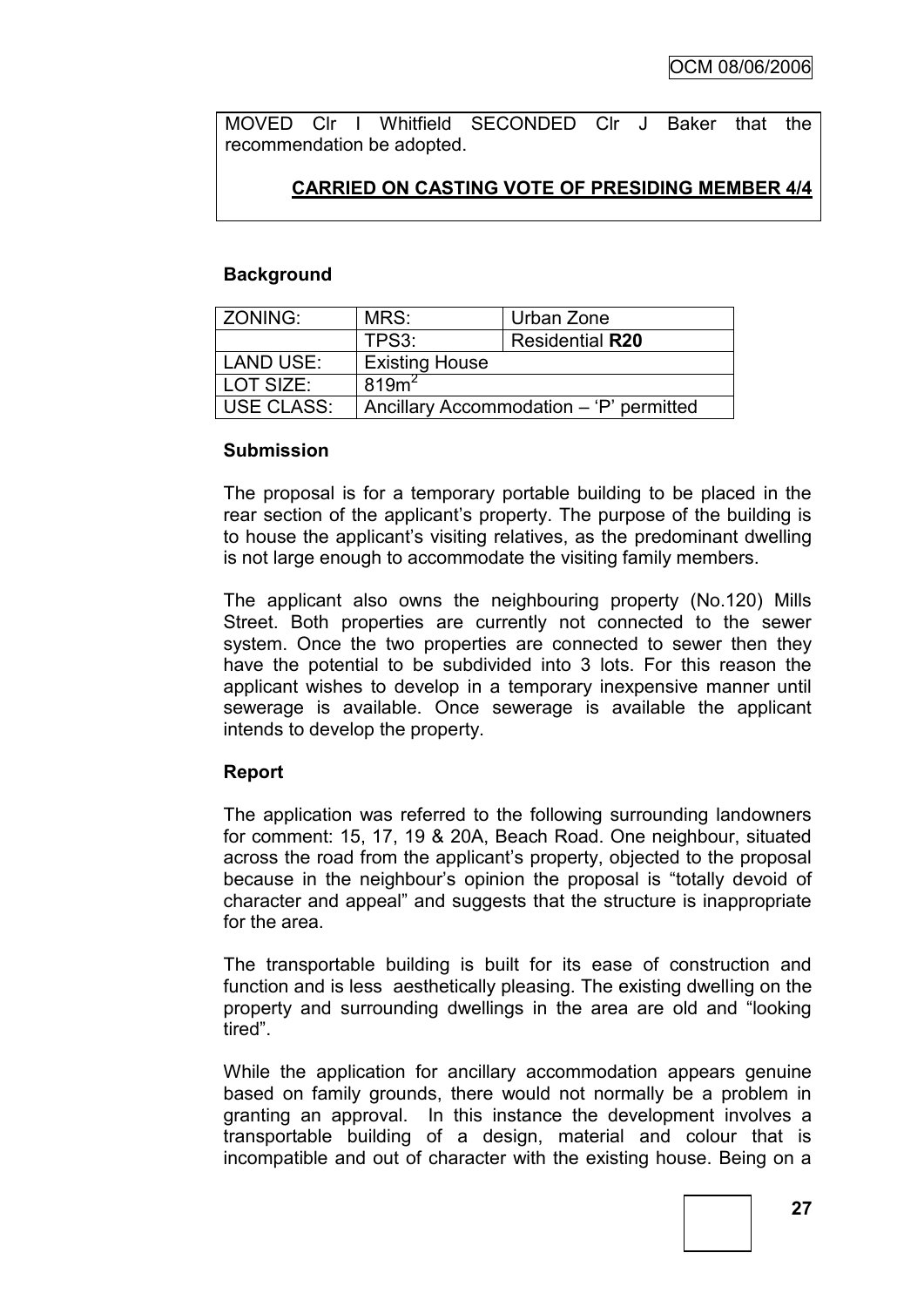MOVED Clr I Whitfield SECONDED Clr J Baker that the recommendation be adopted.

**CARRIED ON CASTING VOTE OF PRESIDING MEMBER 4/4**

**Background**

| ZONING: | MRS: | Urban Zone |
|---|---|---|
| | TPS3: | Residential **R20** |
| LAND USE: | Existing House | |
| LOT SIZE: | $819m^2$ | |
| USE CLASS: | Ancillary Accommodation – 'P' permitted | |

**Submission**

The proposal is for a temporary portable building to be placed in the rear section of the applicant's property. The purpose of the building is to house the applicant's visiting relatives, as the predominant dwelling is not large enough to accommodate the visiting family members.

The applicant also owns the neighbouring property (No.120) Mills Street. Both properties are currently not connected to the sewer system. Once the two properties are connected to sewer then they have the potential to be subdivided into 3 lots. For this reason the applicant wishes to develop in a temporary inexpensive manner until sewerage is available. Once sewerage is available the applicant intends to develop the property.

**Report**

The application was referred to the following surrounding landowners for comment: 15, 17, 19 & 20A, Beach Road. One neighbour, situated across the road from the applicant's property, objected to the proposal because in the neighbour's opinion the proposal is "totally devoid of character and appeal" and suggests that the structure is inappropriate for the area.

The transportable building is built for its ease of construction and function and is less aesthetically pleasing. The existing dwelling on the property and surrounding dwellings in the area are old and "looking tired".

While the application for ancillary accommodation appears genuine based on family grounds, there would not normally be a problem in granting an approval. In this instance the development involves a transportable building of a design, material and colour that is incompatible and out of character with the existing house. Being on a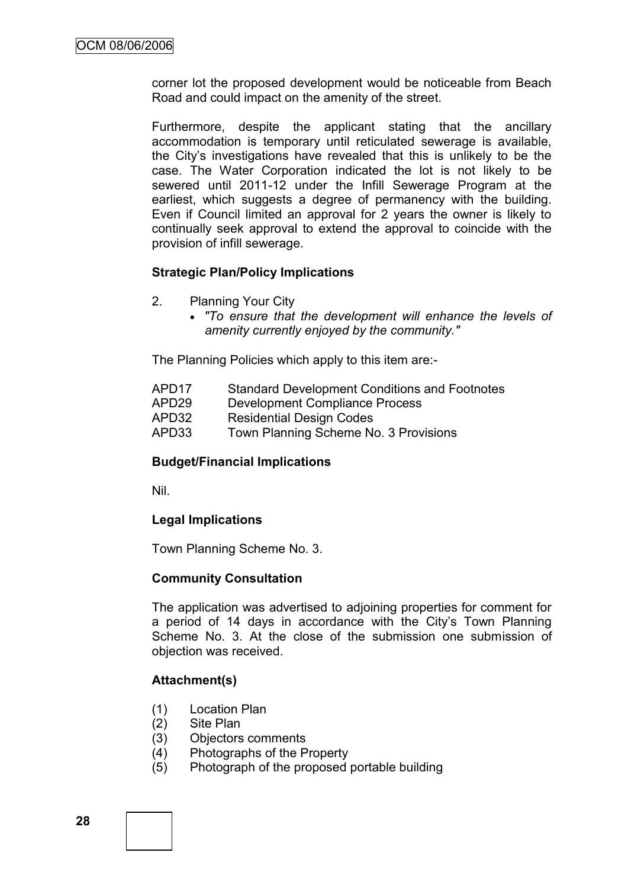corner lot the proposed development would be noticeable from Beach Road and could impact on the amenity of the street.

Furthermore, despite the applicant stating that the ancillary accommodation is temporary until reticulated sewerage is available, the City's investigations have revealed that this is unlikely to be the case. The Water Corporation indicated the lot is not likely to be sewered until 2011-12 under the Infill Sewerage Program at the earliest, which suggests a degree of permanency with the building. Even if Council limited an approval for 2 years the owner is likely to continually seek approval to extend the approval to coincide with the provision of infill sewerage.

**Strategic Plan/Policy Implications**

2. Planning Your City
   - *"To ensure that the development will enhance the levels of amenity currently enjoyed by the community."*

The Planning Policies which apply to this item are:-

APD17 Standard Development Conditions and Footnotes
APD29 Development Compliance Process
APD32 Residential Design Codes
APD33 Town Planning Scheme No. 3 Provisions

**Budget/Financial Implications**

Nil.

**Legal Implications**

Town Planning Scheme No. 3.

**Community Consultation**

The application was advertised to adjoining properties for comment for a period of 14 days in accordance with the City's Town Planning Scheme No. 3. At the close of the submission one submission of objection was received.

**Attachment(s)**

(1) Location Plan
(2) Site Plan
(3) Objectors comments
(4) Photographs of the Property
(5) Photograph of the proposed portable building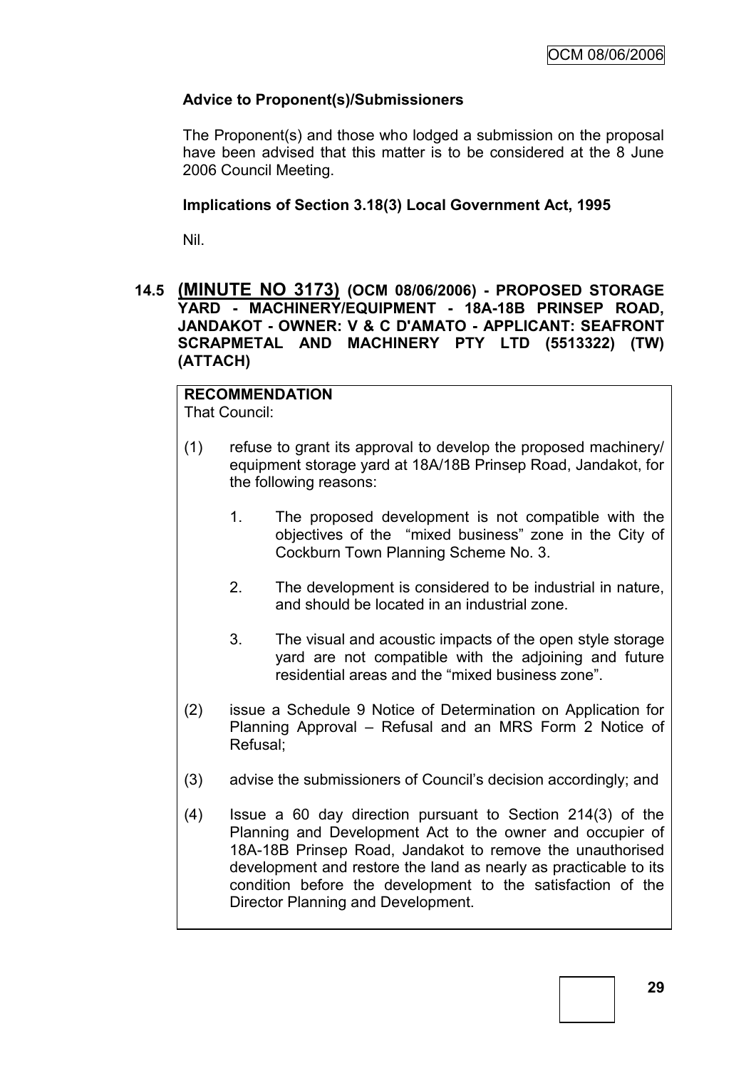**Advice to Proponent(s)/Submissioners**

The Proponent(s) and those who lodged a submission on the proposal have been advised that this matter is to be considered at the 8 June 2006 Council Meeting.

**Implications of Section 3.18(3) Local Government Act, 1995**

Nil.

### 14.5 (MINUTE NO 3173) (OCM 08/06/2006) - PROPOSED STORAGE YARD - MACHINERY/EQUIPMENT - 18A-18B PRINSEP ROAD, JANDAKOT - OWNER: V & C D'AMATO - APPLICANT: SEAFRONT SCRAPMETAL AND MACHINERY PTY LTD (5513322) (TW) (ATTACH)

**RECOMMENDATION**

That Council:

(1) refuse to grant its approval to develop the proposed machinery/ equipment storage yard at 18A/18B Prinsep Road, Jandakot, for the following reasons:

1. The proposed development is not compatible with the objectives of the "mixed business" zone in the City of Cockburn Town Planning Scheme No. 3.

2. The development is considered to be industrial in nature, and should be located in an industrial zone.

3. The visual and acoustic impacts of the open style storage yard are not compatible with the adjoining and future residential areas and the "mixed business zone".

(2) issue a Schedule 9 Notice of Determination on Application for Planning Approval – Refusal and an MRS Form 2 Notice of Refusal;

(3) advise the submissioners of Council's decision accordingly; and

(4) Issue a 60 day direction pursuant to Section 214(3) of the Planning and Development Act to the owner and occupier of 18A-18B Prinsep Road, Jandakot to remove the unauthorised development and restore the land as nearly as practicable to its condition before the development to the satisfaction of the Director Planning and Development.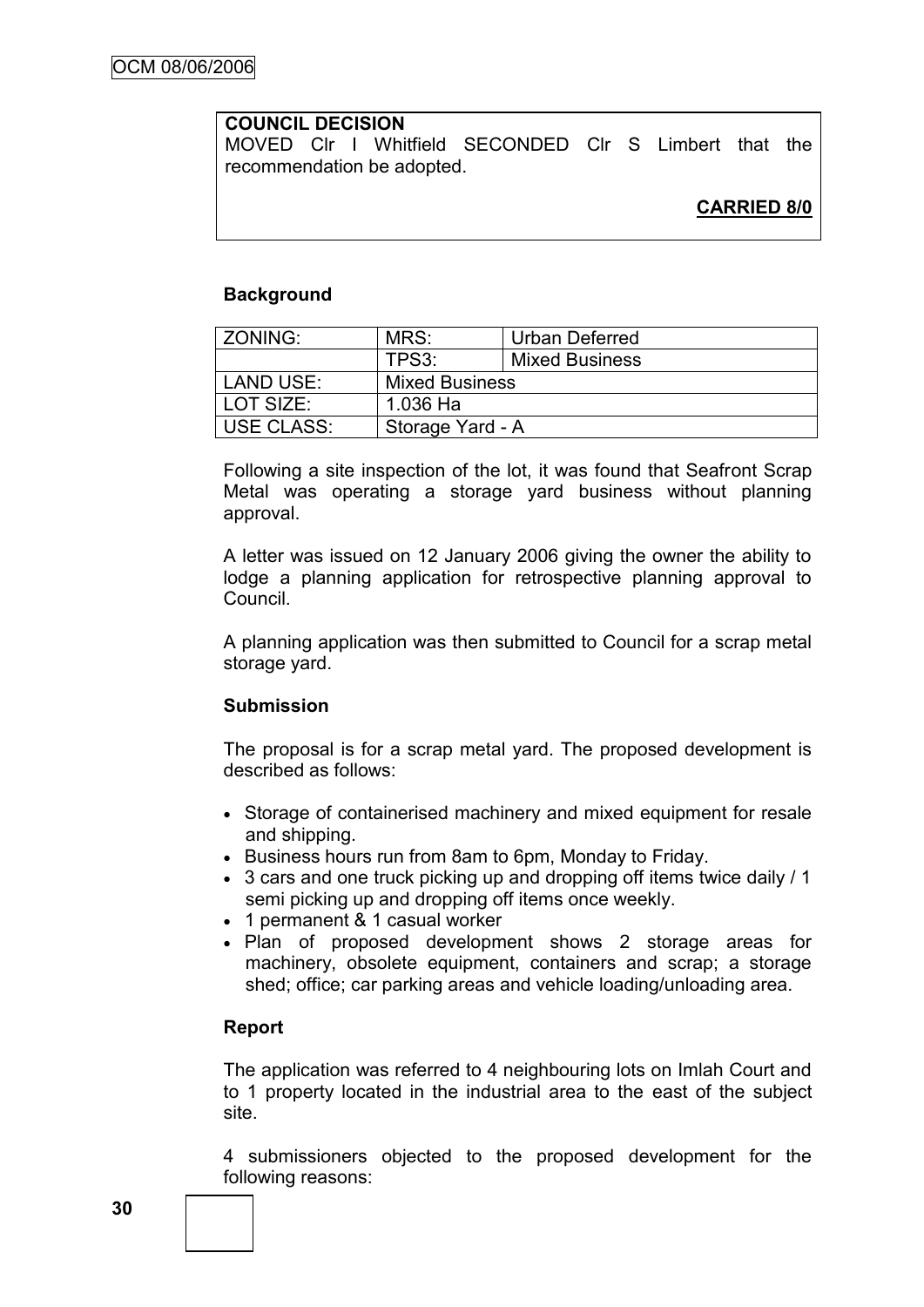**COUNCIL DECISION**

MOVED Clr I Whitfield SECONDED Clr S Limbert that the recommendation be adopted.

**CARRIED 8/0**

**Background**

| ZONING: | MRS: | Urban Deferred |
|---|---|---|
| | TPS3: | Mixed Business |
| LAND USE: | Mixed Business | |
| LOT SIZE: | 1.036 Ha | |
| USE CLASS: | Storage Yard - A | |

Following a site inspection of the lot, it was found that Seafront Scrap Metal was operating a storage yard business without planning approval.

A letter was issued on 12 January 2006 giving the owner the ability to lodge a planning application for retrospective planning approval to Council.

A planning application was then submitted to Council for a scrap metal storage yard.

**Submission**

The proposal is for a scrap metal yard. The proposed development is described as follows:

- Storage of containerised machinery and mixed equipment for resale and shipping.
- Business hours run from 8am to 6pm, Monday to Friday.
- 3 cars and one truck picking up and dropping off items twice daily / 1 semi picking up and dropping off items once weekly.
- 1 permanent & 1 casual worker
- Plan of proposed development shows 2 storage areas for machinery, obsolete equipment, containers and scrap; a storage shed; office; car parking areas and vehicle loading/unloading area.

**Report**

The application was referred to 4 neighbouring lots on Imlah Court and to 1 property located in the industrial area to the east of the subject site.

4 submissioners objected to the proposed development for the following reasons: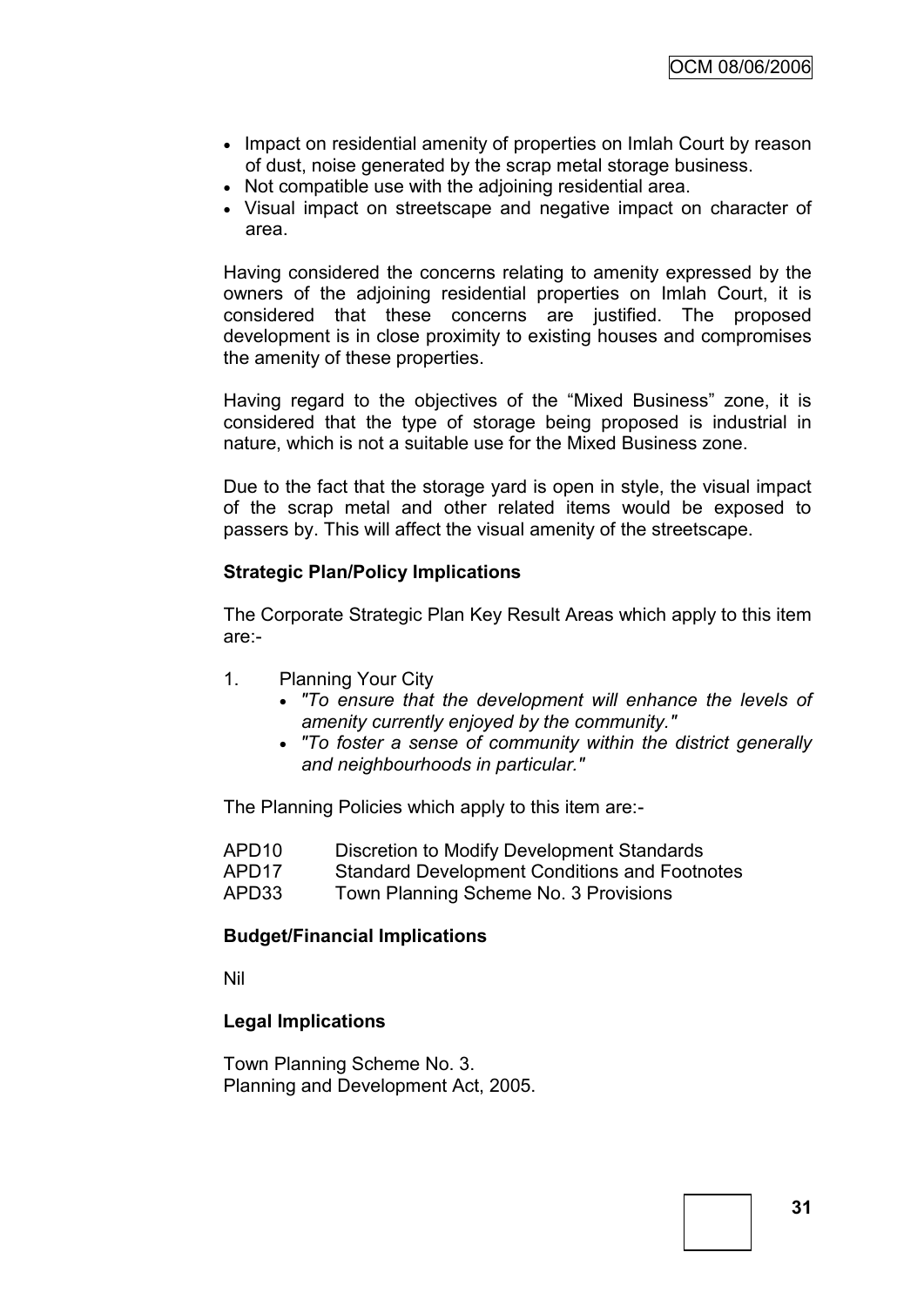- Impact on residential amenity of properties on Imlah Court by reason of dust, noise generated by the scrap metal storage business.
- Not compatible use with the adjoining residential area.
- Visual impact on streetscape and negative impact on character of area.

Having considered the concerns relating to amenity expressed by the owners of the adjoining residential properties on Imlah Court, it is considered that these concerns are justified. The proposed development is in close proximity to existing houses and compromises the amenity of these properties.

Having regard to the objectives of the "Mixed Business" zone, it is considered that the type of storage being proposed is industrial in nature, which is not a suitable use for the Mixed Business zone.

Due to the fact that the storage yard is open in style, the visual impact of the scrap metal and other related items would be exposed to passers by. This will affect the visual amenity of the streetscape.

**Strategic Plan/Policy Implications**

The Corporate Strategic Plan Key Result Areas which apply to this item are:-

1. Planning Your City
   - *"To ensure that the development will enhance the levels of amenity currently enjoyed by the community."*
   - *"To foster a sense of community within the district generally and neighbourhoods in particular."*

The Planning Policies which apply to this item are:-

| | |
|---|---|
| APD10 | Discretion to Modify Development Standards |
| APD17 | Standard Development Conditions and Footnotes |
| APD33 | Town Planning Scheme No. 3 Provisions |

**Budget/Financial Implications**

Nil

**Legal Implications**

Town Planning Scheme No. 3.
Planning and Development Act, 2005.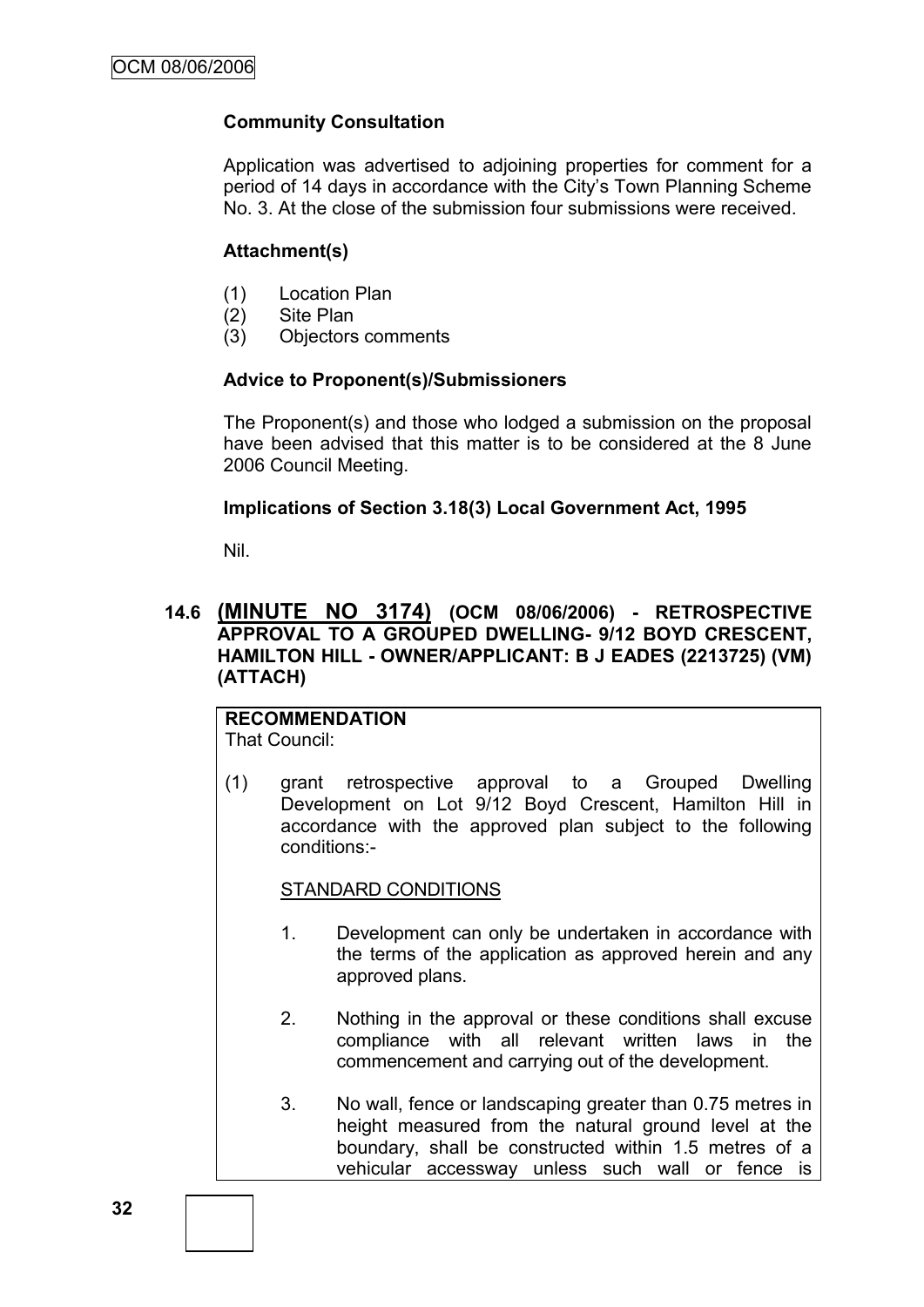**Community Consultation**

Application was advertised to adjoining properties for comment for a period of 14 days in accordance with the City's Town Planning Scheme No. 3. At the close of the submission four submissions were received.

**Attachment(s)**

(1) Location Plan
(2) Site Plan
(3) Objectors comments

**Advice to Proponent(s)/Submissioners**

The Proponent(s) and those who lodged a submission on the proposal have been advised that this matter is to be considered at the 8 June 2006 Council Meeting.

**Implications of Section 3.18(3) Local Government Act, 1995**

Nil.

## 14.6 (MINUTE NO 3174) (OCM 08/06/2006) - RETROSPECTIVE APPROVAL TO A GROUPED DWELLING- 9/12 BOYD CRESCENT, HAMILTON HILL - OWNER/APPLICANT: B J EADES (2213725) (VM) (ATTACH)

**RECOMMENDATION**
That Council:

(1) grant retrospective approval to a Grouped Dwelling Development on Lot 9/12 Boyd Crescent, Hamilton Hill in accordance with the approved plan subject to the following conditions:-

STANDARD CONDITIONS

1. Development can only be undertaken in accordance with the terms of the application as approved herein and any approved plans.

2. Nothing in the approval or these conditions shall excuse compliance with all relevant written laws in the commencement and carrying out of the development.

3. No wall, fence or landscaping greater than 0.75 metres in height measured from the natural ground level at the boundary, shall be constructed within 1.5 metres of a vehicular accessway unless such wall or fence is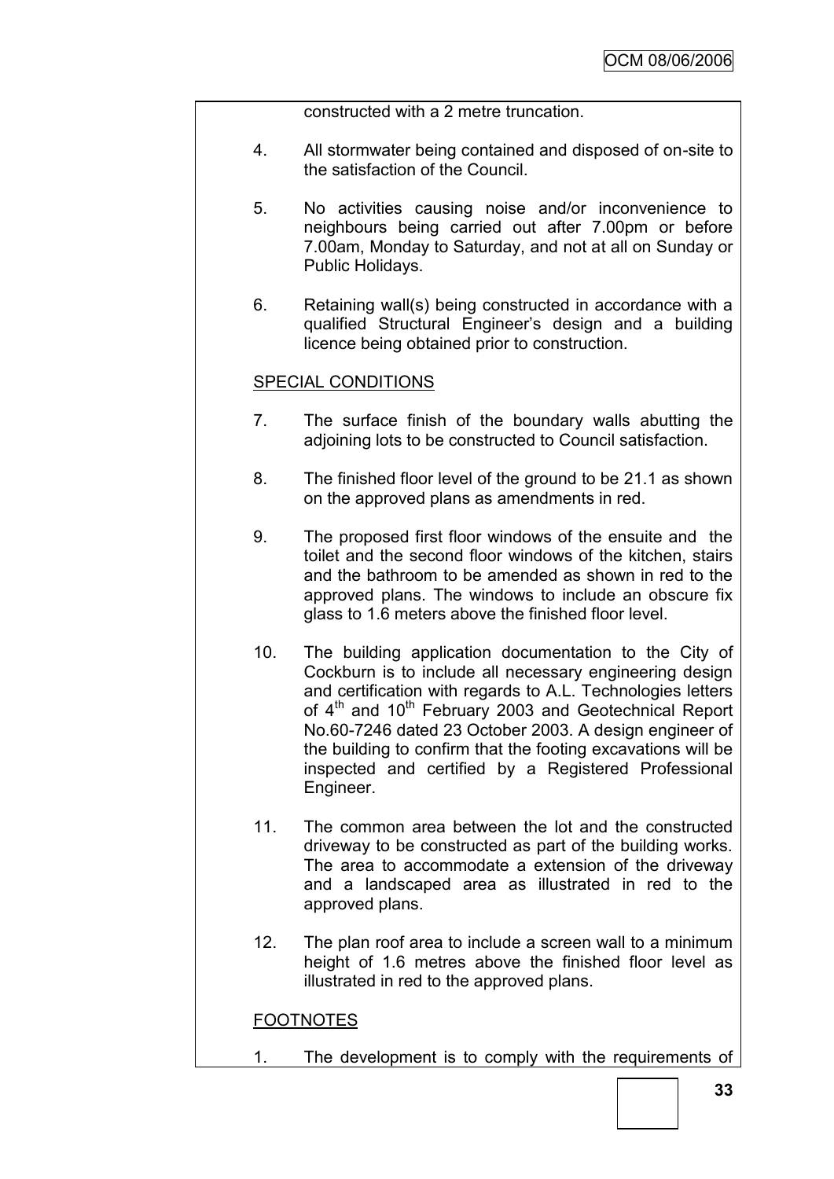constructed with a 2 metre truncation.

4. All stormwater being contained and disposed of on-site to the satisfaction of the Council.

5. No activities causing noise and/or inconvenience to neighbours being carried out after 7.00pm or before 7.00am, Monday to Saturday, and not at all on Sunday or Public Holidays.

6. Retaining wall(s) being constructed in accordance with a qualified Structural Engineer's design and a building licence being obtained prior to construction.

SPECIAL CONDITIONS

7. The surface finish of the boundary walls abutting the adjoining lots to be constructed to Council satisfaction.

8. The finished floor level of the ground to be 21.1 as shown on the approved plans as amendments in red.

9. The proposed first floor windows of the ensuite and the toilet and the second floor windows of the kitchen, stairs and the bathroom to be amended as shown in red to the approved plans. The windows to include an obscure fix glass to 1.6 meters above the finished floor level.

10. The building application documentation to the City of Cockburn is to include all necessary engineering design and certification with regards to A.L. Technologies letters of 4th and 10th February 2003 and Geotechnical Report No.60-7246 dated 23 October 2003. A design engineer of the building to confirm that the footing excavations will be inspected and certified by a Registered Professional Engineer.

11. The common area between the lot and the constructed driveway to be constructed as part of the building works. The area to accommodate a extension of the driveway and a landscaped area as illustrated in red to the approved plans.

12. The plan roof area to include a screen wall to a minimum height of 1.6 metres above the finished floor level as illustrated in red to the approved plans.

FOOTNOTES

1. The development is to comply with the requirements of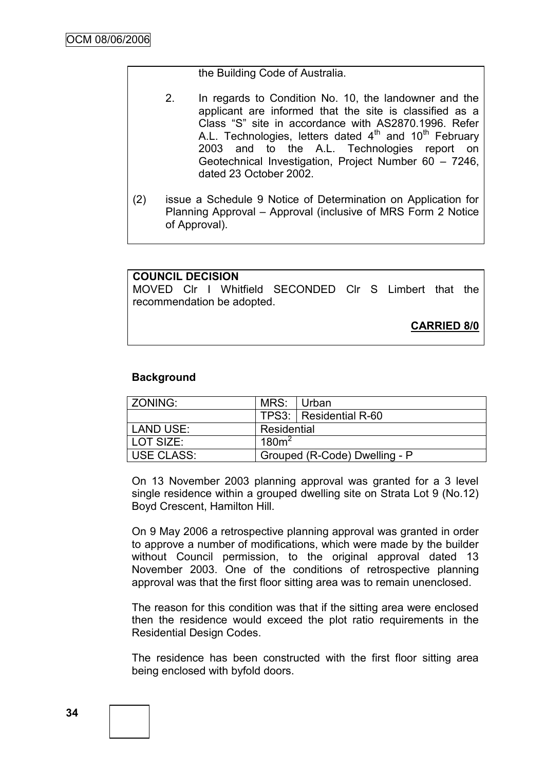the Building Code of Australia.

2. In regards to Condition No. 10, the landowner and the applicant are informed that the site is classified as a Class “S” site in accordance with AS2870.1996. Refer A.L. Technologies, letters dated 4th and 10th February 2003 and to the A.L. Technologies report on Geotechnical Investigation, Project Number 60 – 7246, dated 23 October 2002.

(2) issue a Schedule 9 Notice of Determination on Application for Planning Approval – Approval (inclusive of MRS Form 2 Notice of Approval).

**COUNCIL DECISION**

MOVED Clr I Whitfield SECONDED Clr S Limbert that the recommendation be adopted.

**CARRIED 8/0**

**Background**

| ZONING: | MRS: | Urban |
|---|---|---|
| | TPS3: | Residential R-60 |
| LAND USE: | Residential | |
| LOT SIZE: | $180m^2$ | |
| USE CLASS: | Grouped (R-Code) Dwelling - P | |

On 13 November 2003 planning approval was granted for a 3 level single residence within a grouped dwelling site on Strata Lot 9 (No.12) Boyd Crescent, Hamilton Hill.

On 9 May 2006 a retrospective planning approval was granted in order to approve a number of modifications, which were made by the builder without Council permission, to the original approval dated 13 November 2003. One of the conditions of retrospective planning approval was that the first floor sitting area was to remain unenclosed.

The reason for this condition was that if the sitting area were enclosed then the residence would exceed the plot ratio requirements in the Residential Design Codes.

The residence has been constructed with the first floor sitting area being enclosed with byfold doors.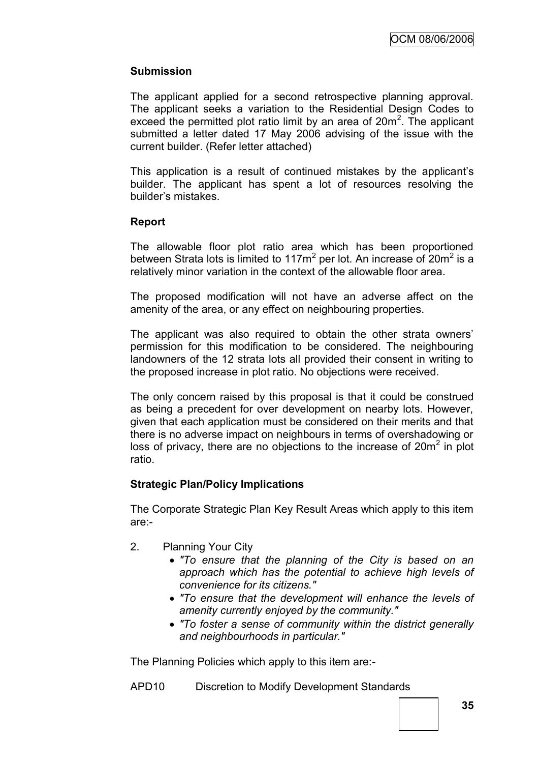**Submission**

The applicant applied for a second retrospective planning approval. The applicant seeks a variation to the Residential Design Codes to exceed the permitted plot ratio limit by an area of $20m^2$. The applicant submitted a letter dated 17 May 2006 advising of the issue with the current builder. (Refer letter attached)

This application is a result of continued mistakes by the applicant's builder. The applicant has spent a lot of resources resolving the builder's mistakes.

**Report**

The allowable floor plot ratio area which has been proportioned between Strata lots is limited to $117m^2$ per lot. An increase of $20m^2$ is a relatively minor variation in the context of the allowable floor area.

The proposed modification will not have an adverse affect on the amenity of the area, or any effect on neighbouring properties.

The applicant was also required to obtain the other strata owners' permission for this modification to be considered. The neighbouring landowners of the 12 strata lots all provided their consent in writing to the proposed increase in plot ratio. No objections were received.

The only concern raised by this proposal is that it could be construed as being a precedent for over development on nearby lots. However, given that each application must be considered on their merits and that there is no adverse impact on neighbours in terms of overshadowing or loss of privacy, there are no objections to the increase of $20m^2$ in plot ratio.

**Strategic Plan/Policy Implications**

The Corporate Strategic Plan Key Result Areas which apply to this item are:-

2. Planning Your City
   - *"To ensure that the planning of the City is based on an approach which has the potential to achieve high levels of convenience for its citizens."*
   - *"To ensure that the development will enhance the levels of amenity currently enjoyed by the community."*
   - *"To foster a sense of community within the district generally and neighbourhoods in particular."*

The Planning Policies which apply to this item are:-

APD10 Discretion to Modify Development Standards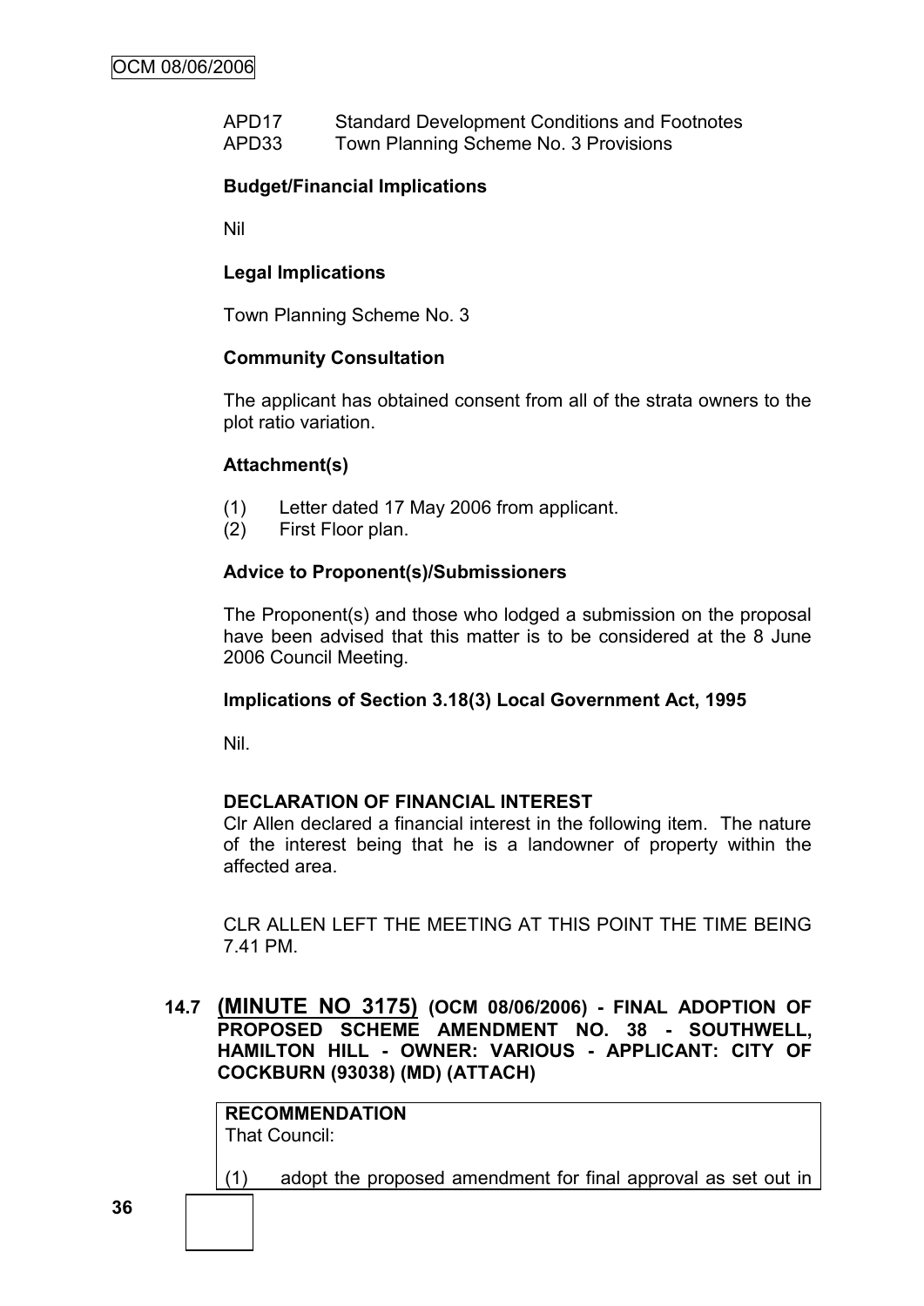APD17 Standard Development Conditions and Footnotes
APD33 Town Planning Scheme No. 3 Provisions

**Budget/Financial Implications**

Nil

**Legal Implications**

Town Planning Scheme No. 3

**Community Consultation**

The applicant has obtained consent from all of the strata owners to the plot ratio variation.

**Attachment(s)**

(1) Letter dated 17 May 2006 from applicant.
(2) First Floor plan.

**Advice to Proponent(s)/Submissioners**

The Proponent(s) and those who lodged a submission on the proposal have been advised that this matter is to be considered at the 8 June 2006 Council Meeting.

**Implications of Section 3.18(3) Local Government Act, 1995**

Nil.

**DECLARATION OF FINANCIAL INTEREST**

Clr Allen declared a financial interest in the following item. The nature of the interest being that he is a landowner of property within the affected area.

CLR ALLEN LEFT THE MEETING AT THIS POINT THE TIME BEING 7.41 PM.

### 14.7 (MINUTE NO 3175) (OCM 08/06/2006) - FINAL ADOPTION OF PROPOSED SCHEME AMENDMENT NO. 38 - SOUTHWELL, HAMILTON HILL - OWNER: VARIOUS - APPLICANT: CITY OF COCKBURN (93038) (MD) (ATTACH)

**RECOMMENDATION**
That Council:

(1) adopt the proposed amendment for final approval as set out in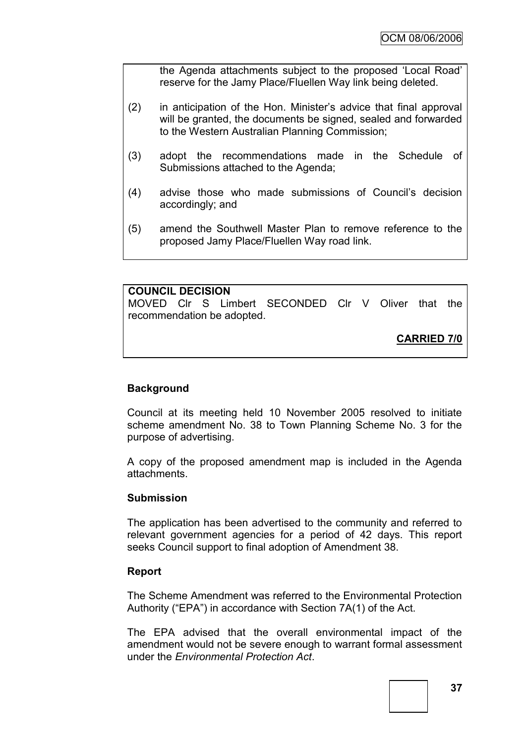the Agenda attachments subject to the proposed 'Local Road' reserve for the Jamy Place/Fluellen Way link being deleted.

(2) in anticipation of the Hon. Minister's advice that final approval will be granted, the documents be signed, sealed and forwarded to the Western Australian Planning Commission;

(3) adopt the recommendations made in the Schedule of Submissions attached to the Agenda;

(4) advise those who made submissions of Council's decision accordingly; and

(5) amend the Southwell Master Plan to remove reference to the proposed Jamy Place/Fluellen Way road link.

**COUNCIL DECISION**

MOVED Clr S Limbert SECONDED Clr V Oliver that the recommendation be adopted.

**CARRIED 7/0**

### Background

Council at its meeting held 10 November 2005 resolved to initiate scheme amendment No. 38 to Town Planning Scheme No. 3 for the purpose of advertising.

A copy of the proposed amendment map is included in the Agenda attachments.

### Submission

The application has been advertised to the community and referred to relevant government agencies for a period of 42 days. This report seeks Council support to final adoption of Amendment 38.

### Report

The Scheme Amendment was referred to the Environmental Protection Authority ("EPA") in accordance with Section 7A(1) of the Act.

The EPA advised that the overall environmental impact of the amendment would not be severe enough to warrant formal assessment under the *Environmental Protection Act*.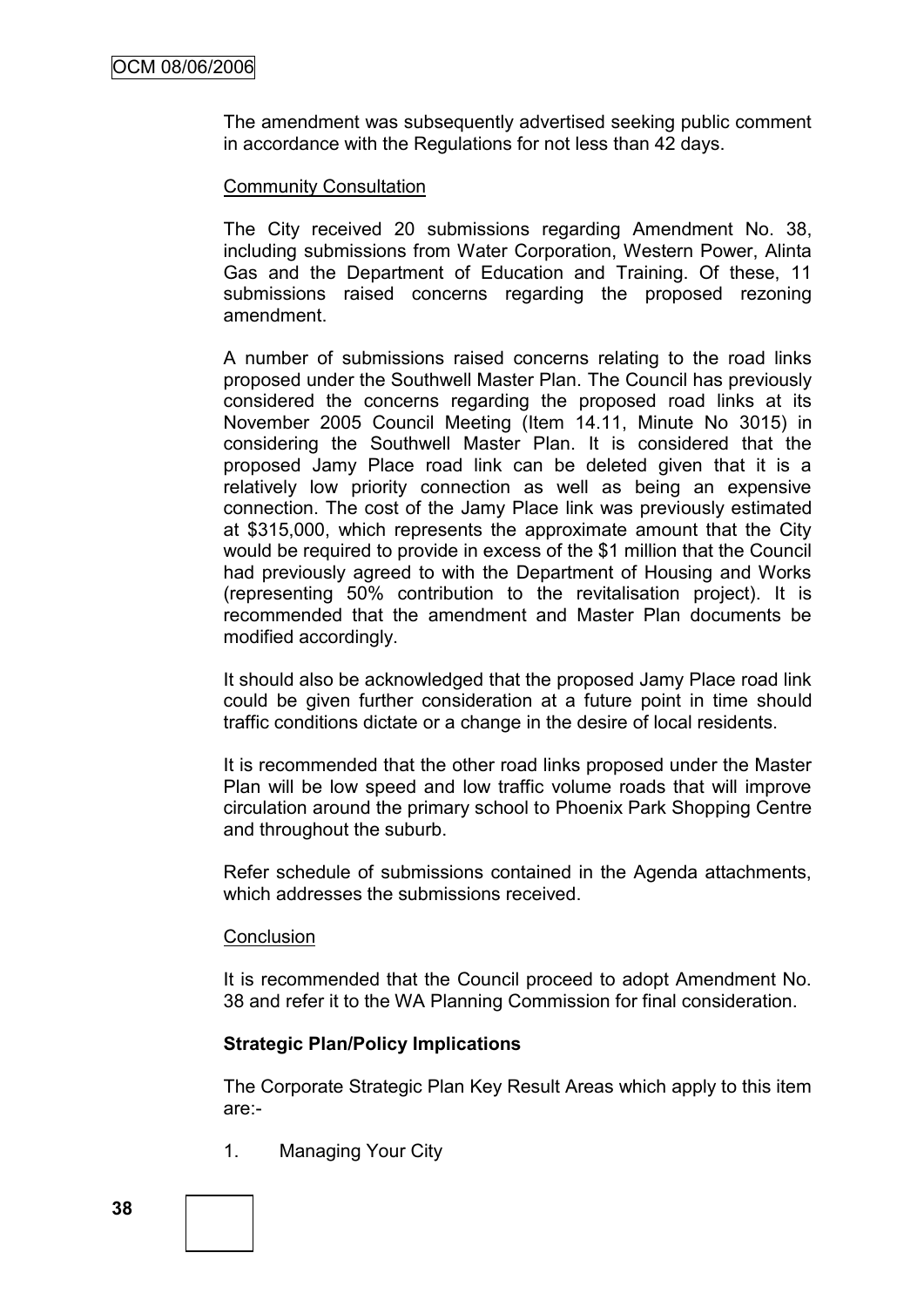The amendment was subsequently advertised seeking public comment in accordance with the Regulations for not less than 42 days.

Community Consultation

The City received 20 submissions regarding Amendment No. 38, including submissions from Water Corporation, Western Power, Alinta Gas and the Department of Education and Training. Of these, 11 submissions raised concerns regarding the proposed rezoning amendment.

A number of submissions raised concerns relating to the road links proposed under the Southwell Master Plan. The Council has previously considered the concerns regarding the proposed road links at its November 2005 Council Meeting (Item 14.11, Minute No 3015) in considering the Southwell Master Plan. It is considered that the proposed Jamy Place road link can be deleted given that it is a relatively low priority connection as well as being an expensive connection. The cost of the Jamy Place link was previously estimated at $315,000, which represents the approximate amount that the City would be required to provide in excess of the $1 million that the Council had previously agreed to with the Department of Housing and Works (representing 50% contribution to the revitalisation project). It is recommended that the amendment and Master Plan documents be modified accordingly.

It should also be acknowledged that the proposed Jamy Place road link could be given further consideration at a future point in time should traffic conditions dictate or a change in the desire of local residents.

It is recommended that the other road links proposed under the Master Plan will be low speed and low traffic volume roads that will improve circulation around the primary school to Phoenix Park Shopping Centre and throughout the suburb.

Refer schedule of submissions contained in the Agenda attachments, which addresses the submissions received.

Conclusion

It is recommended that the Council proceed to adopt Amendment No. 38 and refer it to the WA Planning Commission for final consideration.

**Strategic Plan/Policy Implications**

The Corporate Strategic Plan Key Result Areas which apply to this item are:-

1. Managing Your City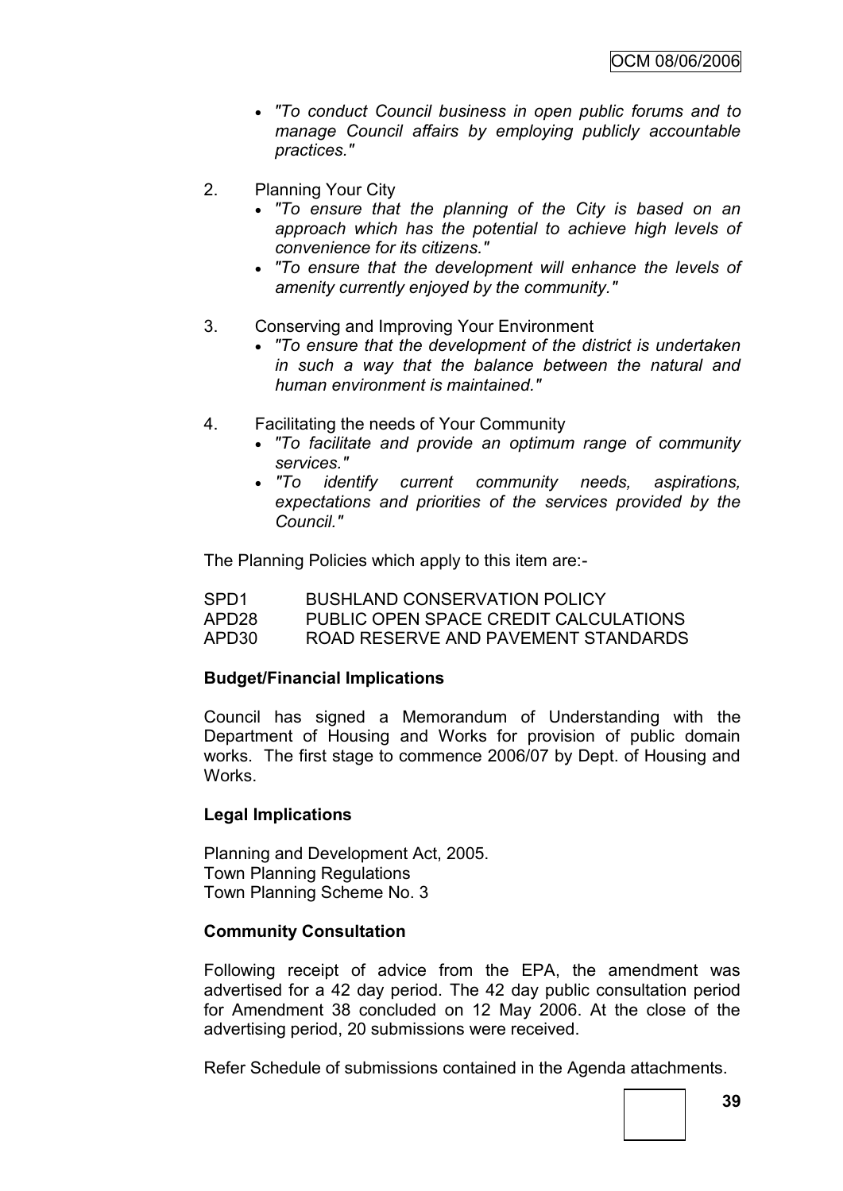- *"To conduct Council business in open public forums and to manage Council affairs by employing publicly accountable practices."*

2. Planning Your City
   - *"To ensure that the planning of the City is based on an approach which has the potential to achieve high levels of convenience for its citizens."*
   - *"To ensure that the development will enhance the levels of amenity currently enjoyed by the community."*

3. Conserving and Improving Your Environment
   - *"To ensure that the development of the district is undertaken in such a way that the balance between the natural and human environment is maintained."*

4. Facilitating the needs of Your Community
   - *"To facilitate and provide an optimum range of community services."*
   - *"To identify current community needs, aspirations, expectations and priorities of the services provided by the Council."*

The Planning Policies which apply to this item are:-

| | |
|---|---|
| SPD1 | BUSHLAND CONSERVATION POLICY |
| APD28 | PUBLIC OPEN SPACE CREDIT CALCULATIONS |
| APD30 | ROAD RESERVE AND PAVEMENT STANDARDS |

**Budget/Financial Implications**

Council has signed a Memorandum of Understanding with the Department of Housing and Works for provision of public domain works. The first stage to commence 2006/07 by Dept. of Housing and Works.

**Legal Implications**

Planning and Development Act, 2005.
Town Planning Regulations
Town Planning Scheme No. 3

**Community Consultation**

Following receipt of advice from the EPA, the amendment was advertised for a 42 day period. The 42 day public consultation period for Amendment 38 concluded on 12 May 2006. At the close of the advertising period, 20 submissions were received.

Refer Schedule of submissions contained in the Agenda attachments.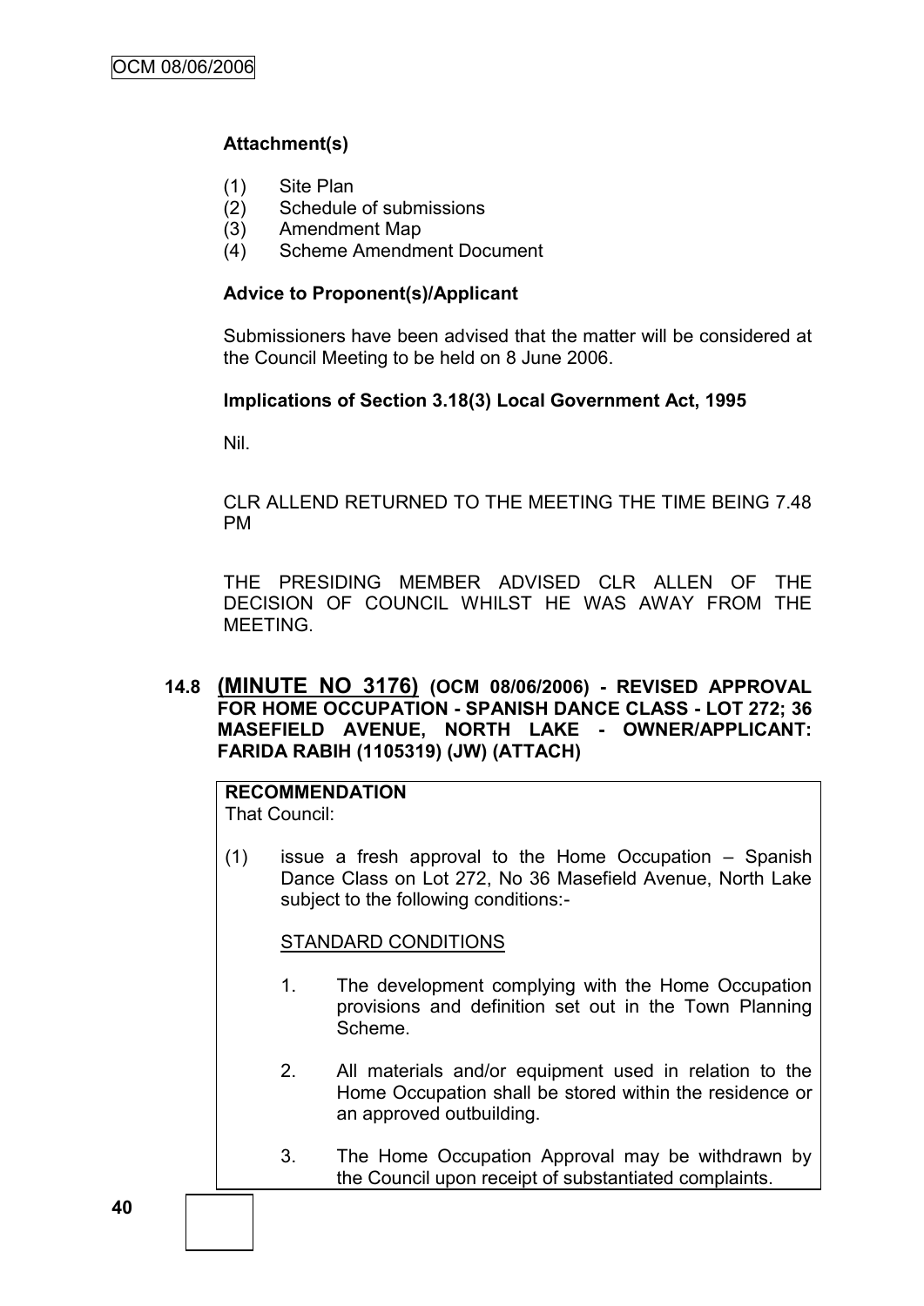**Attachment(s)**

(1) Site Plan
(2) Schedule of submissions
(3) Amendment Map
(4) Scheme Amendment Document

**Advice to Proponent(s)/Applicant**

Submissioners have been advised that the matter will be considered at the Council Meeting to be held on 8 June 2006.

**Implications of Section 3.18(3) Local Government Act, 1995**

Nil.

CLR ALLEND RETURNED TO THE MEETING THE TIME BEING 7.48 PM

THE PRESIDING MEMBER ADVISED CLR ALLEN OF THE DECISION OF COUNCIL WHILST HE WAS AWAY FROM THE MEETING.

**14.8 (MINUTE NO 3176) (OCM 08/06/2006) - REVISED APPROVAL FOR HOME OCCUPATION - SPANISH DANCE CLASS - LOT 272; 36 MASEFIELD AVENUE, NORTH LAKE - OWNER/APPLICANT: FARIDA RABIH (1105319) (JW) (ATTACH)**

**RECOMMENDATION**
That Council:

(1) issue a fresh approval to the Home Occupation – Spanish Dance Class on Lot 272, No 36 Masefield Avenue, North Lake subject to the following conditions:-

STANDARD CONDITIONS

1. The development complying with the Home Occupation provisions and definition set out in the Town Planning Scheme.

2. All materials and/or equipment used in relation to the Home Occupation shall be stored within the residence or an approved outbuilding.

3. The Home Occupation Approval may be withdrawn by the Council upon receipt of substantiated complaints.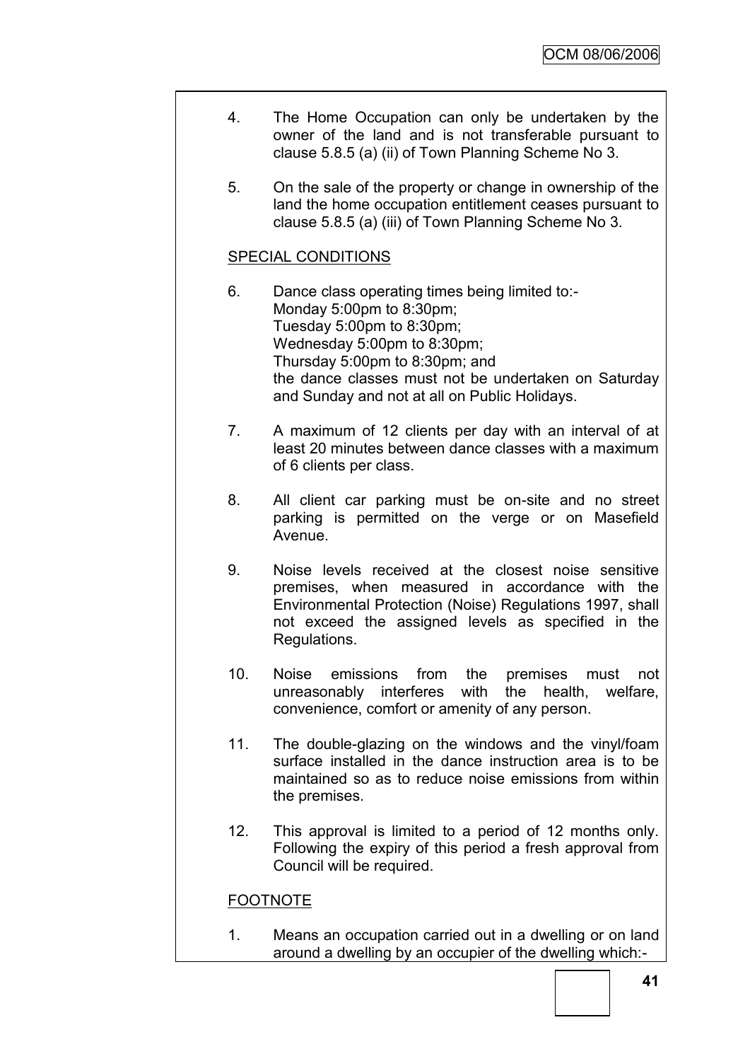4. The Home Occupation can only be undertaken by the owner of the land and is not transferable pursuant to clause 5.8.5 (a) (ii) of Town Planning Scheme No 3.

5. On the sale of the property or change in ownership of the land the home occupation entitlement ceases pursuant to clause 5.8.5 (a) (iii) of Town Planning Scheme No 3.

SPECIAL CONDITIONS

6. Dance class operating times being limited to:-
   Monday 5:00pm to 8:30pm;
   Tuesday 5:00pm to 8:30pm;
   Wednesday 5:00pm to 8:30pm;
   Thursday 5:00pm to 8:30pm; and
   the dance classes must not be undertaken on Saturday and Sunday and not at all on Public Holidays.

7. A maximum of 12 clients per day with an interval of at least 20 minutes between dance classes with a maximum of 6 clients per class.

8. All client car parking must be on-site and no street parking is permitted on the verge or on Masefield Avenue.

9. Noise levels received at the closest noise sensitive premises, when measured in accordance with the Environmental Protection (Noise) Regulations 1997, shall not exceed the assigned levels as specified in the Regulations.

10. Noise emissions from the premises must not unreasonably interferes with the health, welfare, convenience, comfort or amenity of any person.

11. The double-glazing on the windows and the vinyl/foam surface installed in the dance instruction area is to be maintained so as to reduce noise emissions from within the premises.

12. This approval is limited to a period of 12 months only. Following the expiry of this period a fresh approval from Council will be required.

FOOTNOTE

1. Means an occupation carried out in a dwelling or on land around a dwelling by an occupier of the dwelling which:-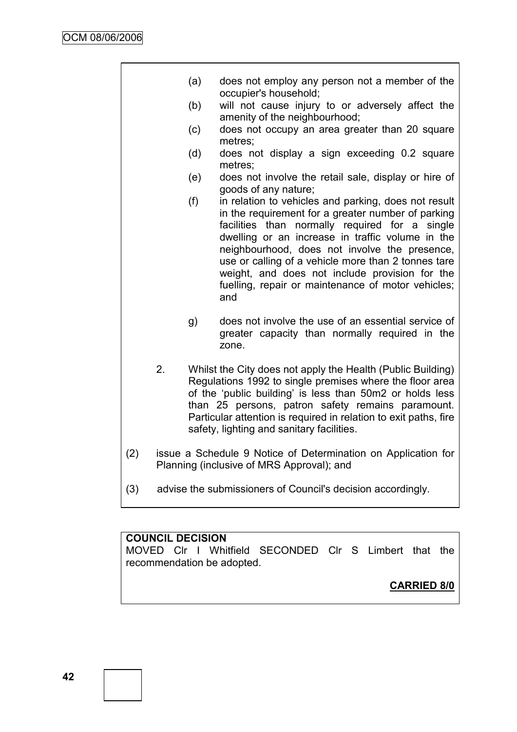(a) does not employ any person not a member of the occupier's household;

(b) will not cause injury to or adversely affect the amenity of the neighbourhood;

(c) does not occupy an area greater than 20 square metres;

(d) does not display a sign exceeding 0.2 square metres;

(e) does not involve the retail sale, display or hire of goods of any nature;

(f) in relation to vehicles and parking, does not result in the requirement for a greater number of parking facilities than normally required for a single dwelling or an increase in traffic volume in the neighbourhood, does not involve the presence, use or calling of a vehicle more than 2 tonnes tare weight, and does not include provision for the fuelling, repair or maintenance of motor vehicles; and

g) does not involve the use of an essential service of greater capacity than normally required in the zone.

2. Whilst the City does not apply the Health (Public Building) Regulations 1992 to single premises where the floor area of the 'public building' is less than 50m2 or holds less than 25 persons, patron safety remains paramount. Particular attention is required in relation to exit paths, fire safety, lighting and sanitary facilities.

(2) issue a Schedule 9 Notice of Determination on Application for Planning (inclusive of MRS Approval); and

(3) advise the submissioners of Council's decision accordingly.

**COUNCIL DECISION**

MOVED Clr I Whitfield SECONDED Clr S Limbert that the recommendation be adopted.

**CARRIED 8/0**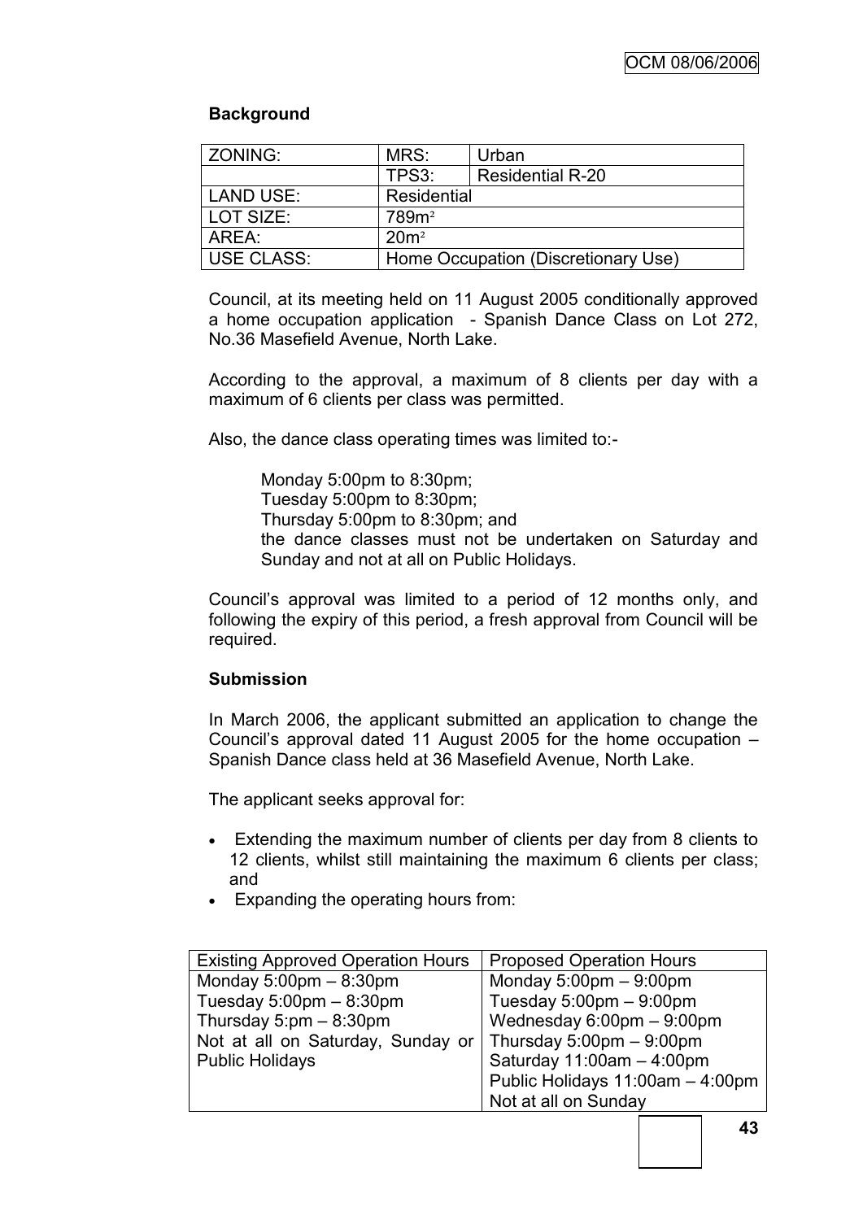### Background

| ZONING: | MRS: | Urban |
|---|---|---|
| | TPS3: | Residential R-20 |
| LAND USE: | Residential | |
| LOT SIZE: | 789m² | |
| AREA: | 20m² | |
| USE CLASS: | Home Occupation (Discretionary Use) | |

Council, at its meeting held on 11 August 2005 conditionally approved a home occupation application - Spanish Dance Class on Lot 272, No.36 Masefield Avenue, North Lake.

According to the approval, a maximum of 8 clients per day with a maximum of 6 clients per class was permitted.

Also, the dance class operating times was limited to:-

Monday 5:00pm to 8:30pm;
Tuesday 5:00pm to 8:30pm;
Thursday 5:00pm to 8:30pm; and
the dance classes must not be undertaken on Saturday and Sunday and not at all on Public Holidays.

Council's approval was limited to a period of 12 months only, and following the expiry of this period, a fresh approval from Council will be required.

### Submission

In March 2006, the applicant submitted an application to change the Council's approval dated 11 August 2005 for the home occupation – Spanish Dance class held at 36 Masefield Avenue, North Lake.

The applicant seeks approval for:

- Extending the maximum number of clients per day from 8 clients to 12 clients, whilst still maintaining the maximum 6 clients per class; and
- Expanding the operating hours from:

| Existing Approved Operation Hours | Proposed Operation Hours |
|---|---|
| Monday 5:00pm – 8:30pm<br>Tuesday 5:00pm – 8:30pm<br>Thursday 5:pm – 8:30pm<br>Not at all on Saturday, Sunday or Public Holidays | Monday 5:00pm – 9:00pm<br>Tuesday 5:00pm – 9:00pm<br>Wednesday 6:00pm – 9:00pm<br>Thursday 5:00pm – 9:00pm<br>Saturday 11:00am – 4:00pm<br>Public Holidays 11:00am – 4:00pm<br>Not at all on Sunday |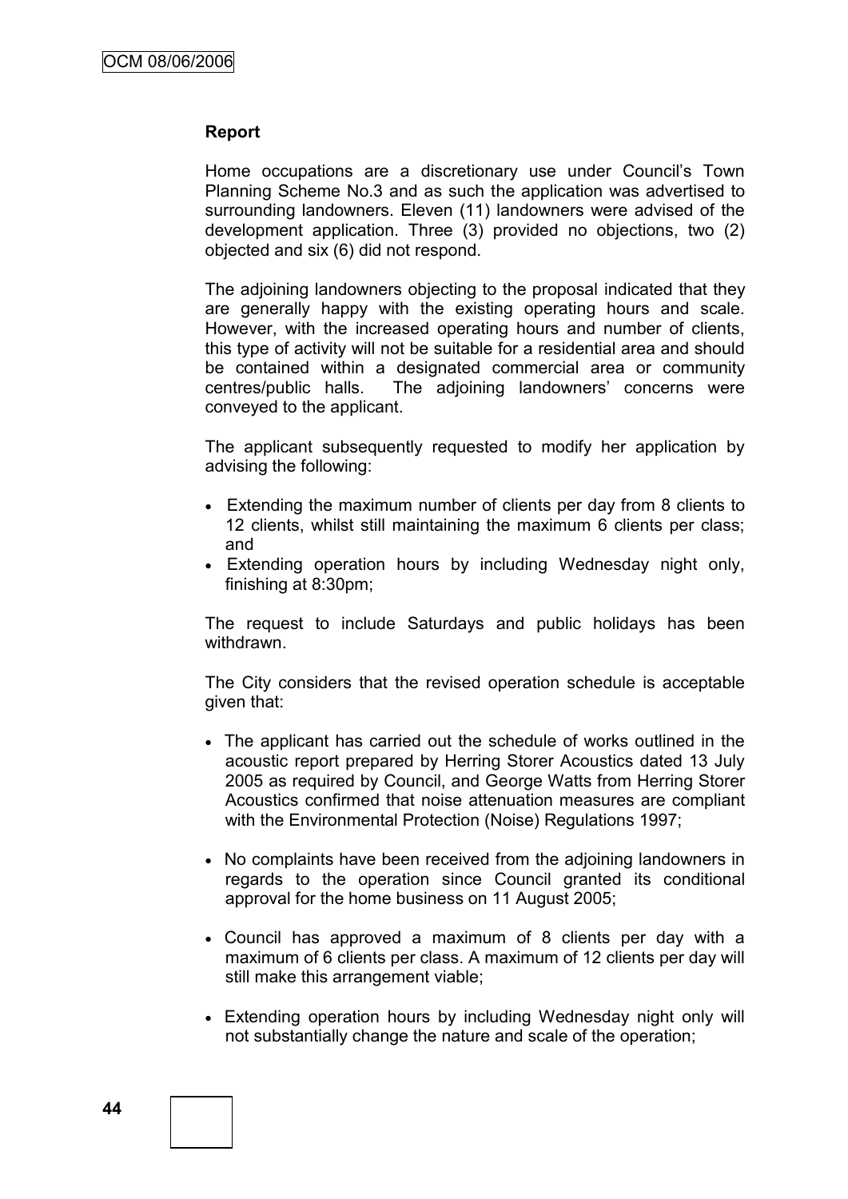**Report**

Home occupations are a discretionary use under Council's Town Planning Scheme No.3 and as such the application was advertised to surrounding landowners. Eleven (11) landowners were advised of the development application. Three (3) provided no objections, two (2) objected and six (6) did not respond.

The adjoining landowners objecting to the proposal indicated that they are generally happy with the existing operating hours and scale. However, with the increased operating hours and number of clients, this type of activity will not be suitable for a residential area and should be contained within a designated commercial area or community centres/public halls. The adjoining landowners' concerns were conveyed to the applicant.

The applicant subsequently requested to modify her application by advising the following:

- Extending the maximum number of clients per day from 8 clients to 12 clients, whilst still maintaining the maximum 6 clients per class; and
- Extending operation hours by including Wednesday night only, finishing at 8:30pm;

The request to include Saturdays and public holidays has been withdrawn.

The City considers that the revised operation schedule is acceptable given that:

- The applicant has carried out the schedule of works outlined in the acoustic report prepared by Herring Storer Acoustics dated 13 July 2005 as required by Council, and George Watts from Herring Storer Acoustics confirmed that noise attenuation measures are compliant with the Environmental Protection (Noise) Regulations 1997;
- No complaints have been received from the adjoining landowners in regards to the operation since Council granted its conditional approval for the home business on 11 August 2005;
- Council has approved a maximum of 8 clients per day with a maximum of 6 clients per class. A maximum of 12 clients per day will still make this arrangement viable;
- Extending operation hours by including Wednesday night only will not substantially change the nature and scale of the operation;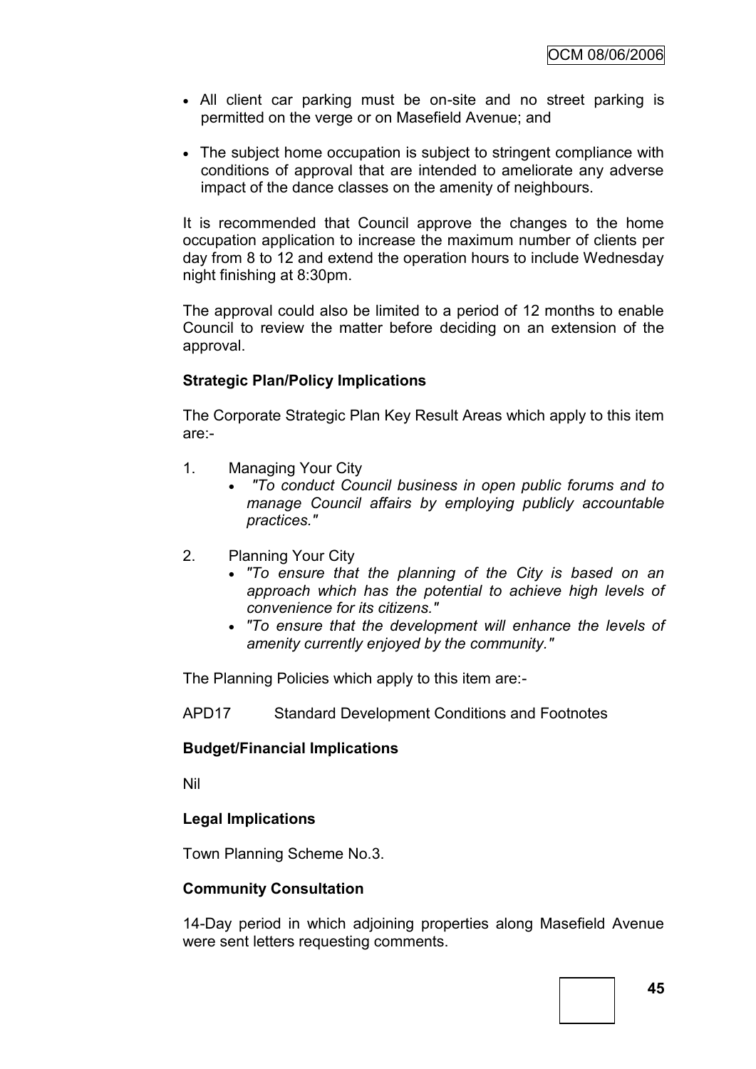- All client car parking must be on-site and no street parking is permitted on the verge or on Masefield Avenue; and
- The subject home occupation is subject to stringent compliance with conditions of approval that are intended to ameliorate any adverse impact of the dance classes on the amenity of neighbours.

It is recommended that Council approve the changes to the home occupation application to increase the maximum number of clients per day from 8 to 12 and extend the operation hours to include Wednesday night finishing at 8:30pm.

The approval could also be limited to a period of 12 months to enable Council to review the matter before deciding on an extension of the approval.

**Strategic Plan/Policy Implications**

The Corporate Strategic Plan Key Result Areas which apply to this item are:-

1. Managing Your City
   - *"To conduct Council business in open public forums and to manage Council affairs by employing publicly accountable practices."*

2. Planning Your City
   - *"To ensure that the planning of the City is based on an approach which has the potential to achieve high levels of convenience for its citizens."*
   - *"To ensure that the development will enhance the levels of amenity currently enjoyed by the community."*

The Planning Policies which apply to this item are:-

APD17 Standard Development Conditions and Footnotes

**Budget/Financial Implications**

Nil

**Legal Implications**

Town Planning Scheme No.3.

**Community Consultation**

14-Day period in which adjoining properties along Masefield Avenue were sent letters requesting comments.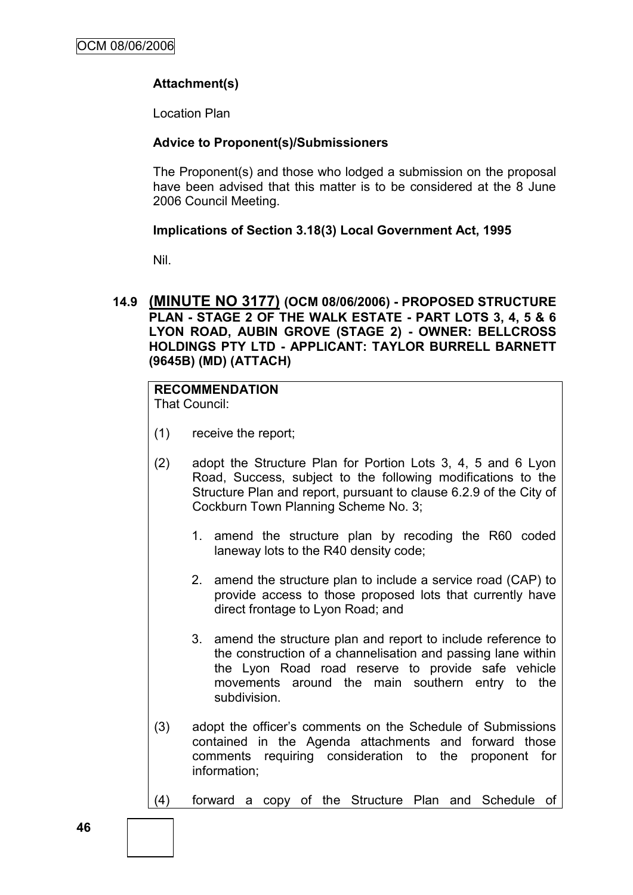**Attachment(s)**

Location Plan

**Advice to Proponent(s)/Submissioners**

The Proponent(s) and those who lodged a submission on the proposal have been advised that this matter is to be considered at the 8 June 2006 Council Meeting.

**Implications of Section 3.18(3) Local Government Act, 1995**

Nil.

## 14.9 (MINUTE NO 3177) (OCM 08/06/2006) - PROPOSED STRUCTURE PLAN - STAGE 2 OF THE WALK ESTATE - PART LOTS 3, 4, 5 & 6 LYON ROAD, AUBIN GROVE (STAGE 2) - OWNER: BELLCROSS HOLDINGS PTY LTD - APPLICANT: TAYLOR BURRELL BARNETT (9645B) (MD) (ATTACH)

**RECOMMENDATION**
That Council:

(1) receive the report;

(2) adopt the Structure Plan for Portion Lots 3, 4, 5 and 6 Lyon Road, Success, subject to the following modifications to the Structure Plan and report, pursuant to clause 6.2.9 of the City of Cockburn Town Planning Scheme No. 3;

1. amend the structure plan by recoding the R60 coded laneway lots to the R40 density code;

2. amend the structure plan to include a service road (CAP) to provide access to those proposed lots that currently have direct frontage to Lyon Road; and

3. amend the structure plan and report to include reference to the construction of a channelisation and passing lane within the Lyon Road road reserve to provide safe vehicle movements around the main southern entry to the subdivision.

(3) adopt the officer's comments on the Schedule of Submissions contained in the Agenda attachments and forward those comments requiring consideration to the proponent for information;

(4) forward a copy of the Structure Plan and Schedule of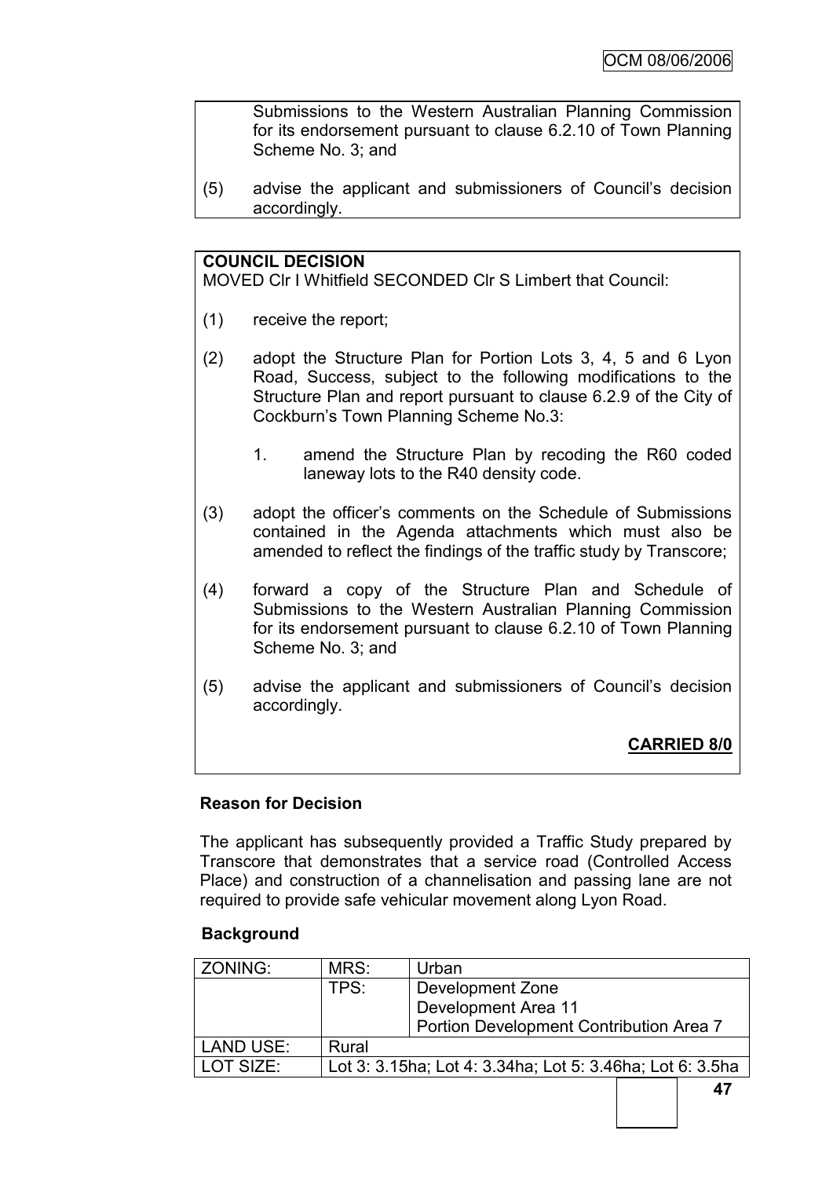Submissions to the Western Australian Planning Commission for its endorsement pursuant to clause 6.2.10 of Town Planning Scheme No. 3; and

(5) advise the applicant and submissioners of Council's decision accordingly.

**COUNCIL DECISION**

MOVED Clr I Whitfield SECONDED Clr S Limbert that Council:

(1) receive the report;

(2) adopt the Structure Plan for Portion Lots 3, 4, 5 and 6 Lyon Road, Success, subject to the following modifications to the Structure Plan and report pursuant to clause 6.2.9 of the City of Cockburn's Town Planning Scheme No.3:

   1. amend the Structure Plan by recoding the R60 coded laneway lots to the R40 density code.

(3) adopt the officer's comments on the Schedule of Submissions contained in the Agenda attachments which must also be amended to reflect the findings of the traffic study by Transcore;

(4) forward a copy of the Structure Plan and Schedule of Submissions to the Western Australian Planning Commission for its endorsement pursuant to clause 6.2.10 of Town Planning Scheme No. 3; and

(5) advise the applicant and submissioners of Council's decision accordingly.

**CARRIED 8/0**

**Reason for Decision**

The applicant has subsequently provided a Traffic Study prepared by Transcore that demonstrates that a service road (Controlled Access Place) and construction of a channelisation and passing lane are not required to provide safe vehicular movement along Lyon Road.

**Background**

| ZONING: | MRS: | Urban |
|---|---|---|
| | TPS: | Development Zone<br>Development Area 11<br>Portion Development Contribution Area 7 |
| LAND USE: | Rural | |
| LOT SIZE: | Lot 3: 3.15ha; Lot 4: 3.34ha; Lot 5: 3.46ha; Lot 6: 3.5ha | |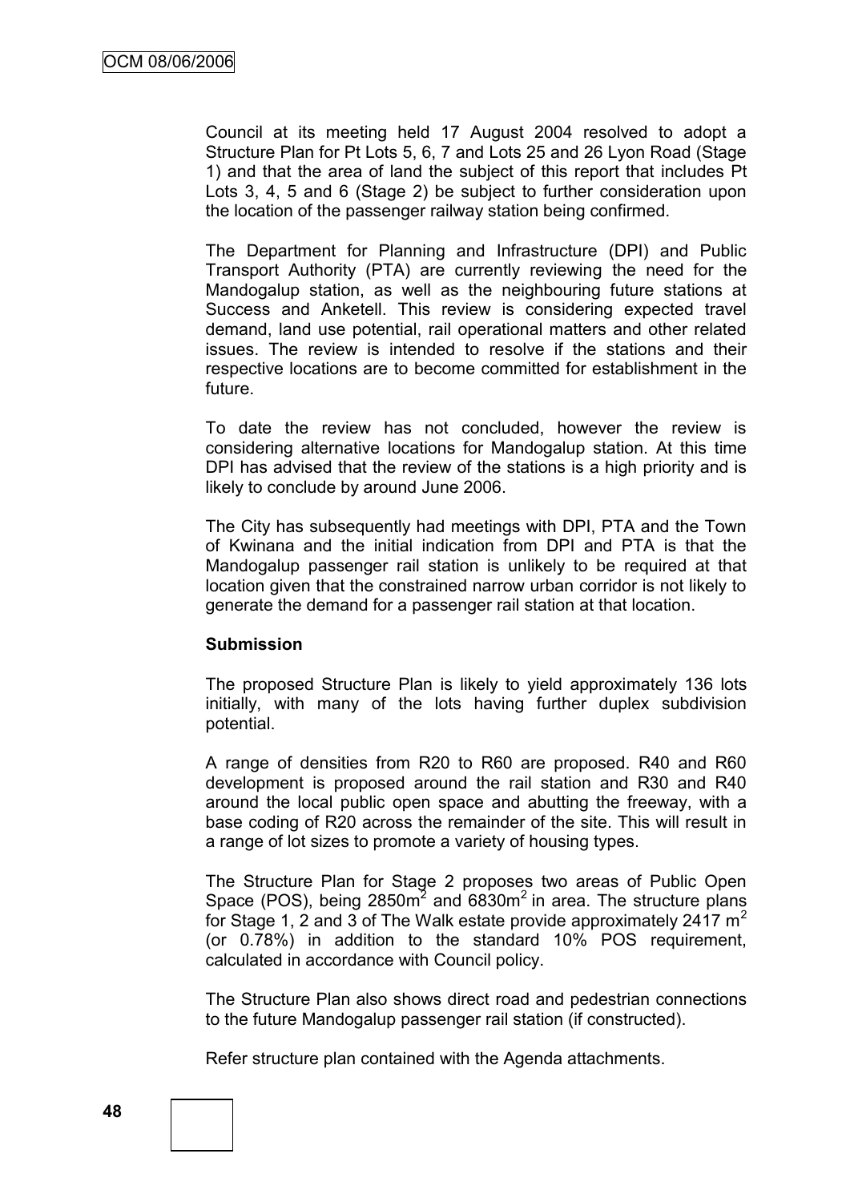Council at its meeting held 17 August 2004 resolved to adopt a Structure Plan for Pt Lots 5, 6, 7 and Lots 25 and 26 Lyon Road (Stage 1) and that the area of land the subject of this report that includes Pt Lots 3, 4, 5 and 6 (Stage 2) be subject to further consideration upon the location of the passenger railway station being confirmed.

The Department for Planning and Infrastructure (DPI) and Public Transport Authority (PTA) are currently reviewing the need for the Mandogalup station, as well as the neighbouring future stations at Success and Anketell. This review is considering expected travel demand, land use potential, rail operational matters and other related issues. The review is intended to resolve if the stations and their respective locations are to become committed for establishment in the future.

To date the review has not concluded, however the review is considering alternative locations for Mandogalup station. At this time DPI has advised that the review of the stations is a high priority and is likely to conclude by around June 2006.

The City has subsequently had meetings with DPI, PTA and the Town of Kwinana and the initial indication from DPI and PTA is that the Mandogalup passenger rail station is unlikely to be required at that location given that the constrained narrow urban corridor is not likely to generate the demand for a passenger rail station at that location.

**Submission**

The proposed Structure Plan is likely to yield approximately 136 lots initially, with many of the lots having further duplex subdivision potential.

A range of densities from R20 to R60 are proposed. R40 and R60 development is proposed around the rail station and R30 and R40 around the local public open space and abutting the freeway, with a base coding of R20 across the remainder of the site. This will result in a range of lot sizes to promote a variety of housing types.

The Structure Plan for Stage 2 proposes two areas of Public Open Space (POS), being 2850m$^2$ and 6830m$^2$ in area. The structure plans for Stage 1, 2 and 3 of The Walk estate provide approximately 2417 m$^2$ (or 0.78%) in addition to the standard 10% POS requirement, calculated in accordance with Council policy.

The Structure Plan also shows direct road and pedestrian connections to the future Mandogalup passenger rail station (if constructed).

Refer structure plan contained with the Agenda attachments.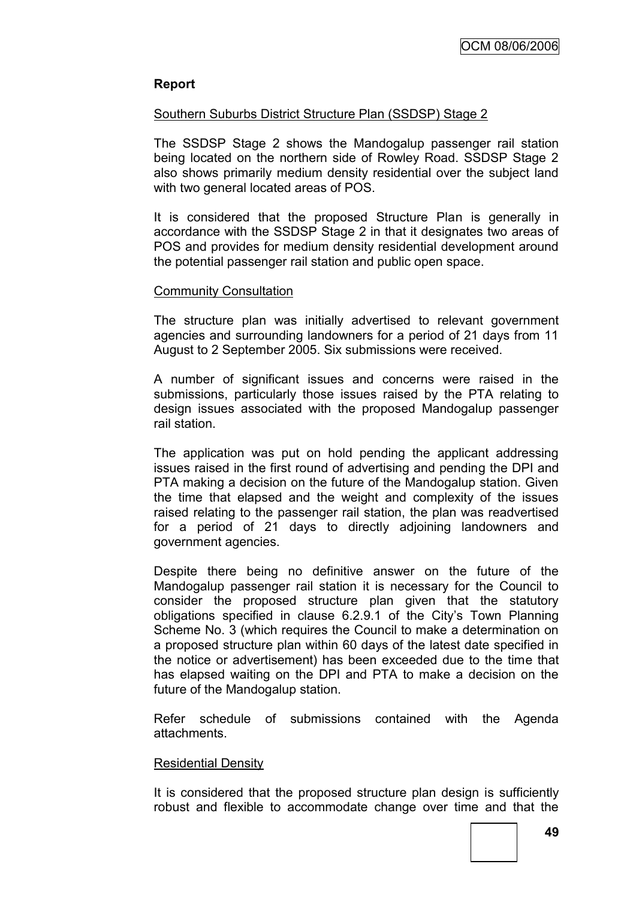## Report

Southern Suburbs District Structure Plan (SSDSP) Stage 2

The SSDSP Stage 2 shows the Mandogalup passenger rail station being located on the northern side of Rowley Road. SSDSP Stage 2 also shows primarily medium density residential over the subject land with two general located areas of POS.

It is considered that the proposed Structure Plan is generally in accordance with the SSDSP Stage 2 in that it designates two areas of POS and provides for medium density residential development around the potential passenger rail station and public open space.

Community Consultation

The structure plan was initially advertised to relevant government agencies and surrounding landowners for a period of 21 days from 11 August to 2 September 2005. Six submissions were received.

A number of significant issues and concerns were raised in the submissions, particularly those issues raised by the PTA relating to design issues associated with the proposed Mandogalup passenger rail station.

The application was put on hold pending the applicant addressing issues raised in the first round of advertising and pending the DPI and PTA making a decision on the future of the Mandogalup station. Given the time that elapsed and the weight and complexity of the issues raised relating to the passenger rail station, the plan was readvertised for a period of 21 days to directly adjoining landowners and government agencies.

Despite there being no definitive answer on the future of the Mandogalup passenger rail station it is necessary for the Council to consider the proposed structure plan given that the statutory obligations specified in clause 6.2.9.1 of the City's Town Planning Scheme No. 3 (which requires the Council to make a determination on a proposed structure plan within 60 days of the latest date specified in the notice or advertisement) has been exceeded due to the time that has elapsed waiting on the DPI and PTA to make a decision on the future of the Mandogalup station.

Refer schedule of submissions contained with the Agenda attachments.

Residential Density

It is considered that the proposed structure plan design is sufficiently robust and flexible to accommodate change over time and that the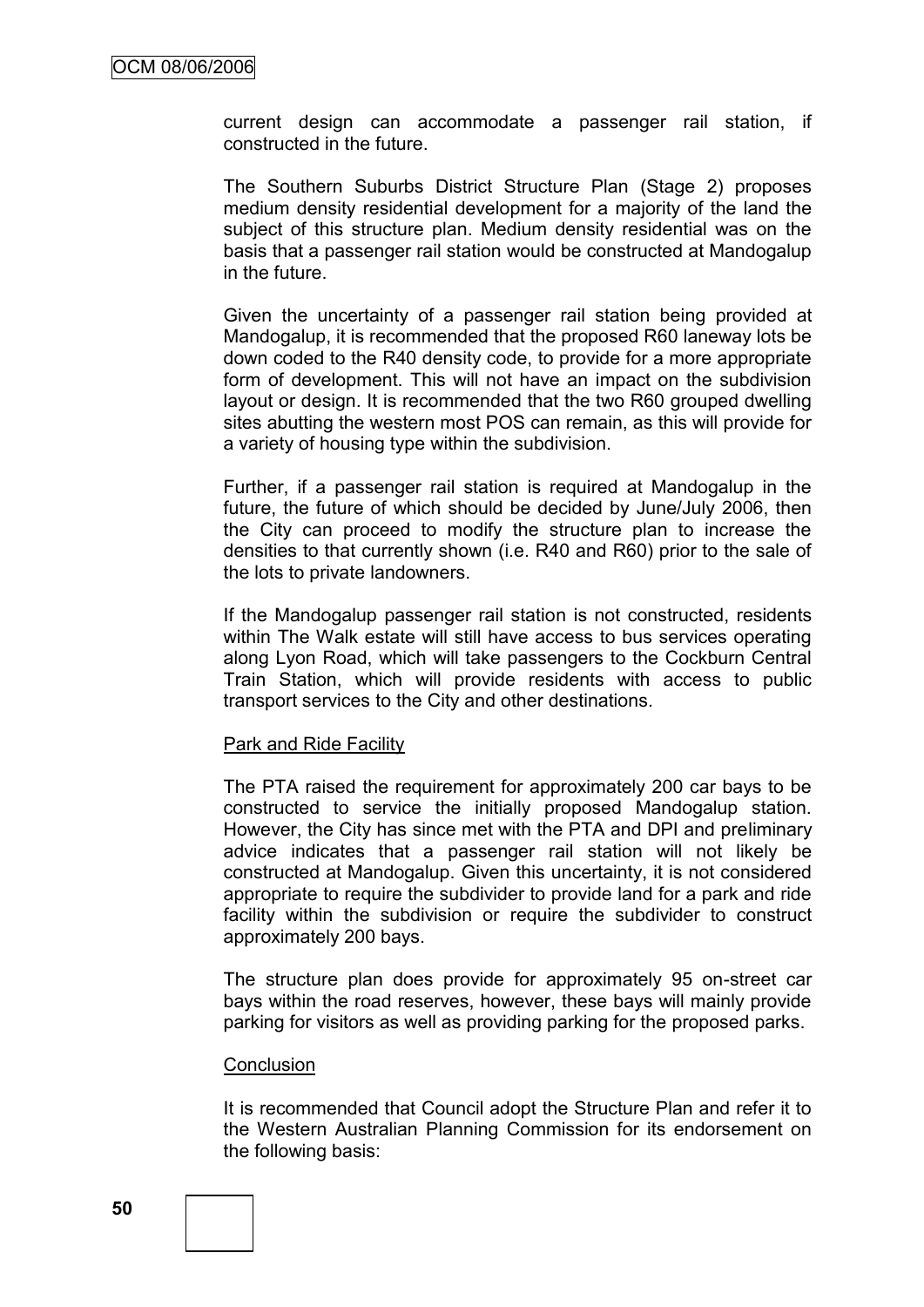current design can accommodate a passenger rail station, if constructed in the future.

The Southern Suburbs District Structure Plan (Stage 2) proposes medium density residential development for a majority of the land the subject of this structure plan. Medium density residential was on the basis that a passenger rail station would be constructed at Mandogalup in the future.

Given the uncertainty of a passenger rail station being provided at Mandogalup, it is recommended that the proposed R60 laneway lots be down coded to the R40 density code, to provide for a more appropriate form of development. This will not have an impact on the subdivision layout or design. It is recommended that the two R60 grouped dwelling sites abutting the western most POS can remain, as this will provide for a variety of housing type within the subdivision.

Further, if a passenger rail station is required at Mandogalup in the future, the future of which should be decided by June/July 2006, then the City can proceed to modify the structure plan to increase the densities to that currently shown (i.e. R40 and R60) prior to the sale of the lots to private landowners.

If the Mandogalup passenger rail station is not constructed, residents within The Walk estate will still have access to bus services operating along Lyon Road, which will take passengers to the Cockburn Central Train Station, which will provide residents with access to public transport services to the City and other destinations.

Park and Ride Facility

The PTA raised the requirement for approximately 200 car bays to be constructed to service the initially proposed Mandogalup station. However, the City has since met with the PTA and DPI and preliminary advice indicates that a passenger rail station will not likely be constructed at Mandogalup. Given this uncertainty, it is not considered appropriate to require the subdivider to provide land for a park and ride facility within the subdivision or require the subdivider to construct approximately 200 bays.

The structure plan does provide for approximately 95 on-street car bays within the road reserves, however, these bays will mainly provide parking for visitors as well as providing parking for the proposed parks.

Conclusion

It is recommended that Council adopt the Structure Plan and refer it to the Western Australian Planning Commission for its endorsement on the following basis: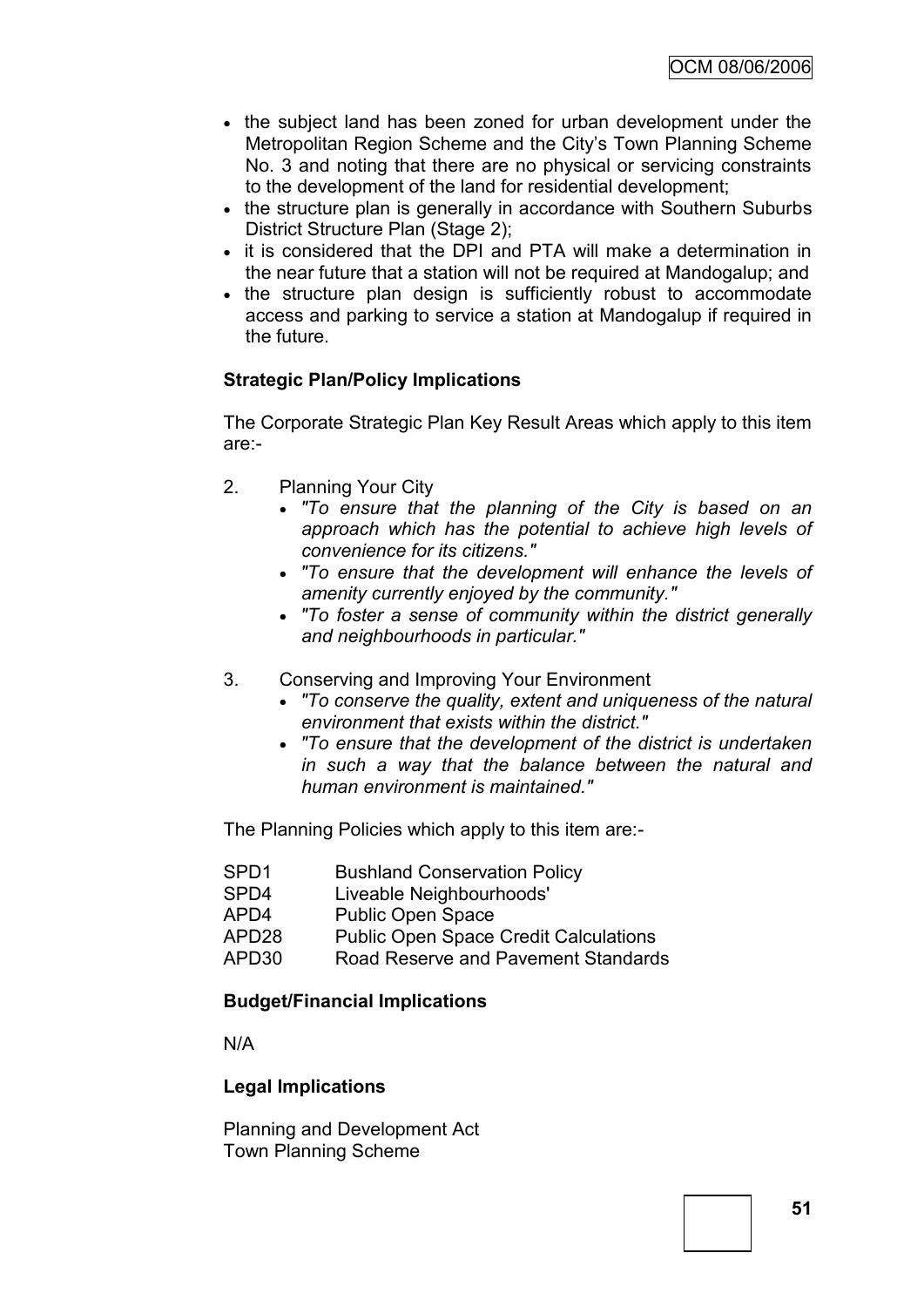- the subject land has been zoned for urban development under the Metropolitan Region Scheme and the City's Town Planning Scheme No. 3 and noting that there are no physical or servicing constraints to the development of the land for residential development;
- the structure plan is generally in accordance with Southern Suburbs District Structure Plan (Stage 2);
- it is considered that the DPI and PTA will make a determination in the near future that a station will not be required at Mandogalup; and
- the structure plan design is sufficiently robust to accommodate access and parking to service a station at Mandogalup if required in the future.

**Strategic Plan/Policy Implications**

The Corporate Strategic Plan Key Result Areas which apply to this item are:-

2. Planning Your City
   - *"To ensure that the planning of the City is based on an approach which has the potential to achieve high levels of convenience for its citizens."*
   - *"To ensure that the development will enhance the levels of amenity currently enjoyed by the community."*
   - *"To foster a sense of community within the district generally and neighbourhoods in particular."*

3. Conserving and Improving Your Environment
   - *"To conserve the quality, extent and uniqueness of the natural environment that exists within the district."*
   - *"To ensure that the development of the district is undertaken in such a way that the balance between the natural and human environment is maintained."*

The Planning Policies which apply to this item are:-

| | |
|---|---|
| SPD1 | Bushland Conservation Policy |
| SPD4 | Liveable Neighbourhoods' |
| APD4 | Public Open Space |
| APD28 | Public Open Space Credit Calculations |
| APD30 | Road Reserve and Pavement Standards |

**Budget/Financial Implications**

N/A

**Legal Implications**

Planning and Development Act
Town Planning Scheme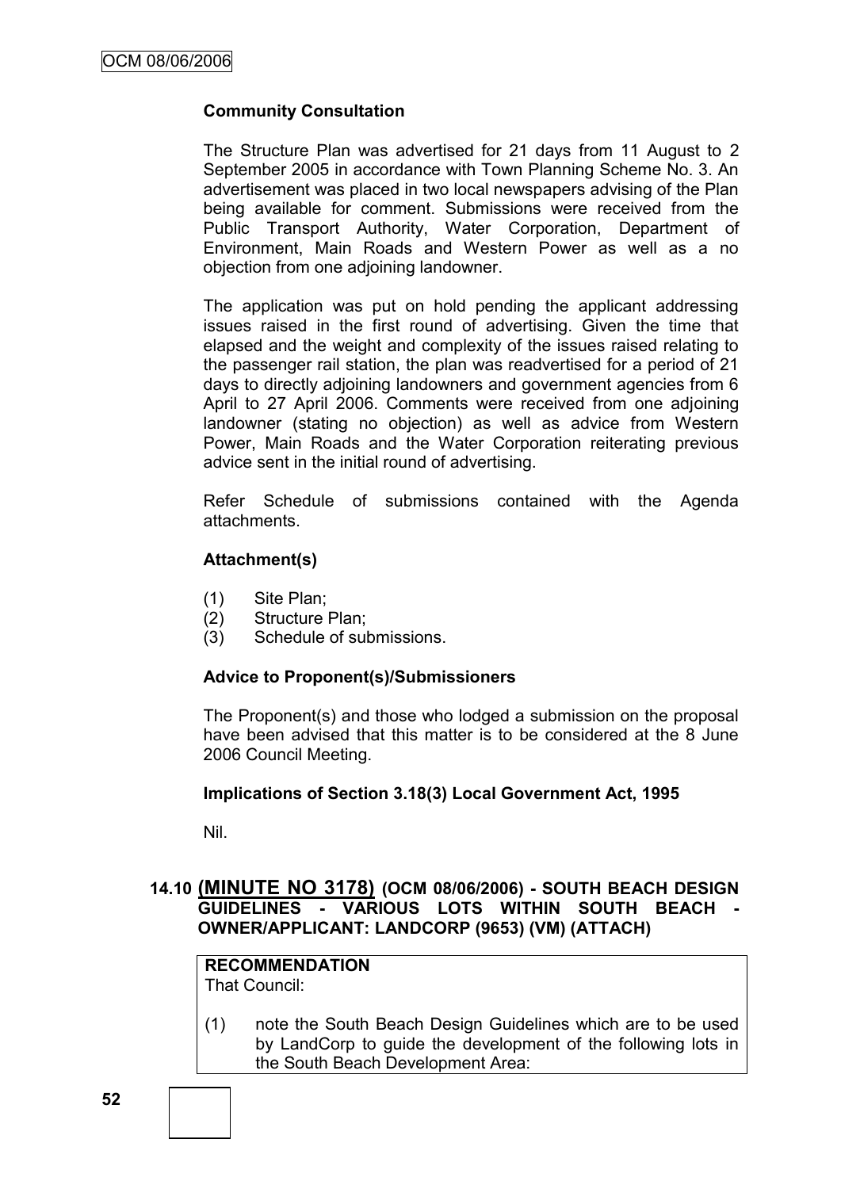### Community Consultation

The Structure Plan was advertised for 21 days from 11 August to 2 September 2005 in accordance with Town Planning Scheme No. 3. An advertisement was placed in two local newspapers advising of the Plan being available for comment. Submissions were received from the Public Transport Authority, Water Corporation, Department of Environment, Main Roads and Western Power as well as a no objection from one adjoining landowner.

The application was put on hold pending the applicant addressing issues raised in the first round of advertising. Given the time that elapsed and the weight and complexity of the issues raised relating to the passenger rail station, the plan was readvertised for a period of 21 days to directly adjoining landowners and government agencies from 6 April to 27 April 2006. Comments were received from one adjoining landowner (stating no objection) as well as advice from Western Power, Main Roads and the Water Corporation reiterating previous advice sent in the initial round of advertising.

Refer Schedule of submissions contained with the Agenda attachments.

### Attachment(s)

(1) Site Plan;
(2) Structure Plan;
(3) Schedule of submissions.

### Advice to Proponent(s)/Submissioners

The Proponent(s) and those who lodged a submission on the proposal have been advised that this matter is to be considered at the 8 June 2006 Council Meeting.

### Implications of Section 3.18(3) Local Government Act, 1995

Nil.

## 14.10 (MINUTE NO 3178) (OCM 08/06/2006) - SOUTH BEACH DESIGN GUIDELINES - VARIOUS LOTS WITHIN SOUTH BEACH - OWNER/APPLICANT: LANDCORP (9653) (VM) (ATTACH)

**RECOMMENDATION**
That Council:

(1) note the South Beach Design Guidelines which are to be used by LandCorp to guide the development of the following lots in the South Beach Development Area: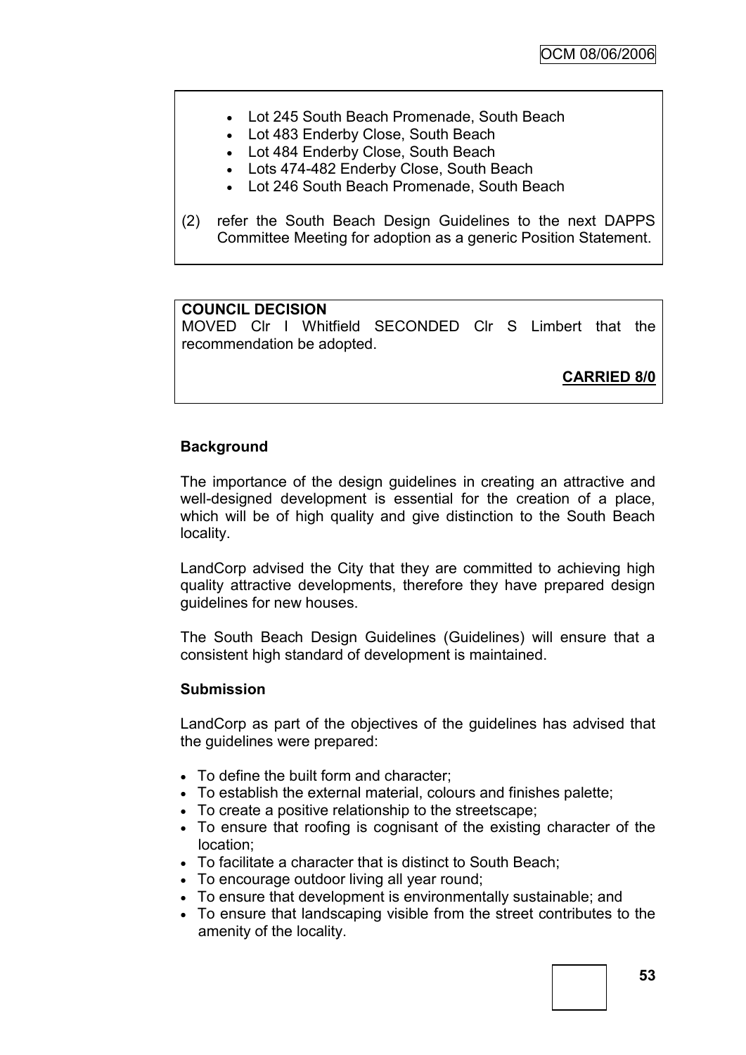- Lot 245 South Beach Promenade, South Beach
- Lot 483 Enderby Close, South Beach
- Lot 484 Enderby Close, South Beach
- Lots 474-482 Enderby Close, South Beach
- Lot 246 South Beach Promenade, South Beach

(2) refer the South Beach Design Guidelines to the next DAPPS Committee Meeting for adoption as a generic Position Statement.

**COUNCIL DECISION**
MOVED Clr I Whitfield SECONDED Clr S Limbert that the recommendation be adopted.

**CARRIED 8/0**

### Background

The importance of the design guidelines in creating an attractive and well-designed development is essential for the creation of a place, which will be of high quality and give distinction to the South Beach locality.

LandCorp advised the City that they are committed to achieving high quality attractive developments, therefore they have prepared design guidelines for new houses.

The South Beach Design Guidelines (Guidelines) will ensure that a consistent high standard of development is maintained.

### Submission

LandCorp as part of the objectives of the guidelines has advised that the guidelines were prepared:

- To define the built form and character;
- To establish the external material, colours and finishes palette;
- To create a positive relationship to the streetscape;
- To ensure that roofing is cognisant of the existing character of the location;
- To facilitate a character that is distinct to South Beach;
- To encourage outdoor living all year round;
- To ensure that development is environmentally sustainable; and
- To ensure that landscaping visible from the street contributes to the amenity of the locality.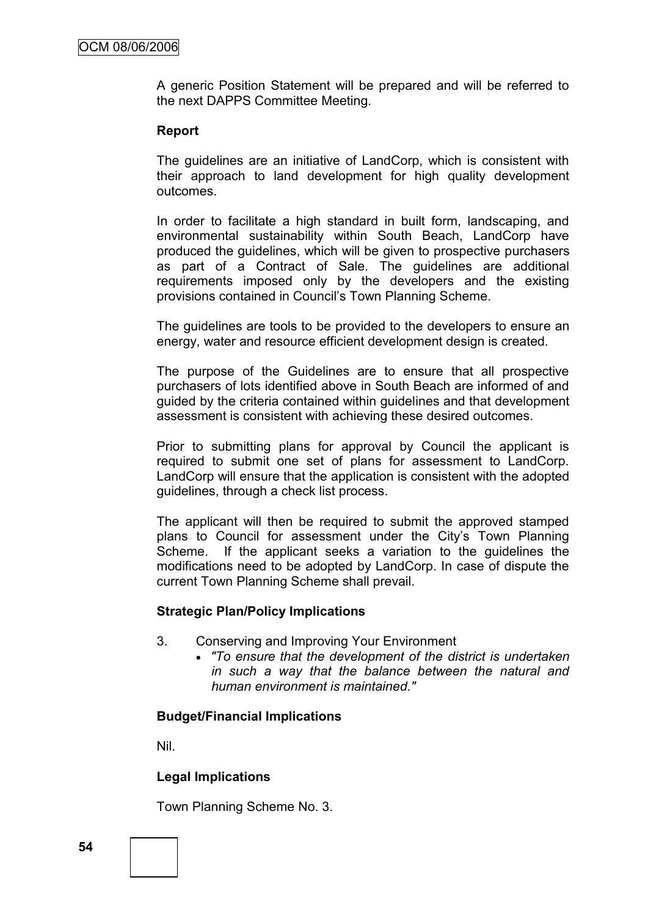A generic Position Statement will be prepared and will be referred to the next DAPPS Committee Meeting.

**Report**

The guidelines are an initiative of LandCorp, which is consistent with their approach to land development for high quality development outcomes.

In order to facilitate a high standard in built form, landscaping, and environmental sustainability within South Beach, LandCorp have produced the guidelines, which will be given to prospective purchasers as part of a Contract of Sale. The guidelines are additional requirements imposed only by the developers and the existing provisions contained in Council's Town Planning Scheme.

The guidelines are tools to be provided to the developers to ensure an energy, water and resource efficient development design is created.

The purpose of the Guidelines are to ensure that all prospective purchasers of lots identified above in South Beach are informed of and guided by the criteria contained within guidelines and that development assessment is consistent with achieving these desired outcomes.

Prior to submitting plans for approval by Council the applicant is required to submit one set of plans for assessment to LandCorp. LandCorp will ensure that the application is consistent with the adopted guidelines, through a check list process.

The applicant will then be required to submit the approved stamped plans to Council for assessment under the City's Town Planning Scheme. If the applicant seeks a variation to the guidelines the modifications need to be adopted by LandCorp. In case of dispute the current Town Planning Scheme shall prevail.

**Strategic Plan/Policy Implications**

3. Conserving and Improving Your Environment
   - *"To ensure that the development of the district is undertaken in such a way that the balance between the natural and human environment is maintained."*

**Budget/Financial Implications**

Nil.

**Legal Implications**

Town Planning Scheme No. 3.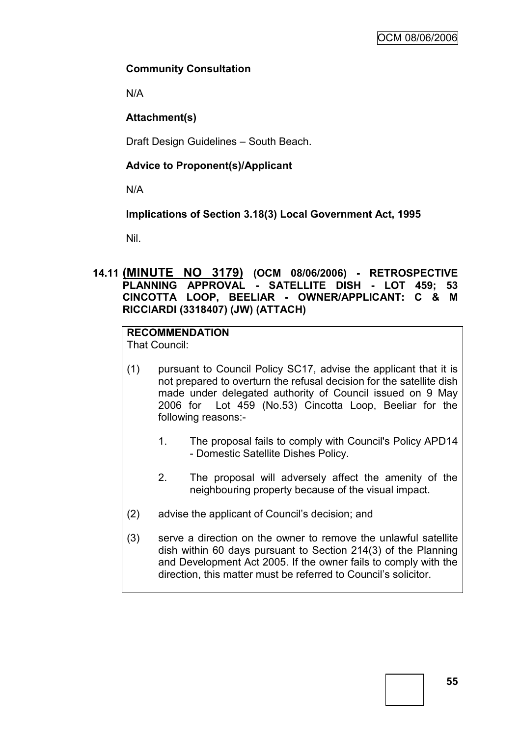**Community Consultation**

N/A

**Attachment(s)**

Draft Design Guidelines – South Beach.

**Advice to Proponent(s)/Applicant**

N/A

**Implications of Section 3.18(3) Local Government Act, 1995**

Nil.

## 14.11 (MINUTE NO 3179) (OCM 08/06/2006) - RETROSPECTIVE PLANNING APPROVAL - SATELLITE DISH - LOT 459; 53 CINCOTTA LOOP, BEELIAR - OWNER/APPLICANT: C & M RICCIARDI (3318407) (JW) (ATTACH)

**RECOMMENDATION**

That Council:

(1) pursuant to Council Policy SC17, advise the applicant that it is not prepared to overturn the refusal decision for the satellite dish made under delegated authority of Council issued on 9 May 2006 for Lot 459 (No.53) Cincotta Loop, Beeliar for the following reasons:-

   1. The proposal fails to comply with Council's Policy APD14 - Domestic Satellite Dishes Policy.

   2. The proposal will adversely affect the amenity of the neighbouring property because of the visual impact.

(2) advise the applicant of Council's decision; and

(3) serve a direction on the owner to remove the unlawful satellite dish within 60 days pursuant to Section 214(3) of the Planning and Development Act 2005. If the owner fails to comply with the direction, this matter must be referred to Council's solicitor.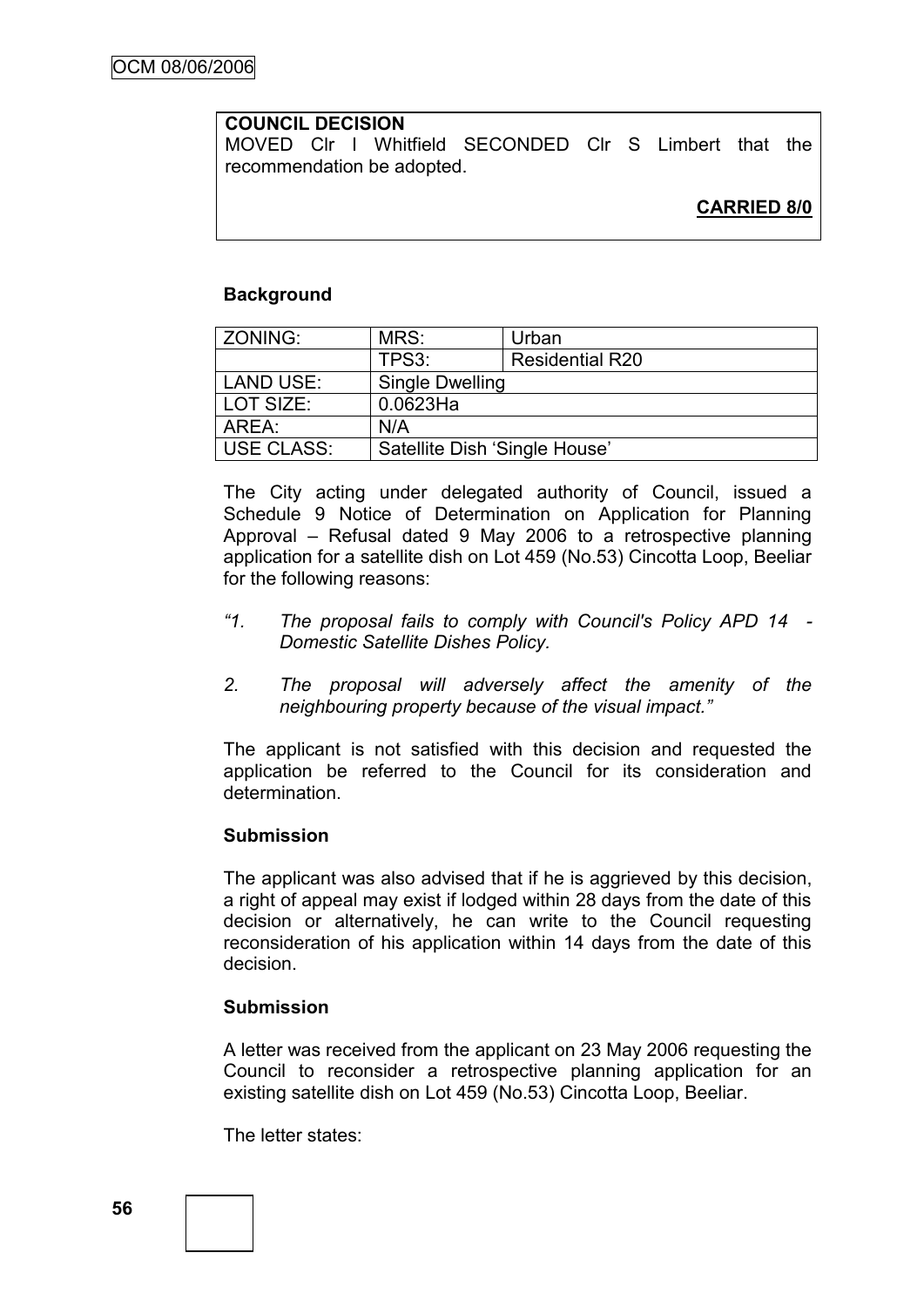**COUNCIL DECISION**
MOVED Clr I Whitfield SECONDED Clr S Limbert that the recommendation be adopted.

**CARRIED 8/0**

**Background**

| ZONING: | MRS: | Urban |
|---|---|---|
| | TPS3: | Residential R20 |
| LAND USE: | Single Dwelling | |
| LOT SIZE: | 0.0623Ha | |
| AREA: | N/A | |
| USE CLASS: | Satellite Dish 'Single House' | |

The City acting under delegated authority of Council, issued a Schedule 9 Notice of Determination on Application for Planning Approval – Refusal dated 9 May 2006 to a retrospective planning application for a satellite dish on Lot 459 (No.53) Cincotta Loop, Beeliar for the following reasons:

*"1. The proposal fails to comply with Council's Policy APD 14 - Domestic Satellite Dishes Policy.*

*2. The proposal will adversely affect the amenity of the neighbouring property because of the visual impact."*

The applicant is not satisfied with this decision and requested the application be referred to the Council for its consideration and determination.

**Submission**

The applicant was also advised that if he is aggrieved by this decision, a right of appeal may exist if lodged within 28 days from the date of this decision or alternatively, he can write to the Council requesting reconsideration of his application within 14 days from the date of this decision.

**Submission**

A letter was received from the applicant on 23 May 2006 requesting the Council to reconsider a retrospective planning application for an existing satellite dish on Lot 459 (No.53) Cincotta Loop, Beeliar.

The letter states: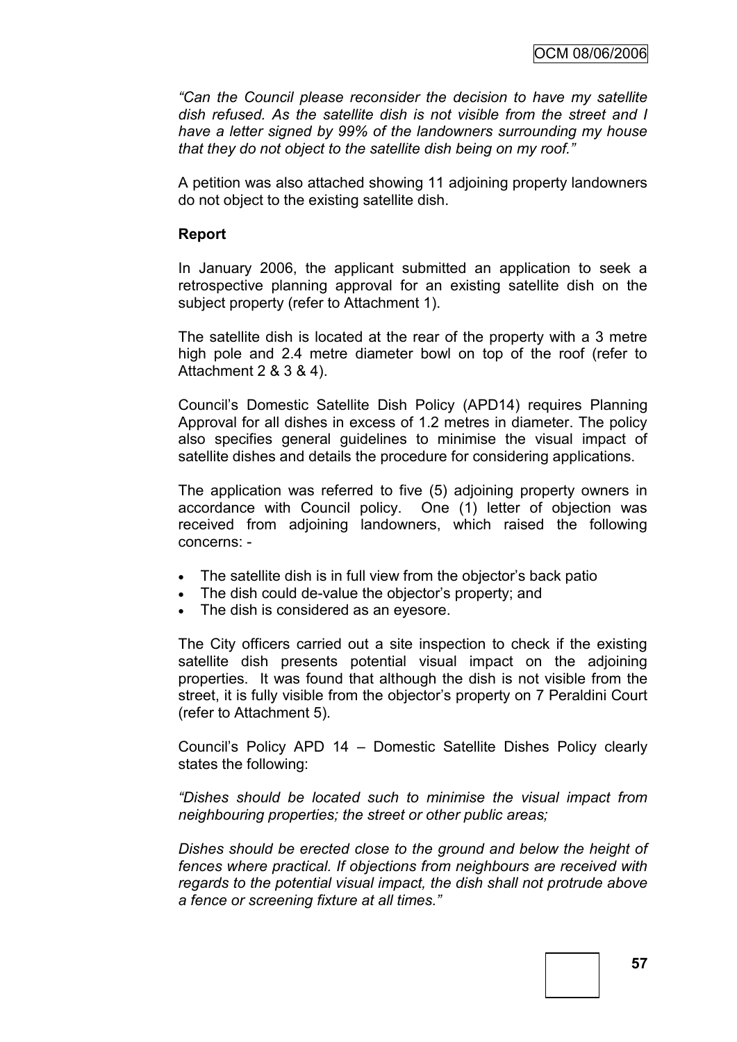*"Can the Council please reconsider the decision to have my satellite dish refused. As the satellite dish is not visible from the street and I have a letter signed by 99% of the landowners surrounding my house that they do not object to the satellite dish being on my roof."*

A petition was also attached showing 11 adjoining property landowners do not object to the existing satellite dish.

**Report**

In January 2006, the applicant submitted an application to seek a retrospective planning approval for an existing satellite dish on the subject property (refer to Attachment 1).

The satellite dish is located at the rear of the property with a 3 metre high pole and 2.4 metre diameter bowl on top of the roof (refer to Attachment 2 & 3 & 4).

Council's Domestic Satellite Dish Policy (APD14) requires Planning Approval for all dishes in excess of 1.2 metres in diameter. The policy also specifies general guidelines to minimise the visual impact of satellite dishes and details the procedure for considering applications.

The application was referred to five (5) adjoining property owners in accordance with Council policy. One (1) letter of objection was received from adjoining landowners, which raised the following concerns: -

- The satellite dish is in full view from the objector's back patio
- The dish could de-value the objector's property; and
- The dish is considered as an eyesore.

The City officers carried out a site inspection to check if the existing satellite dish presents potential visual impact on the adjoining properties. It was found that although the dish is not visible from the street, it is fully visible from the objector's property on 7 Peraldini Court (refer to Attachment 5).

Council's Policy APD 14 – Domestic Satellite Dishes Policy clearly states the following:

*"Dishes should be located such to minimise the visual impact from neighbouring properties; the street or other public areas;*

*Dishes should be erected close to the ground and below the height of fences where practical. If objections from neighbours are received with regards to the potential visual impact, the dish shall not protrude above a fence or screening fixture at all times."*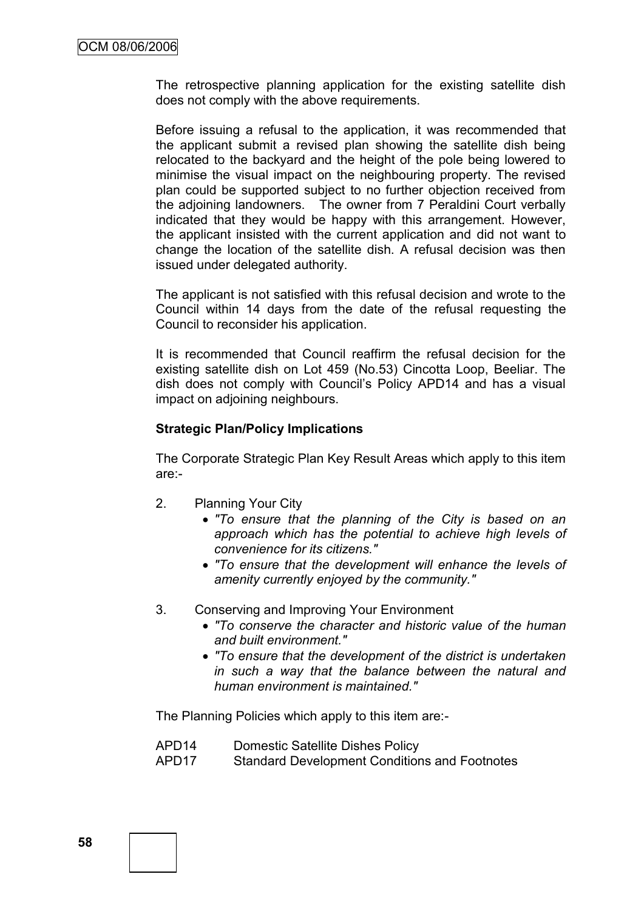The retrospective planning application for the existing satellite dish does not comply with the above requirements.

Before issuing a refusal to the application, it was recommended that the applicant submit a revised plan showing the satellite dish being relocated to the backyard and the height of the pole being lowered to minimise the visual impact on the neighbouring property. The revised plan could be supported subject to no further objection received from the adjoining landowners. The owner from 7 Peraldini Court verbally indicated that they would be happy with this arrangement. However, the applicant insisted with the current application and did not want to change the location of the satellite dish. A refusal decision was then issued under delegated authority.

The applicant is not satisfied with this refusal decision and wrote to the Council within 14 days from the date of the refusal requesting the Council to reconsider his application.

It is recommended that Council reaffirm the refusal decision for the existing satellite dish on Lot 459 (No.53) Cincotta Loop, Beeliar. The dish does not comply with Council's Policy APD14 and has a visual impact on adjoining neighbours.

**Strategic Plan/Policy Implications**

The Corporate Strategic Plan Key Result Areas which apply to this item are:-

2. Planning Your City
   - *"To ensure that the planning of the City is based on an approach which has the potential to achieve high levels of convenience for its citizens."*
   - *"To ensure that the development will enhance the levels of amenity currently enjoyed by the community."*

3. Conserving and Improving Your Environment
   - *"To conserve the character and historic value of the human and built environment."*
   - *"To ensure that the development of the district is undertaken in such a way that the balance between the natural and human environment is maintained."*

The Planning Policies which apply to this item are:-

APD14 Domestic Satellite Dishes Policy
APD17 Standard Development Conditions and Footnotes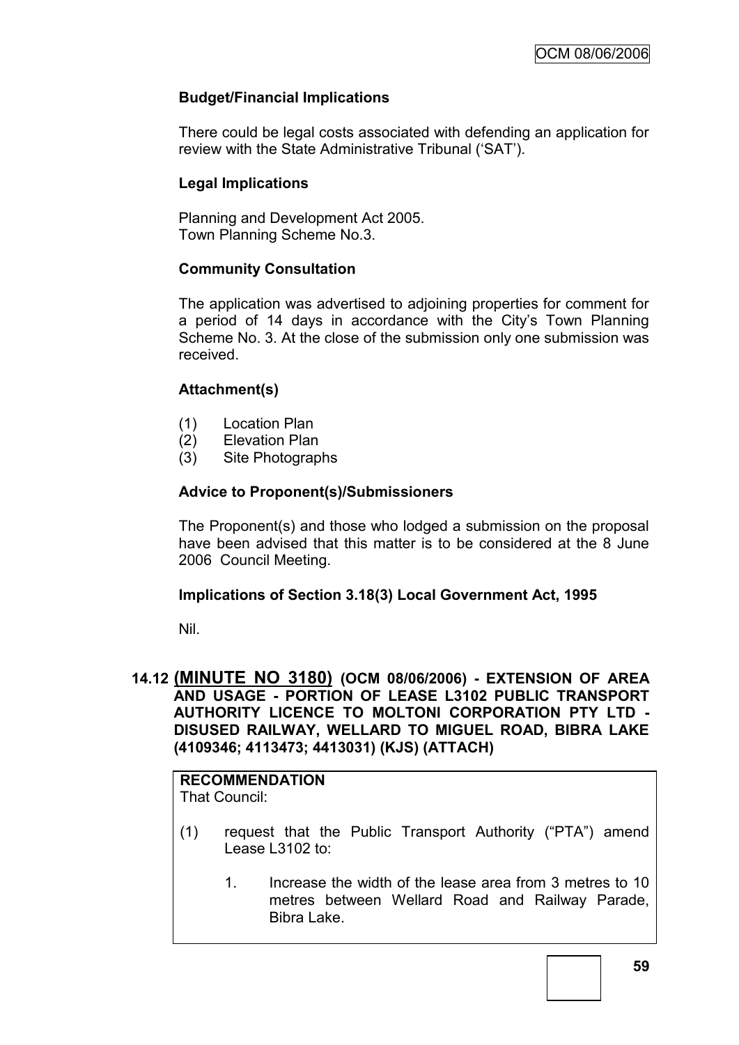### Budget/Financial Implications

There could be legal costs associated with defending an application for review with the State Administrative Tribunal ('SAT').

### Legal Implications

Planning and Development Act 2005.
Town Planning Scheme No.3.

### Community Consultation

The application was advertised to adjoining properties for comment for a period of 14 days in accordance with the City's Town Planning Scheme No. 3. At the close of the submission only one submission was received.

### Attachment(s)

(1) Location Plan
(2) Elevation Plan
(3) Site Photographs

### Advice to Proponent(s)/Submissioners

The Proponent(s) and those who lodged a submission on the proposal have been advised that this matter is to be considered at the 8 June 2006 Council Meeting.

### Implications of Section 3.18(3) Local Government Act, 1995

Nil.

## 14.12 (MINUTE NO 3180) (OCM 08/06/2006) - EXTENSION OF AREA AND USAGE - PORTION OF LEASE L3102 PUBLIC TRANSPORT AUTHORITY LICENCE TO MOLTONI CORPORATION PTY LTD - DISUSED RAILWAY, WELLARD TO MIGUEL ROAD, BIBRA LAKE (4109346; 4113473; 4413031) (KJS) (ATTACH)

**RECOMMENDATION**
That Council:

(1) request that the Public Transport Authority ("PTA") amend Lease L3102 to:

  1. Increase the width of the lease area from 3 metres to 10 metres between Wellard Road and Railway Parade, Bibra Lake.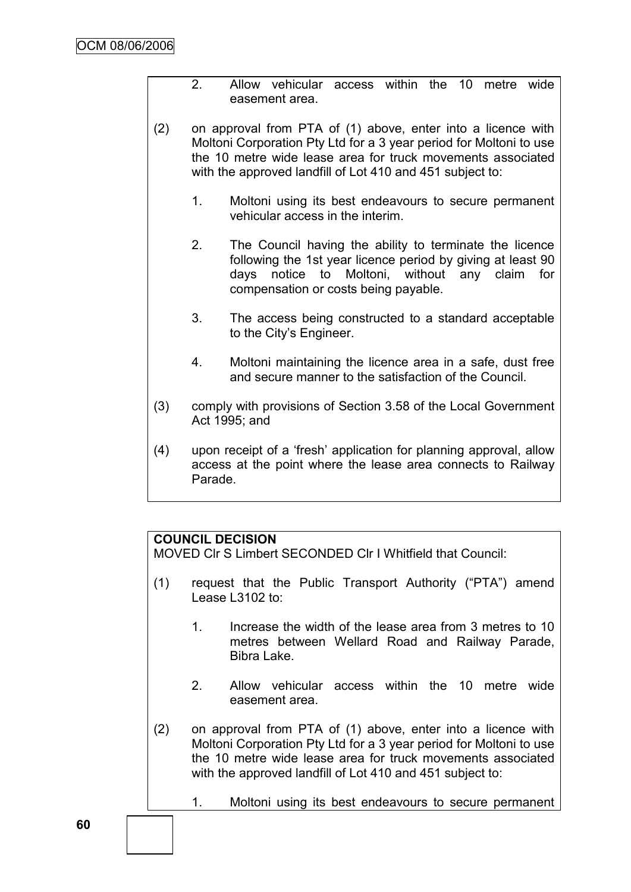2. Allow vehicular access within the 10 metre wide easement area.

(2) on approval from PTA of (1) above, enter into a licence with Moltoni Corporation Pty Ltd for a 3 year period for Moltoni to use the 10 metre wide lease area for truck movements associated with the approved landfill of Lot 410 and 451 subject to:

1. Moltoni using its best endeavours to secure permanent vehicular access in the interim.

2. The Council having the ability to terminate the licence following the 1st year licence period by giving at least 90 days notice to Moltoni, without any claim for compensation or costs being payable.

3. The access being constructed to a standard acceptable to the City's Engineer.

4. Moltoni maintaining the licence area in a safe, dust free and secure manner to the satisfaction of the Council.

(3) comply with provisions of Section 3.58 of the Local Government Act 1995; and

(4) upon receipt of a 'fresh' application for planning approval, allow access at the point where the lease area connects to Railway Parade.

**COUNCIL DECISION**

MOVED Clr S Limbert SECONDED Clr I Whitfield that Council:

(1) request that the Public Transport Authority ("PTA") amend Lease L3102 to:

1. Increase the width of the lease area from 3 metres to 10 metres between Wellard Road and Railway Parade, Bibra Lake.

2. Allow vehicular access within the 10 metre wide easement area.

(2) on approval from PTA of (1) above, enter into a licence with Moltoni Corporation Pty Ltd for a 3 year period for Moltoni to use the 10 metre wide lease area for truck movements associated with the approved landfill of Lot 410 and 451 subject to:

1. Moltoni using its best endeavours to secure permanent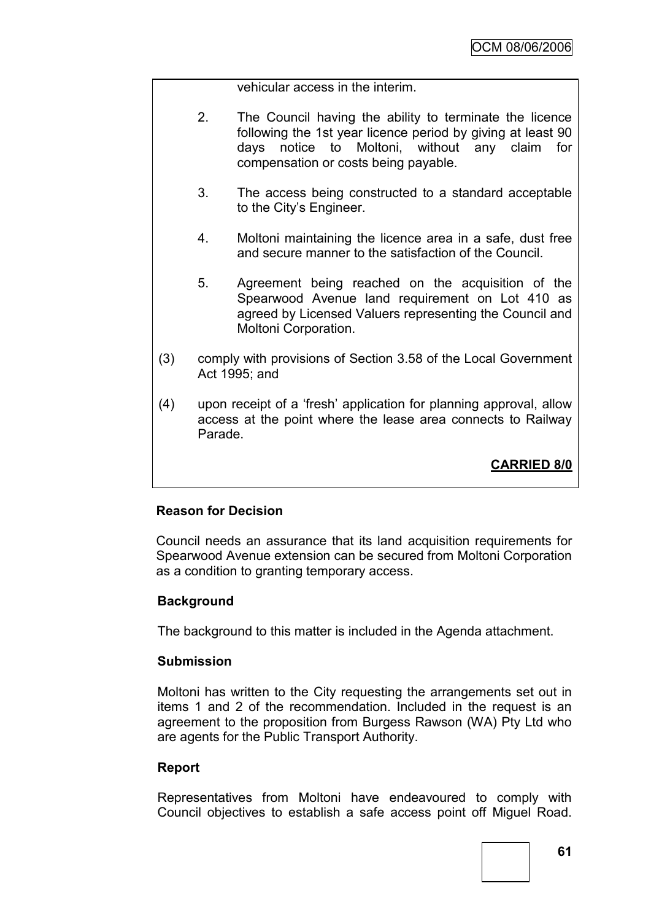vehicular access in the interim.

2. The Council having the ability to terminate the licence following the 1st year licence period by giving at least 90 days notice to Moltoni, without any claim for compensation or costs being payable.

3. The access being constructed to a standard acceptable to the City's Engineer.

4. Moltoni maintaining the licence area in a safe, dust free and secure manner to the satisfaction of the Council.

5. Agreement being reached on the acquisition of the Spearwood Avenue land requirement on Lot 410 as agreed by Licensed Valuers representing the Council and Moltoni Corporation.

(3) comply with provisions of Section 3.58 of the Local Government Act 1995; and

(4) upon receipt of a 'fresh' application for planning approval, allow access at the point where the lease area connects to Railway Parade.

**CARRIED 8/0**

**Reason for Decision**

Council needs an assurance that its land acquisition requirements for Spearwood Avenue extension can be secured from Moltoni Corporation as a condition to granting temporary access.

**Background**

The background to this matter is included in the Agenda attachment.

**Submission**

Moltoni has written to the City requesting the arrangements set out in items 1 and 2 of the recommendation. Included in the request is an agreement to the proposition from Burgess Rawson (WA) Pty Ltd who are agents for the Public Transport Authority.

**Report**

Representatives from Moltoni have endeavoured to comply with Council objectives to establish a safe access point off Miguel Road.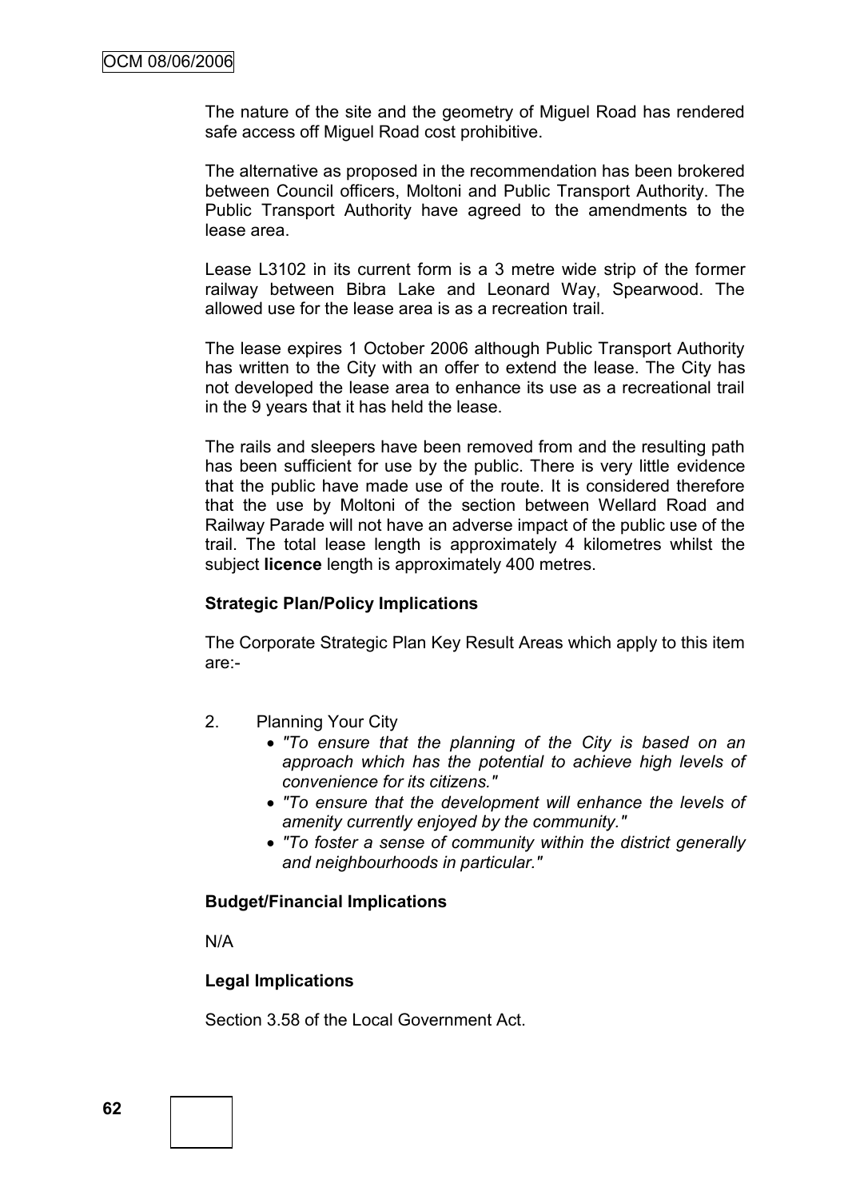The nature of the site and the geometry of Miguel Road has rendered safe access off Miguel Road cost prohibitive.

The alternative as proposed in the recommendation has been brokered between Council officers, Moltoni and Public Transport Authority. The Public Transport Authority have agreed to the amendments to the lease area.

Lease L3102 in its current form is a 3 metre wide strip of the former railway between Bibra Lake and Leonard Way, Spearwood. The allowed use for the lease area is as a recreation trail.

The lease expires 1 October 2006 although Public Transport Authority has written to the City with an offer to extend the lease. The City has not developed the lease area to enhance its use as a recreational trail in the 9 years that it has held the lease.

The rails and sleepers have been removed from and the resulting path has been sufficient for use by the public. There is very little evidence that the public have made use of the route. It is considered therefore that the use by Moltoni of the section between Wellard Road and Railway Parade will not have an adverse impact of the public use of the trail. The total lease length is approximately 4 kilometres whilst the subject **licence** length is approximately 400 metres.

**Strategic Plan/Policy Implications**

The Corporate Strategic Plan Key Result Areas which apply to this item are:-

2. Planning Your City
   - *"To ensure that the planning of the City is based on an approach which has the potential to achieve high levels of convenience for its citizens."*
   - *"To ensure that the development will enhance the levels of amenity currently enjoyed by the community."*
   - *"To foster a sense of community within the district generally and neighbourhoods in particular."*

**Budget/Financial Implications**

N/A

**Legal Implications**

Section 3.58 of the Local Government Act.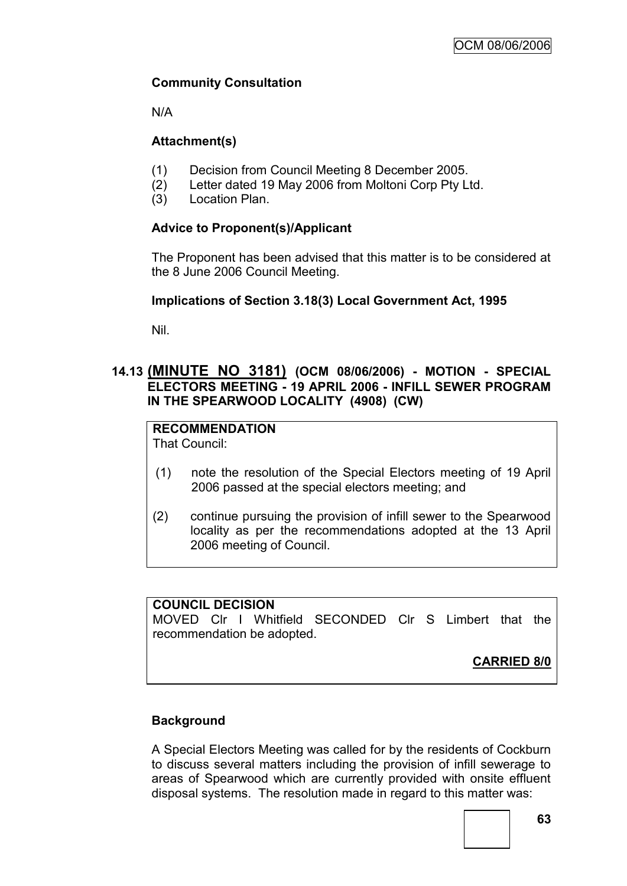**Community Consultation**

N/A

**Attachment(s)**

(1) Decision from Council Meeting 8 December 2005.
(2) Letter dated 19 May 2006 from Moltoni Corp Pty Ltd.
(3) Location Plan.

**Advice to Proponent(s)/Applicant**

The Proponent has been advised that this matter is to be considered at the 8 June 2006 Council Meeting.

**Implications of Section 3.18(3) Local Government Act, 1995**

Nil.

## 14.13 (MINUTE NO 3181) (OCM 08/06/2006) - MOTION - SPECIAL ELECTORS MEETING - 19 APRIL 2006 - INFILL SEWER PROGRAM IN THE SPEARWOOD LOCALITY (4908) (CW)

**RECOMMENDATION**

That Council:

(1) note the resolution of the Special Electors meeting of 19 April 2006 passed at the special electors meeting; and

(2) continue pursuing the provision of infill sewer to the Spearwood locality as per the recommendations adopted at the 13 April 2006 meeting of Council.

**COUNCIL DECISION**

MOVED Clr I Whitfield SECONDED Clr S Limbert that the recommendation be adopted.

**CARRIED 8/0**

**Background**

A Special Electors Meeting was called for by the residents of Cockburn to discuss several matters including the provision of infill sewerage to areas of Spearwood which are currently provided with onsite effluent disposal systems. The resolution made in regard to this matter was: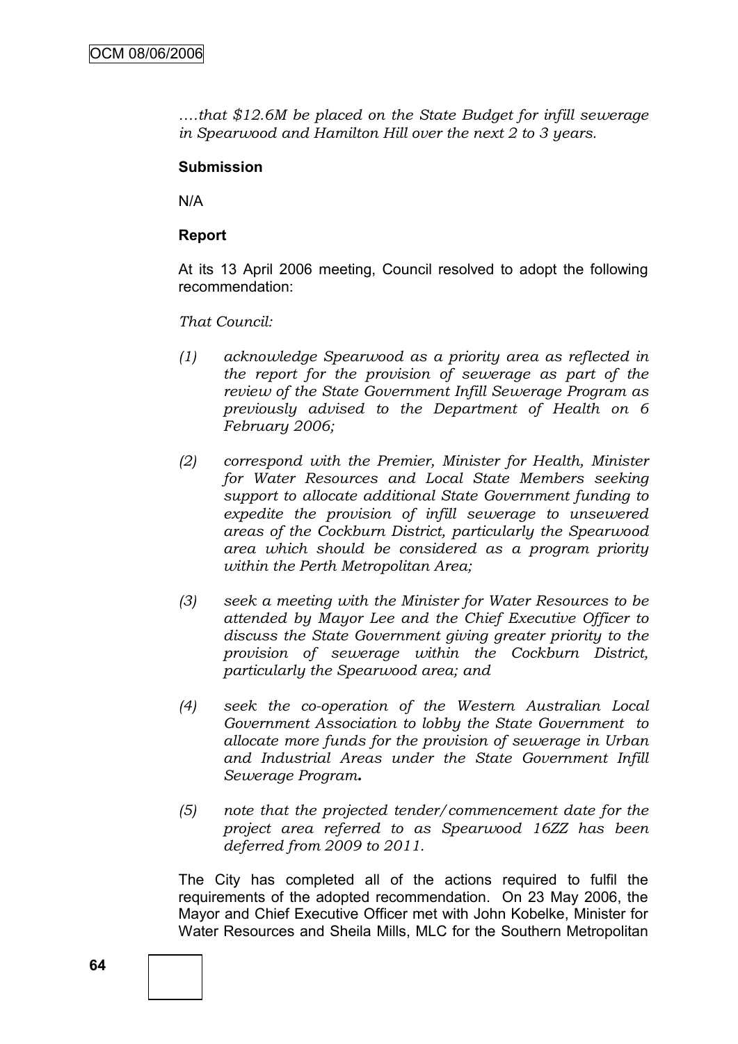*….that $12.6M be placed on the State Budget for infill sewerage in Spearwood and Hamilton Hill over the next 2 to 3 years.*

**Submission**

N/A

**Report**

At its 13 April 2006 meeting, Council resolved to adopt the following recommendation:

*That Council:*

*(1) acknowledge Spearwood as a priority area as reflected in the report for the provision of sewerage as part of the review of the State Government Infill Sewerage Program as previously advised to the Department of Health on 6 February 2006;*

*(2) correspond with the Premier, Minister for Health, Minister for Water Resources and Local State Members seeking support to allocate additional State Government funding to expedite the provision of infill sewerage to unsewered areas of the Cockburn District, particularly the Spearwood area which should be considered as a program priority within the Perth Metropolitan Area;*

*(3) seek a meeting with the Minister for Water Resources to be attended by Mayor Lee and the Chief Executive Officer to discuss the State Government giving greater priority to the provision of sewerage within the Cockburn District, particularly the Spearwood area; and*

*(4) seek the co-operation of the Western Australian Local Government Association to lobby the State Government to allocate more funds for the provision of sewerage in Urban and Industrial Areas under the State Government Infill Sewerage Program.*

*(5) note that the projected tender/commencement date for the project area referred to as Spearwood 16ZZ has been deferred from 2009 to 2011.*

The City has completed all of the actions required to fulfil the requirements of the adopted recommendation. On 23 May 2006, the Mayor and Chief Executive Officer met with John Kobelke, Minister for Water Resources and Sheila Mills, MLC for the Southern Metropolitan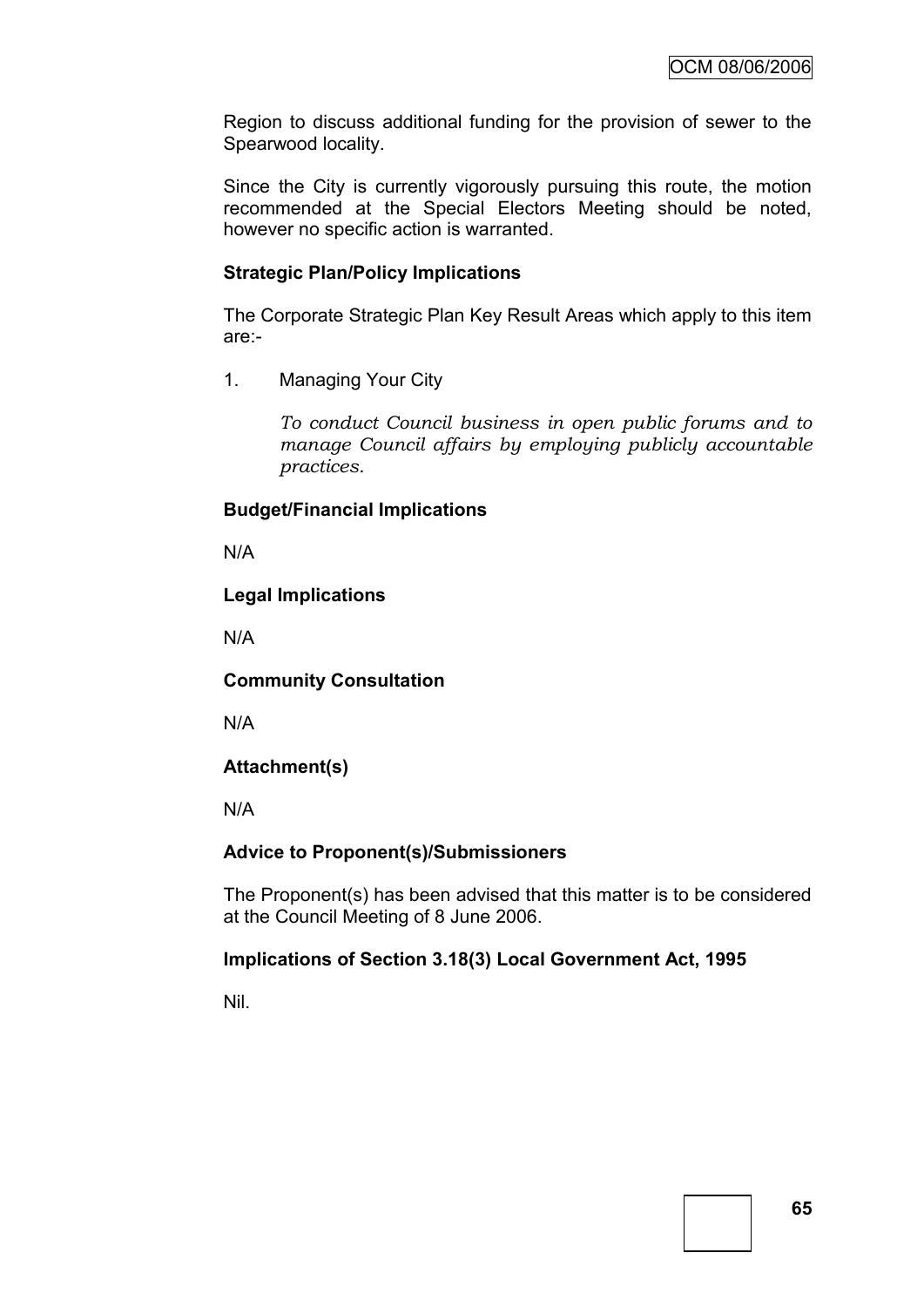Region to discuss additional funding for the provision of sewer to the Spearwood locality.

Since the City is currently vigorously pursuing this route, the motion recommended at the Special Electors Meeting should be noted, however no specific action is warranted.

**Strategic Plan/Policy Implications**

The Corporate Strategic Plan Key Result Areas which apply to this item are:-

1. Managing Your City

   *To conduct Council business in open public forums and to manage Council affairs by employing publicly accountable practices.*

**Budget/Financial Implications**

N/A

**Legal Implications**

N/A

**Community Consultation**

N/A

**Attachment(s)**

N/A

**Advice to Proponent(s)/Submissioners**

The Proponent(s) has been advised that this matter is to be considered at the Council Meeting of 8 June 2006.

**Implications of Section 3.18(3) Local Government Act, 1995**

Nil.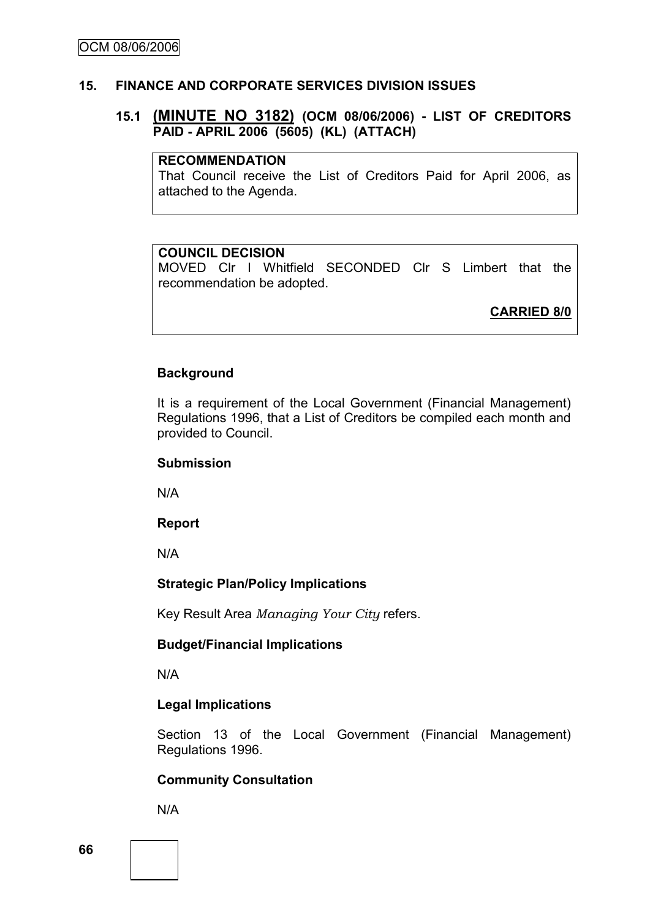## 15. FINANCE AND CORPORATE SERVICES DIVISION ISSUES

### 15.1 (MINUTE NO 3182) (OCM 08/06/2006) - LIST OF CREDITORS PAID - APRIL 2006 (5605) (KL) (ATTACH)

**RECOMMENDATION**

That Council receive the List of Creditors Paid for April 2006, as attached to the Agenda.

**COUNCIL DECISION**

MOVED Clr I Whitfield SECONDED Clr S Limbert that the recommendation be adopted.

**CARRIED 8/0**

**Background**

It is a requirement of the Local Government (Financial Management) Regulations 1996, that a List of Creditors be compiled each month and provided to Council.

**Submission**

N/A

**Report**

N/A

**Strategic Plan/Policy Implications**

Key Result Area *Managing Your City* refers.

**Budget/Financial Implications**

N/A

**Legal Implications**

Section 13 of the Local Government (Financial Management) Regulations 1996.

**Community Consultation**

N/A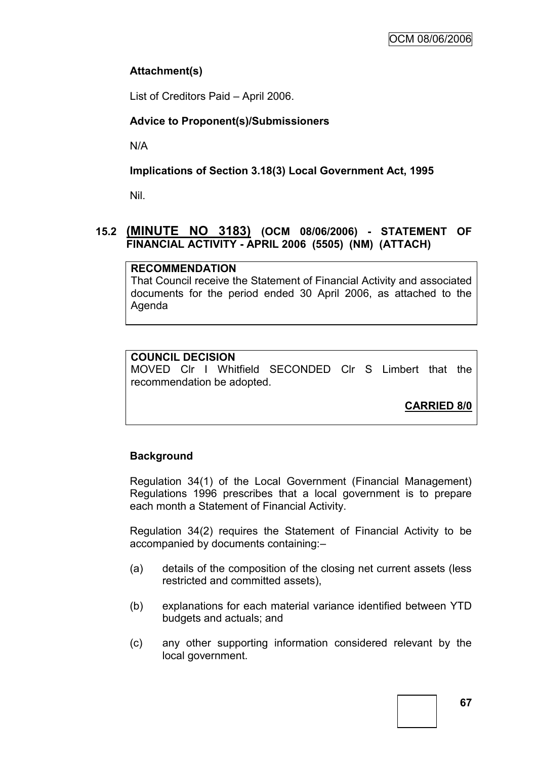**Attachment(s)**

List of Creditors Paid – April 2006.

**Advice to Proponent(s)/Submissioners**

N/A

**Implications of Section 3.18(3) Local Government Act, 1995**

Nil.

## 15.2 (MINUTE NO 3183) (OCM 08/06/2006) - STATEMENT OF FINANCIAL ACTIVITY - APRIL 2006 (5505) (NM) (ATTACH)

**RECOMMENDATION**

That Council receive the Statement of Financial Activity and associated documents for the period ended 30 April 2006, as attached to the Agenda

**COUNCIL DECISION**

MOVED Clr I Whitfield SECONDED Clr S Limbert that the recommendation be adopted.

**CARRIED 8/0**

**Background**

Regulation 34(1) of the Local Government (Financial Management) Regulations 1996 prescribes that a local government is to prepare each month a Statement of Financial Activity.

Regulation 34(2) requires the Statement of Financial Activity to be accompanied by documents containing:–

(a) details of the composition of the closing net current assets (less restricted and committed assets),

(b) explanations for each material variance identified between YTD budgets and actuals; and

(c) any other supporting information considered relevant by the local government.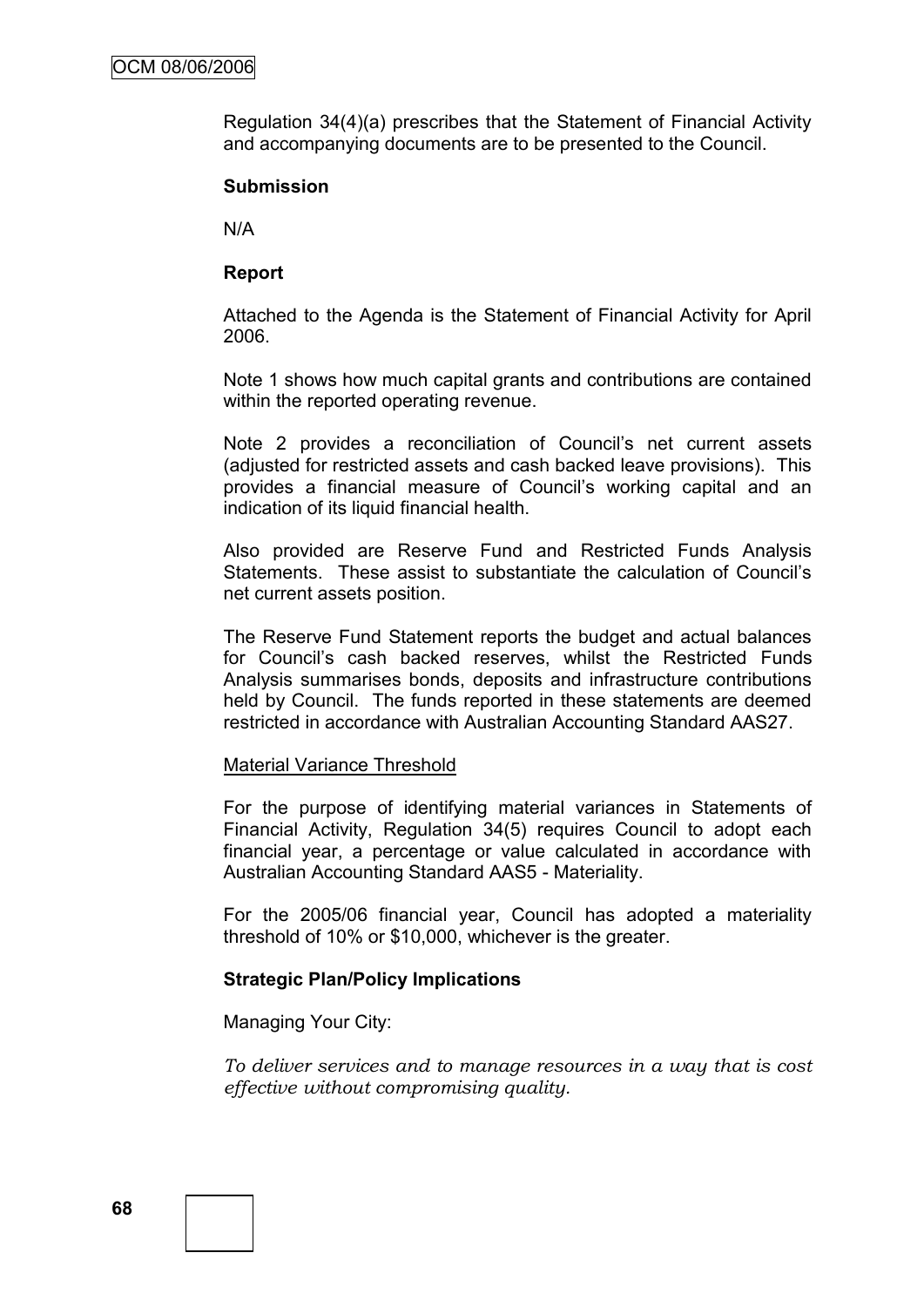Regulation 34(4)(a) prescribes that the Statement of Financial Activity and accompanying documents are to be presented to the Council.

**Submission**

N/A

**Report**

Attached to the Agenda is the Statement of Financial Activity for April 2006.

Note 1 shows how much capital grants and contributions are contained within the reported operating revenue.

Note 2 provides a reconciliation of Council's net current assets (adjusted for restricted assets and cash backed leave provisions). This provides a financial measure of Council's working capital and an indication of its liquid financial health.

Also provided are Reserve Fund and Restricted Funds Analysis Statements. These assist to substantiate the calculation of Council's net current assets position.

The Reserve Fund Statement reports the budget and actual balances for Council's cash backed reserves, whilst the Restricted Funds Analysis summarises bonds, deposits and infrastructure contributions held by Council. The funds reported in these statements are deemed restricted in accordance with Australian Accounting Standard AAS27.

<u>Material Variance Threshold</u>

For the purpose of identifying material variances in Statements of Financial Activity, Regulation 34(5) requires Council to adopt each financial year, a percentage or value calculated in accordance with Australian Accounting Standard AAS5 - Materiality.

For the 2005/06 financial year, Council has adopted a materiality threshold of 10% or $10,000, whichever is the greater.

**Strategic Plan/Policy Implications**

Managing Your City:

*To deliver services and to manage resources in a way that is cost effective without compromising quality.*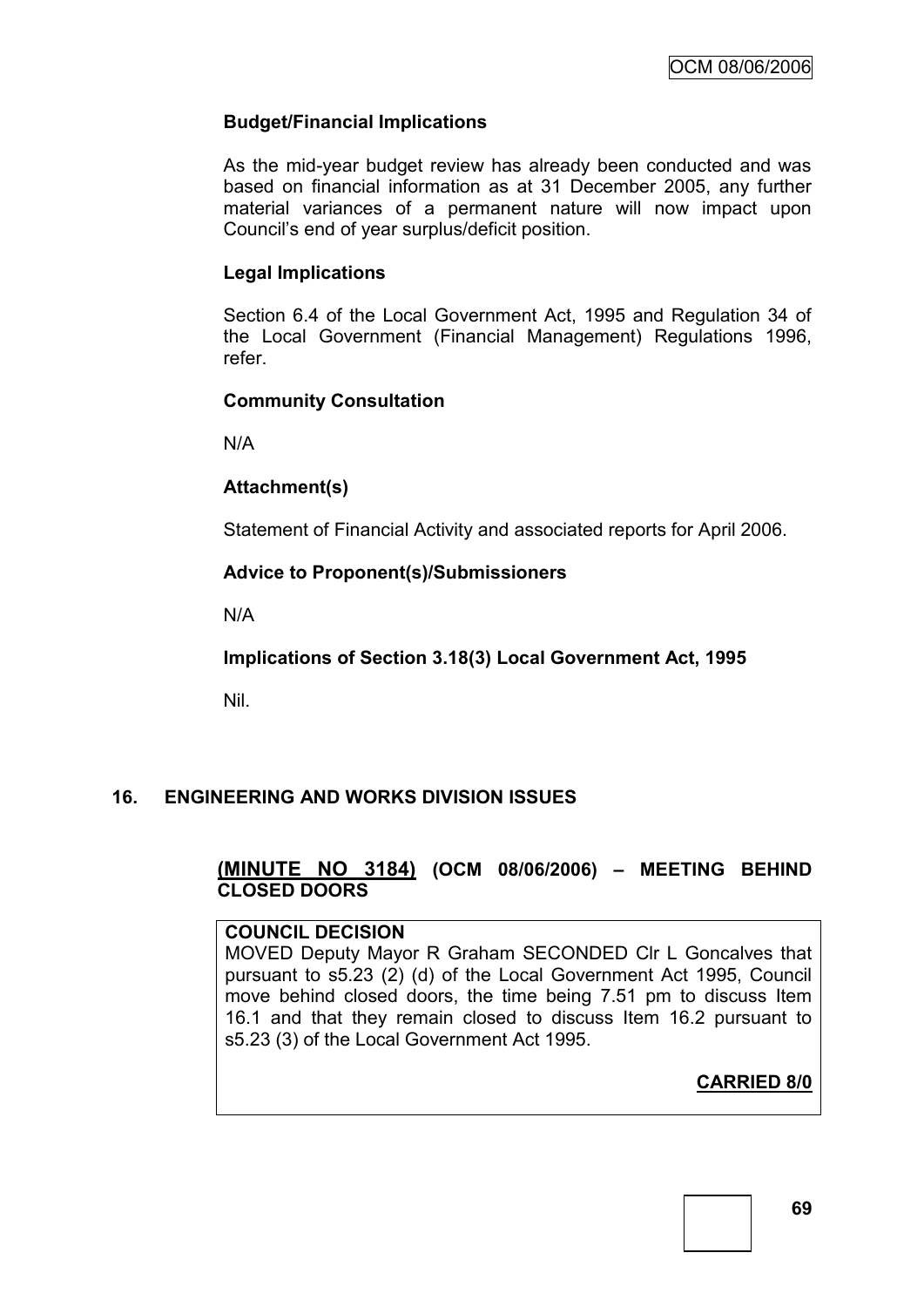### Budget/Financial Implications

As the mid-year budget review has already been conducted and was based on financial information as at 31 December 2005, any further material variances of a permanent nature will now impact upon Council's end of year surplus/deficit position.

### Legal Implications

Section 6.4 of the Local Government Act, 1995 and Regulation 34 of the Local Government (Financial Management) Regulations 1996, refer.

### Community Consultation

N/A

### Attachment(s)

Statement of Financial Activity and associated reports for April 2006.

### Advice to Proponent(s)/Submissioners

N/A

### Implications of Section 3.18(3) Local Government Act, 1995

Nil.

## 16. ENGINEERING AND WORKS DIVISION ISSUES

### (MINUTE NO 3184) (OCM 08/06/2006) – MEETING BEHIND CLOSED DOORS

**COUNCIL DECISION**

MOVED Deputy Mayor R Graham SECONDED Clr L Goncalves that pursuant to s5.23 (2) (d) of the Local Government Act 1995, Council move behind closed doors, the time being 7.51 pm to discuss Item 16.1 and that they remain closed to discuss Item 16.2 pursuant to s5.23 (3) of the Local Government Act 1995.

**CARRIED 8/0**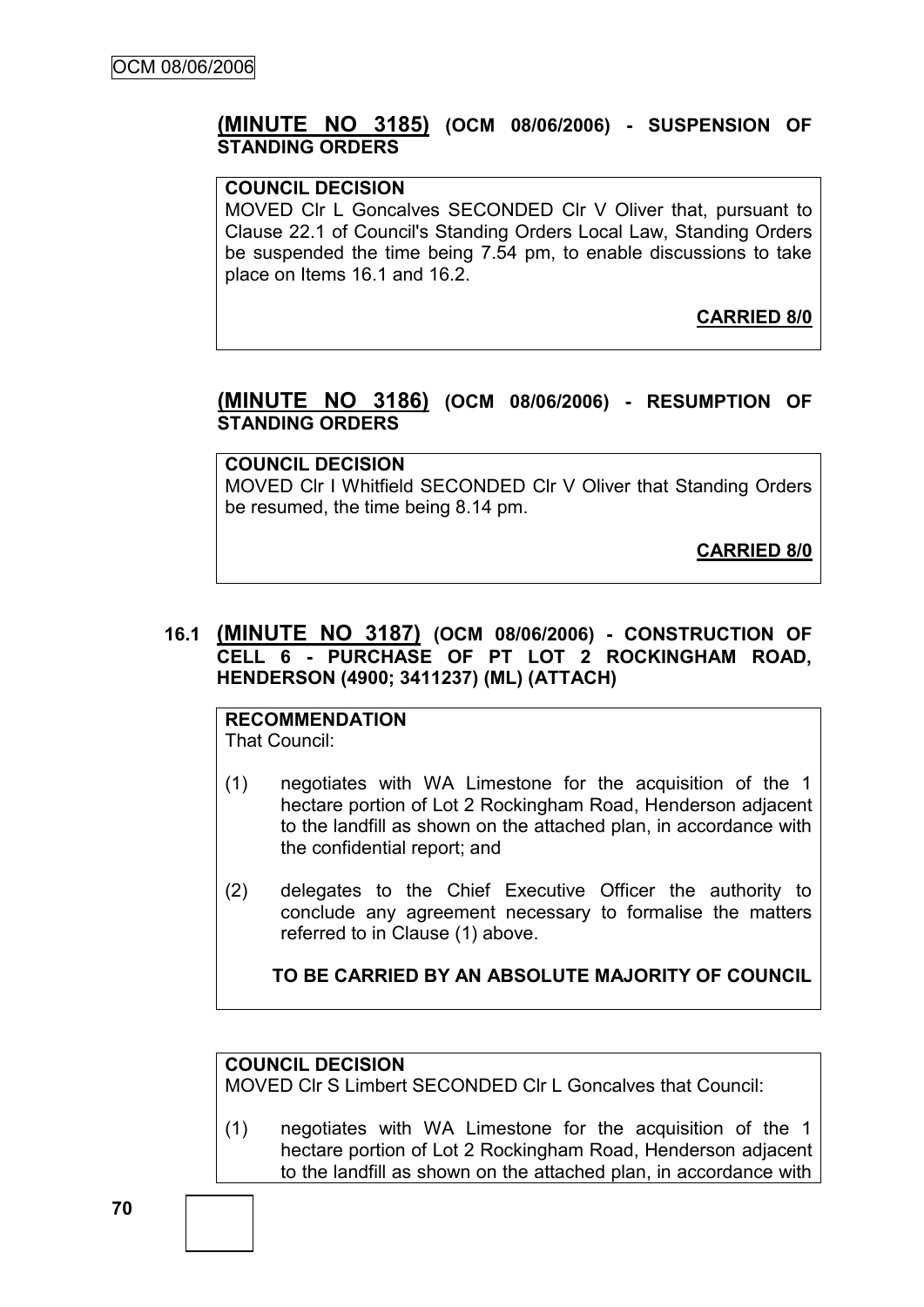## (MINUTE NO 3185) (OCM 08/06/2006) - SUSPENSION OF STANDING ORDERS

**COUNCIL DECISION**

MOVED Clr L Goncalves SECONDED Clr V Oliver that, pursuant to Clause 22.1 of Council's Standing Orders Local Law, Standing Orders be suspended the time being 7.54 pm, to enable discussions to take place on Items 16.1 and 16.2.

**CARRIED 8/0**

## (MINUTE NO 3186) (OCM 08/06/2006) - RESUMPTION OF STANDING ORDERS

**COUNCIL DECISION**

MOVED Clr I Whitfield SECONDED Clr V Oliver that Standing Orders be resumed, the time being 8.14 pm.

**CARRIED 8/0**

## 16.1 (MINUTE NO 3187) (OCM 08/06/2006) - CONSTRUCTION OF CELL 6 - PURCHASE OF PT LOT 2 ROCKINGHAM ROAD, HENDERSON (4900; 3411237) (ML) (ATTACH)

**RECOMMENDATION**

That Council:

(1) negotiates with WA Limestone for the acquisition of the 1 hectare portion of Lot 2 Rockingham Road, Henderson adjacent to the landfill as shown on the attached plan, in accordance with the confidential report; and

(2) delegates to the Chief Executive Officer the authority to conclude any agreement necessary to formalise the matters referred to in Clause (1) above.

**TO BE CARRIED BY AN ABSOLUTE MAJORITY OF COUNCIL**

**COUNCIL DECISION**

MOVED Clr S Limbert SECONDED Clr L Goncalves that Council:

(1) negotiates with WA Limestone for the acquisition of the 1 hectare portion of Lot 2 Rockingham Road, Henderson adjacent to the landfill as shown on the attached plan, in accordance with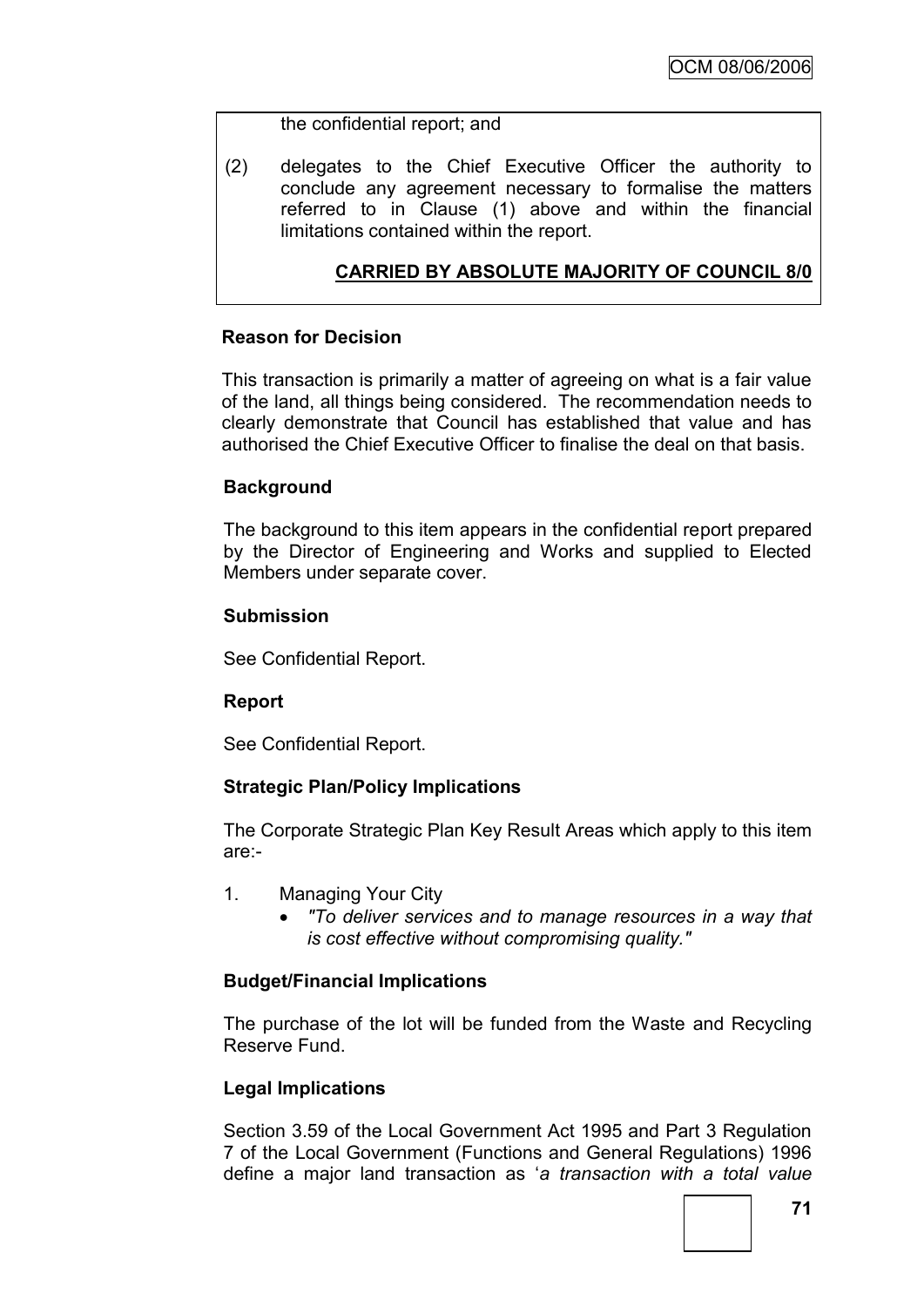the confidential report; and

(2) delegates to the Chief Executive Officer the authority to conclude any agreement necessary to formalise the matters referred to in Clause (1) above and within the financial limitations contained within the report.

**CARRIED BY ABSOLUTE MAJORITY OF COUNCIL 8/0**

**Reason for Decision**

This transaction is primarily a matter of agreeing on what is a fair value of the land, all things being considered. The recommendation needs to clearly demonstrate that Council has established that value and has authorised the Chief Executive Officer to finalise the deal on that basis.

**Background**

The background to this item appears in the confidential report prepared by the Director of Engineering and Works and supplied to Elected Members under separate cover.

**Submission**

See Confidential Report.

**Report**

See Confidential Report.

**Strategic Plan/Policy Implications**

The Corporate Strategic Plan Key Result Areas which apply to this item are:-

1. Managing Your City
   - *"To deliver services and to manage resources in a way that is cost effective without compromising quality."*

**Budget/Financial Implications**

The purchase of the lot will be funded from the Waste and Recycling Reserve Fund.

**Legal Implications**

Section 3.59 of the Local Government Act 1995 and Part 3 Regulation 7 of the Local Government (Functions and General Regulations) 1996 define a major land transaction as '*a transaction with a total value*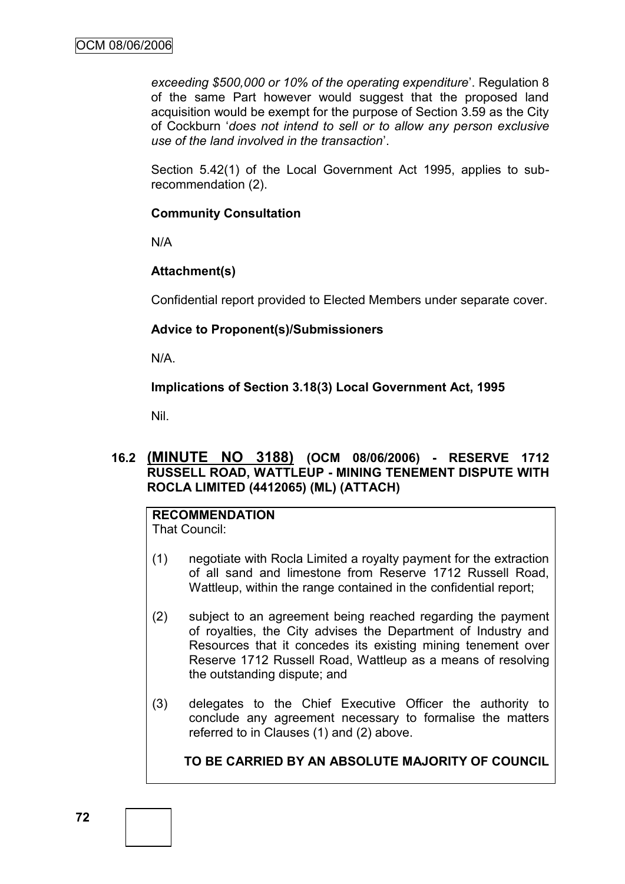*exceeding $500,000 or 10% of the operating expenditure*'. Regulation 8 of the same Part however would suggest that the proposed land acquisition would be exempt for the purpose of Section 3.59 as the City of Cockburn '*does not intend to sell or to allow any person exclusive use of the land involved in the transaction*'.

Section 5.42(1) of the Local Government Act 1995, applies to sub-recommendation (2).

**Community Consultation**

N/A

**Attachment(s)**

Confidential report provided to Elected Members under separate cover.

**Advice to Proponent(s)/Submissioners**

N/A.

**Implications of Section 3.18(3) Local Government Act, 1995**

Nil.

### 16.2 (MINUTE NO 3188) (OCM 08/06/2006) - RESERVE 1712 RUSSELL ROAD, WATTLEUP - MINING TENEMENT DISPUTE WITH ROCLA LIMITED (4412065) (ML) (ATTACH)

**RECOMMENDATION**
That Council:

(1) negotiate with Rocla Limited a royalty payment for the extraction of all sand and limestone from Reserve 1712 Russell Road, Wattleup, within the range contained in the confidential report;

(2) subject to an agreement being reached regarding the payment of royalties, the City advises the Department of Industry and Resources that it concedes its existing mining tenement over Reserve 1712 Russell Road, Wattleup as a means of resolving the outstanding dispute; and

(3) delegates to the Chief Executive Officer the authority to conclude any agreement necessary to formalise the matters referred to in Clauses (1) and (2) above.

**TO BE CARRIED BY AN ABSOLUTE MAJORITY OF COUNCIL**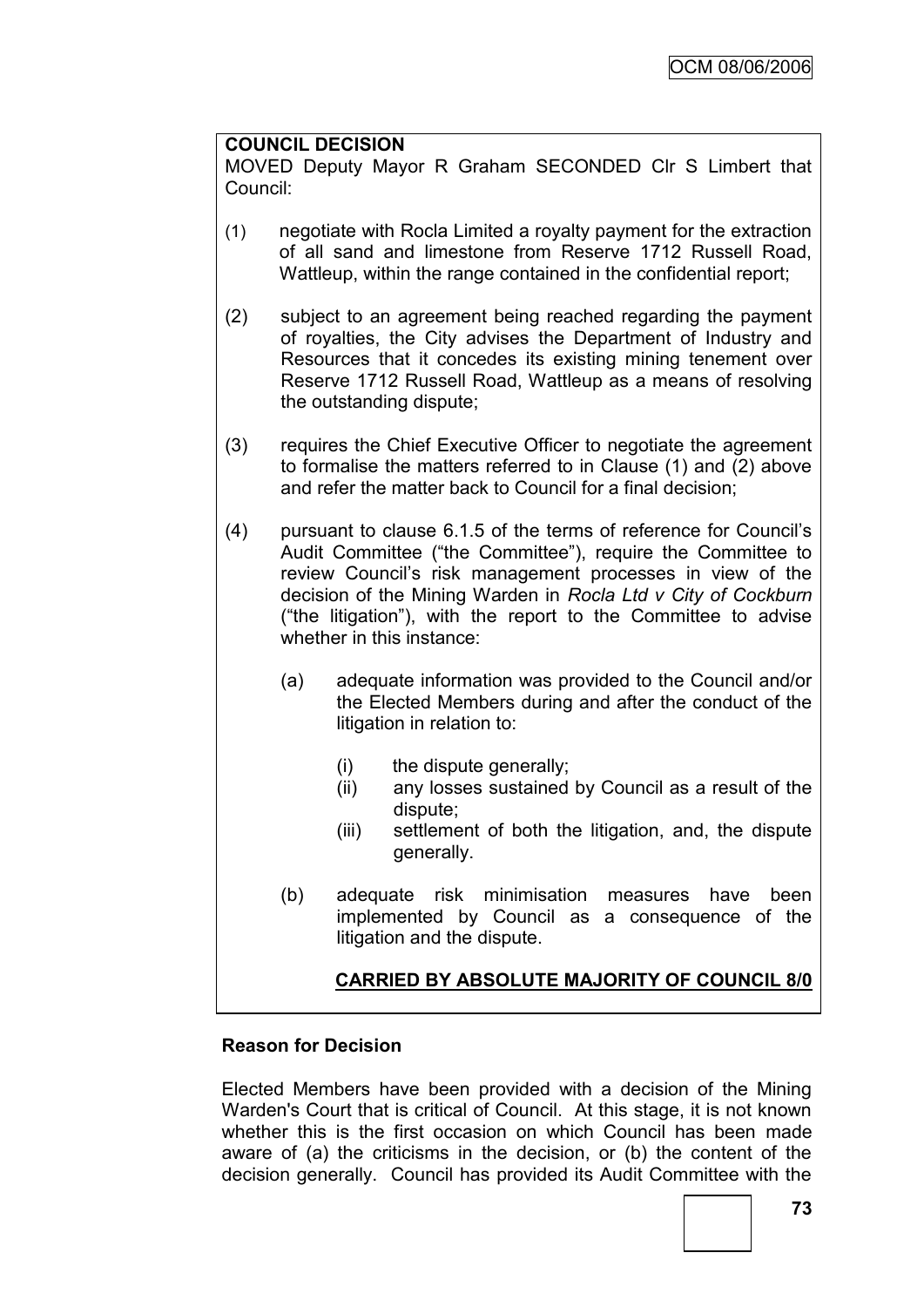**COUNCIL DECISION**

MOVED Deputy Mayor R Graham SECONDED Clr S Limbert that Council:

(1) negotiate with Rocla Limited a royalty payment for the extraction of all sand and limestone from Reserve 1712 Russell Road, Wattleup, within the range contained in the confidential report;

(2) subject to an agreement being reached regarding the payment of royalties, the City advises the Department of Industry and Resources that it concedes its existing mining tenement over Reserve 1712 Russell Road, Wattleup as a means of resolving the outstanding dispute;

(3) requires the Chief Executive Officer to negotiate the agreement to formalise the matters referred to in Clause (1) and (2) above and refer the matter back to Council for a final decision;

(4) pursuant to clause 6.1.5 of the terms of reference for Council's Audit Committee ("the Committee"), require the Committee to review Council's risk management processes in view of the decision of the Mining Warden in *Rocla Ltd v City of Cockburn* ("the litigation"), with the report to the Committee to advise whether in this instance:

   (a) adequate information was provided to the Council and/or the Elected Members during and after the conduct of the litigation in relation to:

      (i) the dispute generally;
      (ii) any losses sustained by Council as a result of the dispute;
      (iii) settlement of both the litigation, and, the dispute generally.

   (b) adequate risk minimisation measures have been implemented by Council as a consequence of the litigation and the dispute.

**CARRIED BY ABSOLUTE MAJORITY OF COUNCIL 8/0**

**Reason for Decision**

Elected Members have been provided with a decision of the Mining Warden's Court that is critical of Council. At this stage, it is not known whether this is the first occasion on which Council has been made aware of (a) the criticisms in the decision, or (b) the content of the decision generally. Council has provided its Audit Committee with the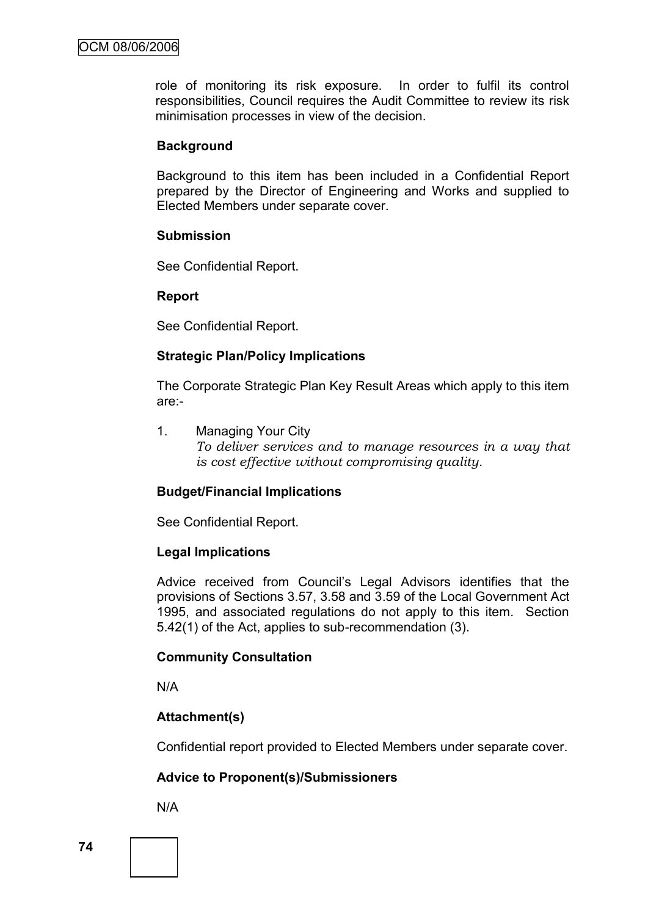role of monitoring its risk exposure. In order to fulfil its control responsibilities, Council requires the Audit Committee to review its risk minimisation processes in view of the decision.

**Background**

Background to this item has been included in a Confidential Report prepared by the Director of Engineering and Works and supplied to Elected Members under separate cover.

**Submission**

See Confidential Report.

**Report**

See Confidential Report.

**Strategic Plan/Policy Implications**

The Corporate Strategic Plan Key Result Areas which apply to this item are:-

1. Managing Your City
   *To deliver services and to manage resources in a way that is cost effective without compromising quality.*

**Budget/Financial Implications**

See Confidential Report.

**Legal Implications**

Advice received from Council's Legal Advisors identifies that the provisions of Sections 3.57, 3.58 and 3.59 of the Local Government Act 1995, and associated regulations do not apply to this item. Section 5.42(1) of the Act, applies to sub-recommendation (3).

**Community Consultation**

N/A

**Attachment(s)**

Confidential report provided to Elected Members under separate cover.

**Advice to Proponent(s)/Submissioners**

N/A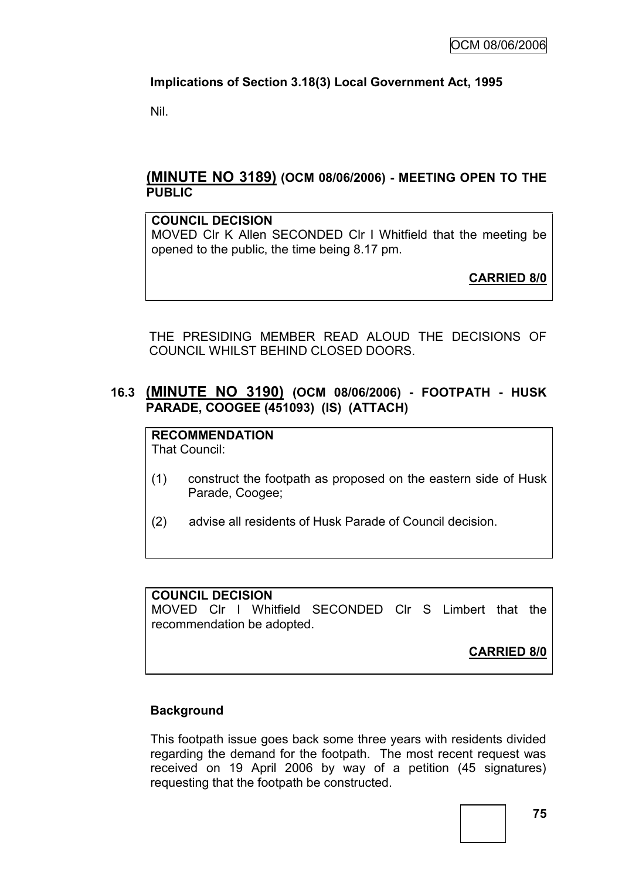**Implications of Section 3.18(3) Local Government Act, 1995**

Nil.

## (MINUTE NO 3189) (OCM 08/06/2006) - MEETING OPEN TO THE PUBLIC

**COUNCIL DECISION**

MOVED Clr K Allen SECONDED Clr I Whitfield that the meeting be opened to the public, the time being 8.17 pm.

**CARRIED 8/0**

THE PRESIDING MEMBER READ ALOUD THE DECISIONS OF COUNCIL WHILST BEHIND CLOSED DOORS.

## 16.3 (MINUTE NO 3190) (OCM 08/06/2006) - FOOTPATH - HUSK PARADE, COOGEE (451093) (IS) (ATTACH)

**RECOMMENDATION**

That Council:

(1) construct the footpath as proposed on the eastern side of Husk Parade, Coogee;

(2) advise all residents of Husk Parade of Council decision.

**COUNCIL DECISION**

MOVED Clr I Whitfield SECONDED Clr S Limbert that the recommendation be adopted.

**CARRIED 8/0**

**Background**

This footpath issue goes back some three years with residents divided regarding the demand for the footpath. The most recent request was received on 19 April 2006 by way of a petition (45 signatures) requesting that the footpath be constructed.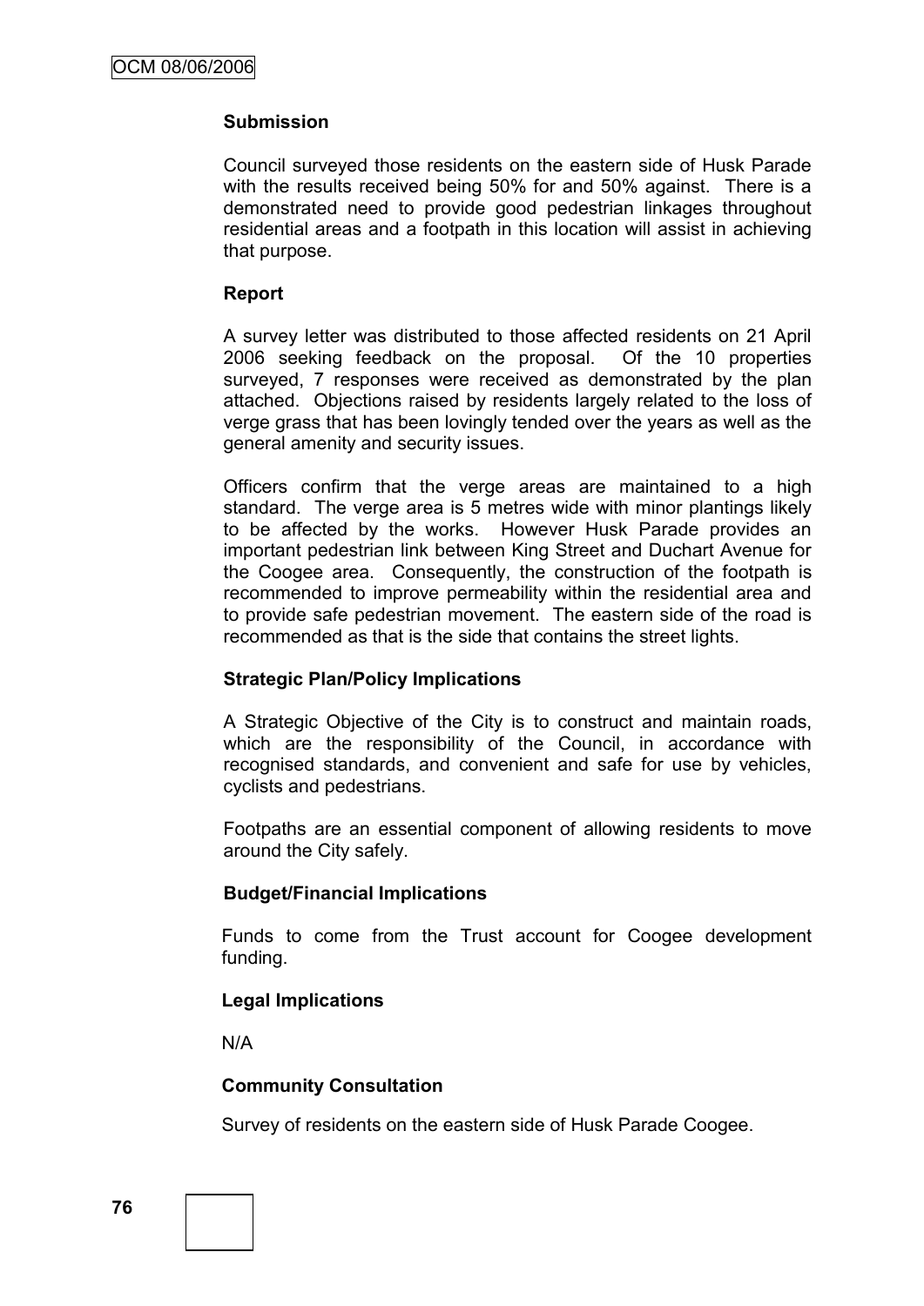**Submission**

Council surveyed those residents on the eastern side of Husk Parade with the results received being 50% for and 50% against. There is a demonstrated need to provide good pedestrian linkages throughout residential areas and a footpath in this location will assist in achieving that purpose.

**Report**

A survey letter was distributed to those affected residents on 21 April 2006 seeking feedback on the proposal. Of the 10 properties surveyed, 7 responses were received as demonstrated by the plan attached. Objections raised by residents largely related to the loss of verge grass that has been lovingly tended over the years as well as the general amenity and security issues.

Officers confirm that the verge areas are maintained to a high standard. The verge area is 5 metres wide with minor plantings likely to be affected by the works. However Husk Parade provides an important pedestrian link between King Street and Duchart Avenue for the Coogee area. Consequently, the construction of the footpath is recommended to improve permeability within the residential area and to provide safe pedestrian movement. The eastern side of the road is recommended as that is the side that contains the street lights.

**Strategic Plan/Policy Implications**

A Strategic Objective of the City is to construct and maintain roads, which are the responsibility of the Council, in accordance with recognised standards, and convenient and safe for use by vehicles, cyclists and pedestrians.

Footpaths are an essential component of allowing residents to move around the City safely.

**Budget/Financial Implications**

Funds to come from the Trust account for Coogee development funding.

**Legal Implications**

N/A

**Community Consultation**

Survey of residents on the eastern side of Husk Parade Coogee.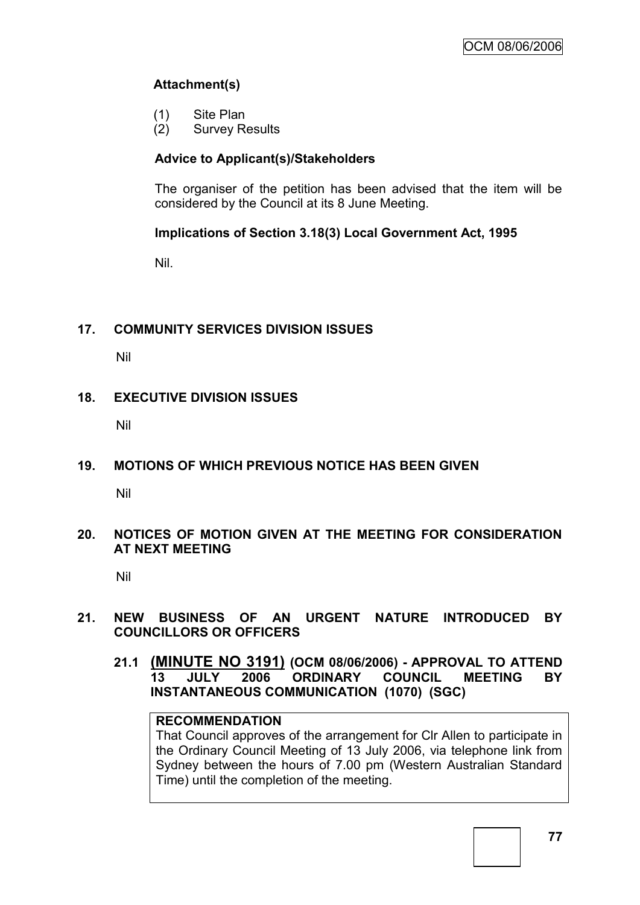**Attachment(s)**

(1) Site Plan
(2) Survey Results

**Advice to Applicant(s)/Stakeholders**

The organiser of the petition has been advised that the item will be considered by the Council at its 8 June Meeting.

**Implications of Section 3.18(3) Local Government Act, 1995**

Nil.

## 17. COMMUNITY SERVICES DIVISION ISSUES

Nil

## 18. EXECUTIVE DIVISION ISSUES

Nil

## 19. MOTIONS OF WHICH PREVIOUS NOTICE HAS BEEN GIVEN

Nil

## 20. NOTICES OF MOTION GIVEN AT THE MEETING FOR CONSIDERATION AT NEXT MEETING

Nil

## 21. NEW BUSINESS OF AN URGENT NATURE INTRODUCED BY COUNCILLORS OR OFFICERS

### 21.1 (MINUTE NO 3191) (OCM 08/06/2006) - APPROVAL TO ATTEND 13 JULY 2006 ORDINARY COUNCIL MEETING BY INSTANTANEOUS COMMUNICATION (1070) (SGC)

**RECOMMENDATION**

That Council approves of the arrangement for Clr Allen to participate in the Ordinary Council Meeting of 13 July 2006, via telephone link from Sydney between the hours of 7.00 pm (Western Australian Standard Time) until the completion of the meeting.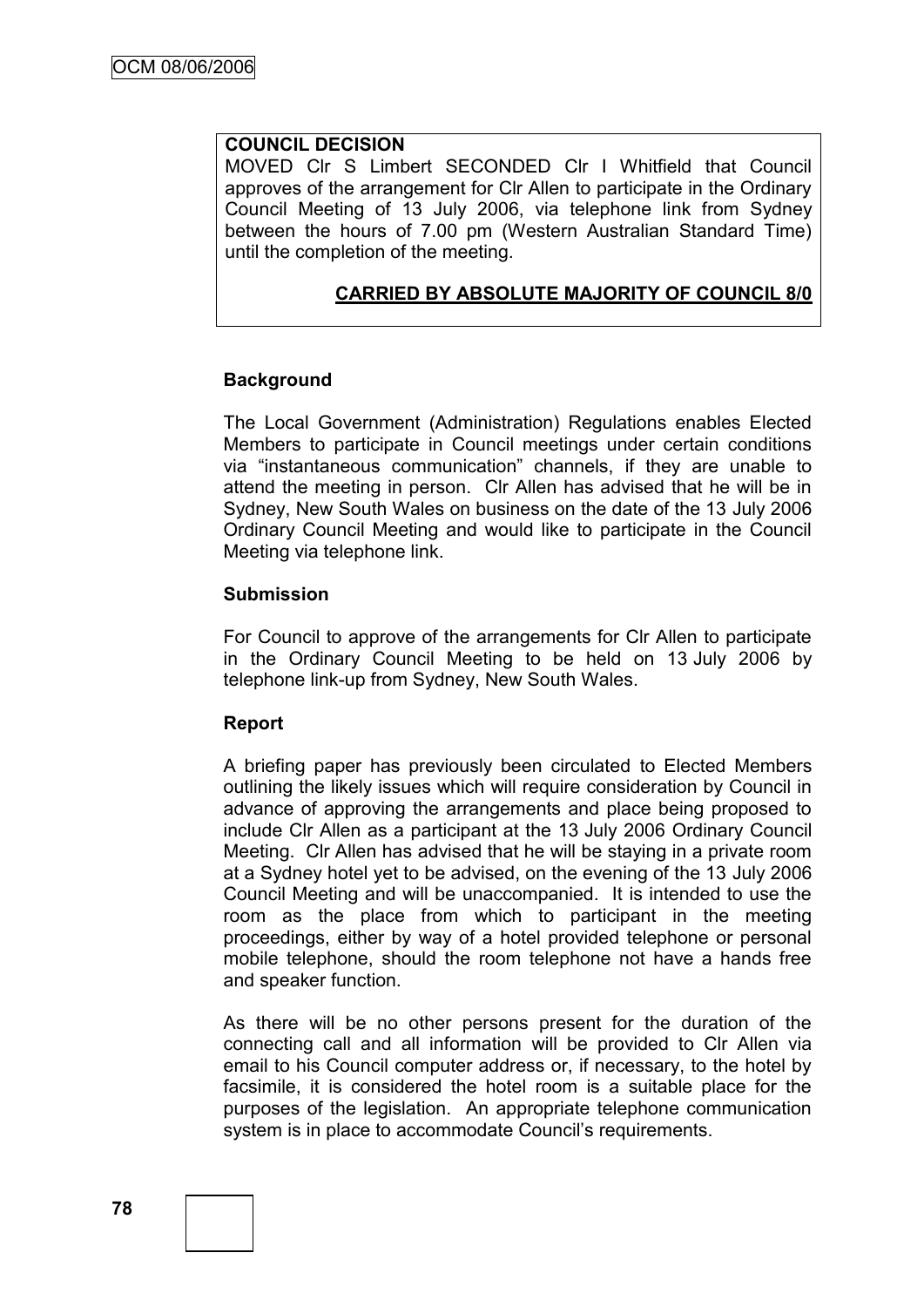**COUNCIL DECISION**

MOVED Clr S Limbert SECONDED Clr I Whitfield that Council approves of the arrangement for Clr Allen to participate in the Ordinary Council Meeting of 13 July 2006, via telephone link from Sydney between the hours of 7.00 pm (Western Australian Standard Time) until the completion of the meeting.

**CARRIED BY ABSOLUTE MAJORITY OF COUNCIL 8/0**

### Background

The Local Government (Administration) Regulations enables Elected Members to participate in Council meetings under certain conditions via "instantaneous communication" channels, if they are unable to attend the meeting in person. Clr Allen has advised that he will be in Sydney, New South Wales on business on the date of the 13 July 2006 Ordinary Council Meeting and would like to participate in the Council Meeting via telephone link.

### Submission

For Council to approve of the arrangements for Clr Allen to participate in the Ordinary Council Meeting to be held on 13 July 2006 by telephone link-up from Sydney, New South Wales.

### Report

A briefing paper has previously been circulated to Elected Members outlining the likely issues which will require consideration by Council in advance of approving the arrangements and place being proposed to include Clr Allen as a participant at the 13 July 2006 Ordinary Council Meeting. Clr Allen has advised that he will be staying in a private room at a Sydney hotel yet to be advised, on the evening of the 13 July 2006 Council Meeting and will be unaccompanied. It is intended to use the room as the place from which to participant in the meeting proceedings, either by way of a hotel provided telephone or personal mobile telephone, should the room telephone not have a hands free and speaker function.

As there will be no other persons present for the duration of the connecting call and all information will be provided to Clr Allen via email to his Council computer address or, if necessary, to the hotel by facsimile, it is considered the hotel room is a suitable place for the purposes of the legislation. An appropriate telephone communication system is in place to accommodate Council's requirements.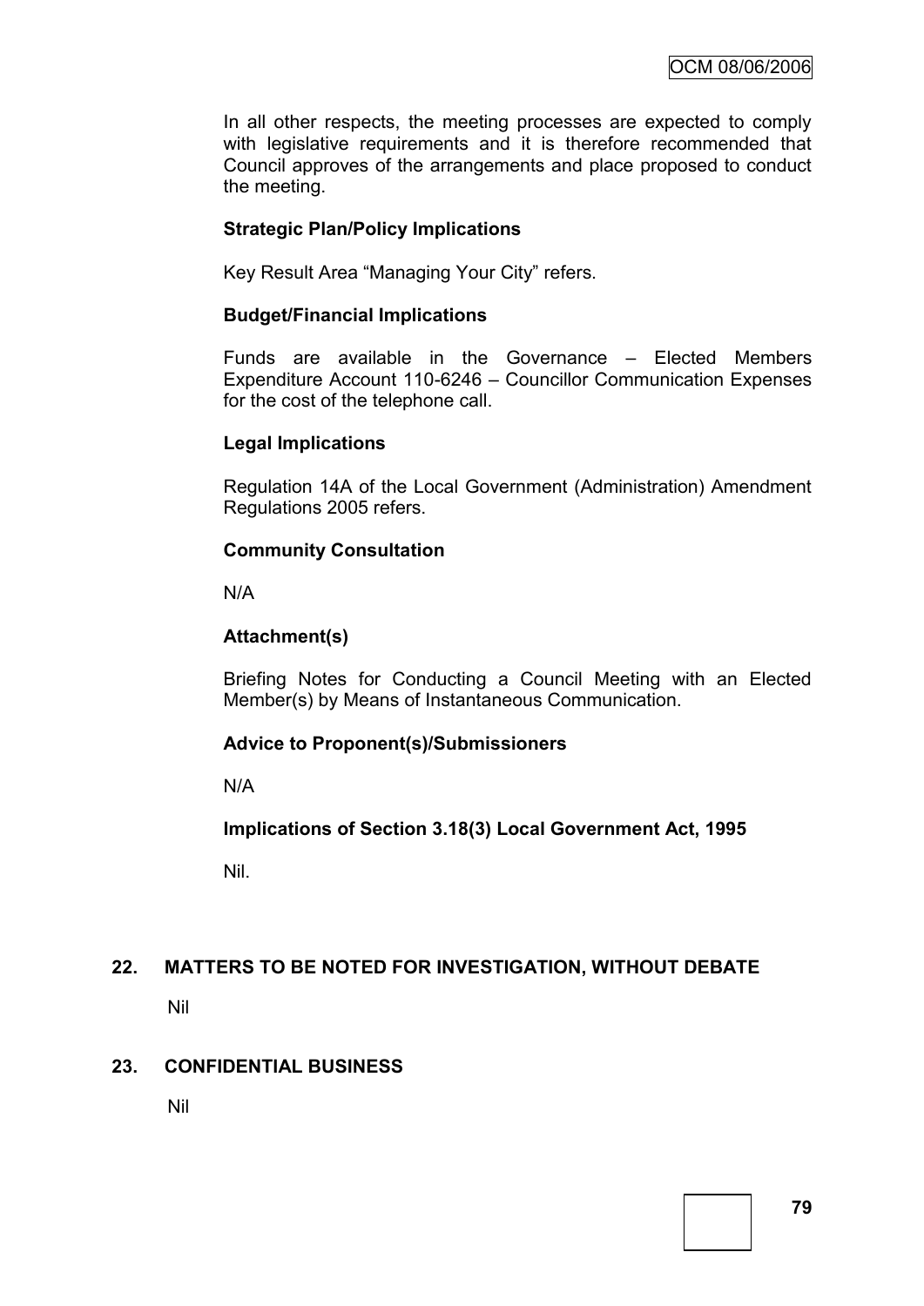In all other respects, the meeting processes are expected to comply with legislative requirements and it is therefore recommended that Council approves of the arrangements and place proposed to conduct the meeting.

**Strategic Plan/Policy Implications**

Key Result Area "Managing Your City" refers.

**Budget/Financial Implications**

Funds are available in the Governance – Elected Members Expenditure Account 110-6246 – Councillor Communication Expenses for the cost of the telephone call.

**Legal Implications**

Regulation 14A of the Local Government (Administration) Amendment Regulations 2005 refers.

**Community Consultation**

N/A

**Attachment(s)**

Briefing Notes for Conducting a Council Meeting with an Elected Member(s) by Means of Instantaneous Communication.

**Advice to Proponent(s)/Submissioners**

N/A

**Implications of Section 3.18(3) Local Government Act, 1995**

Nil.

## 22. MATTERS TO BE NOTED FOR INVESTIGATION, WITHOUT DEBATE

Nil

## 23. CONFIDENTIAL BUSINESS

Nil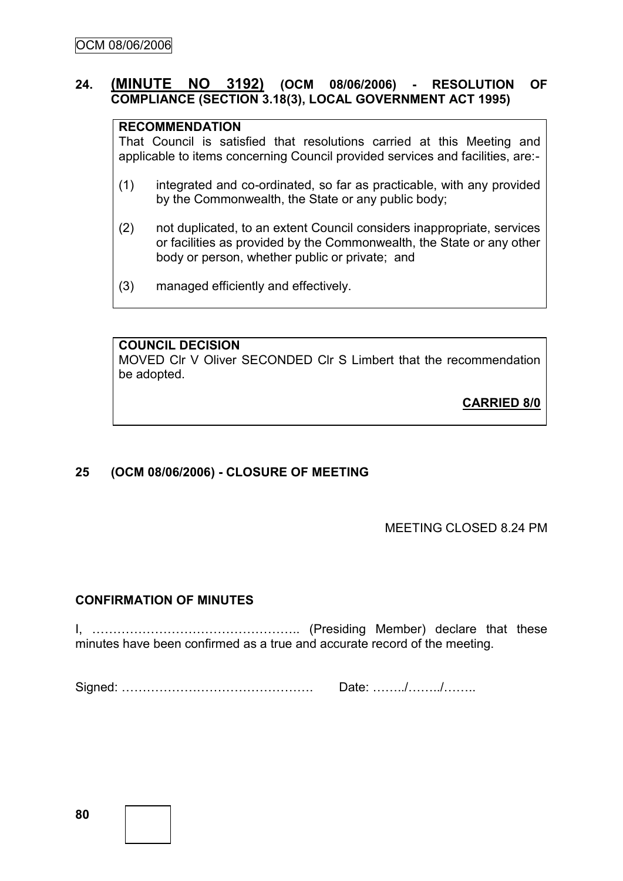## 24. (MINUTE NO 3192) (OCM 08/06/2006) - RESOLUTION OF COMPLIANCE (SECTION 3.18(3), LOCAL GOVERNMENT ACT 1995)

**RECOMMENDATION**

That Council is satisfied that resolutions carried at this Meeting and applicable to items concerning Council provided services and facilities, are:-

(1) integrated and co-ordinated, so far as practicable, with any provided by the Commonwealth, the State or any public body;

(2) not duplicated, to an extent Council considers inappropriate, services or facilities as provided by the Commonwealth, the State or any other body or person, whether public or private; and

(3) managed efficiently and effectively.

**COUNCIL DECISION**

MOVED Clr V Oliver SECONDED Clr S Limbert that the recommendation be adopted.

**CARRIED 8/0**

## 25 (OCM 08/06/2006) - CLOSURE OF MEETING

MEETING CLOSED 8.24 PM

**CONFIRMATION OF MINUTES**

I, ………………………………………….. (Presiding Member) declare that these minutes have been confirmed as a true and accurate record of the meeting.

Signed: ………………………………………. Date: ……../……../……..